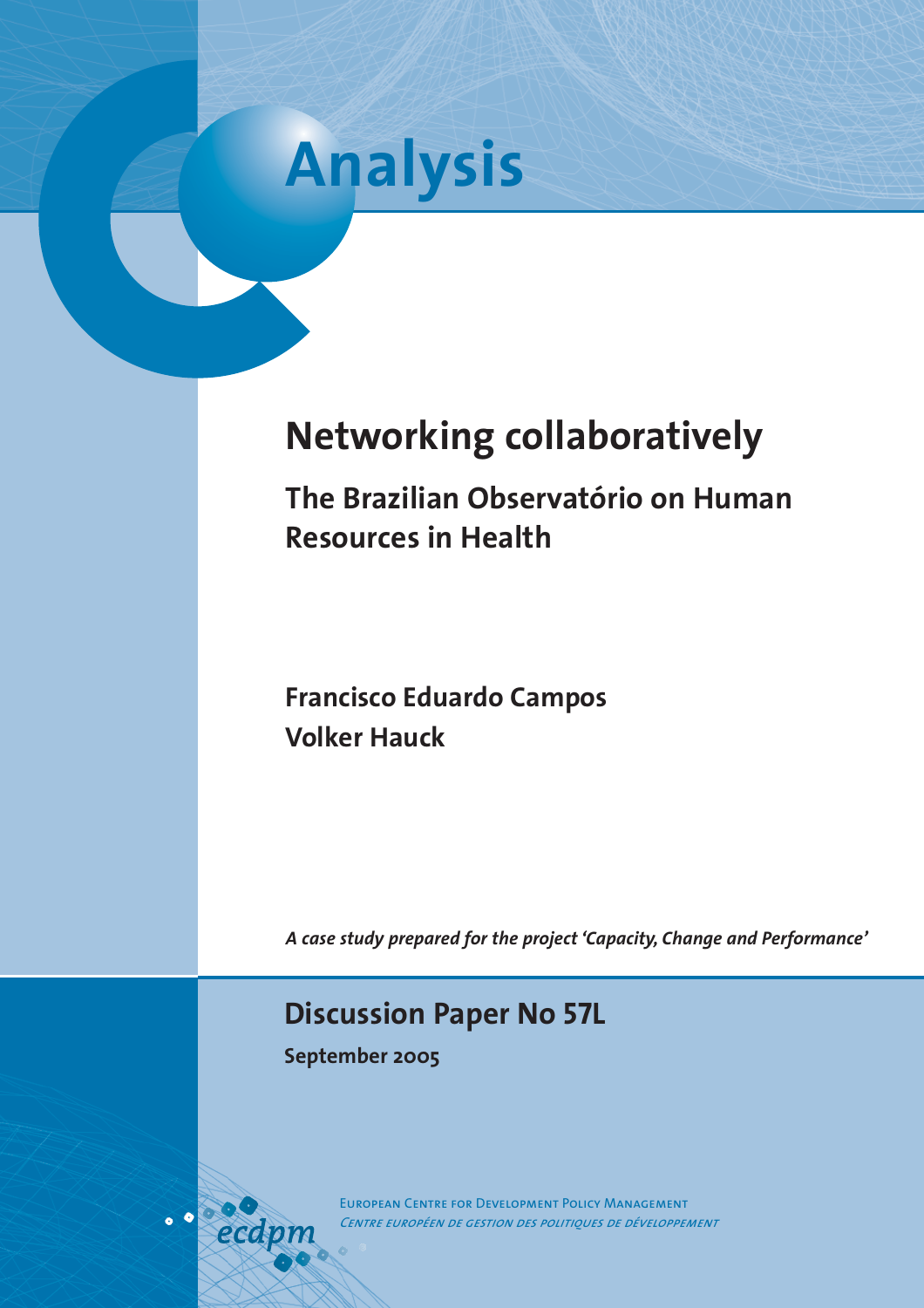# Analysis

# Networking collaboratively

## The Brazilian Observatório on Human Resources in Health

**Francisco Eduardo Campos**
**Volker Hauck**

*A case study prepared for the project 'Capacity, Change and Performance'*

## Discussion Paper No 57L

**September 2005**

European Centre for Development Policy Management
*Centre européen de gestion des politiques de développement*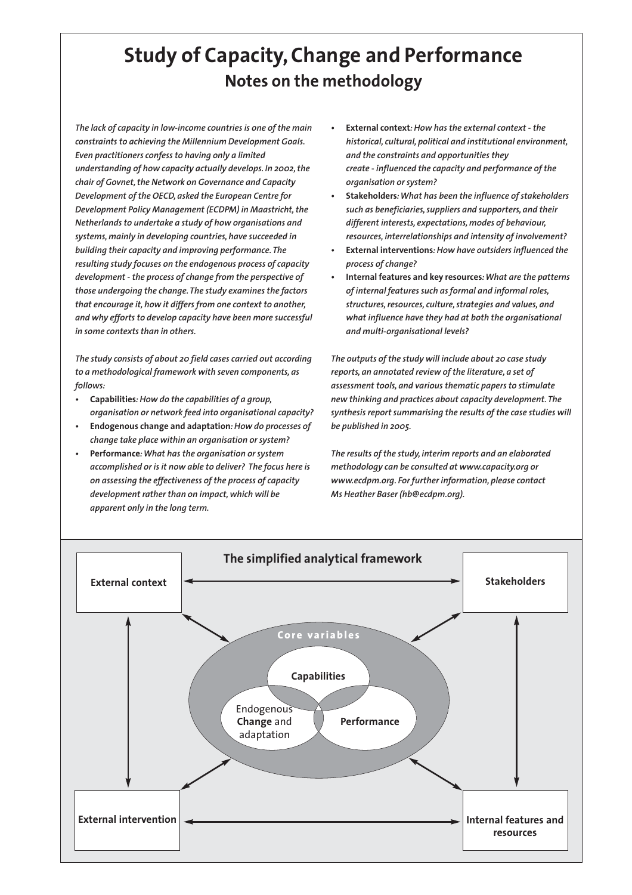# Study of Capacity, Change and Performance

## Notes on the methodology

*The lack of capacity in low-income countries is one of the main constraints to achieving the Millennium Development Goals. Even practitioners confess to having only a limited understanding of how capacity actually develops. In 2002, the chair of Govnet, the Network on Governance and Capacity Development of the OECD, asked the European Centre for Development Policy Management (ECDPM) in Maastricht, the Netherlands to undertake a study of how organisations and systems, mainly in developing countries, have succeeded in building their capacity and improving performance. The resulting study focuses on the endogenous process of capacity development - the process of change from the perspective of those undergoing the change. The study examines the factors that encourage it, how it differs from one context to another, and why efforts to develop capacity have been more successful in some contexts than in others.*

*The study consists of about 20 field cases carried out according to a methodological framework with seven components, as follows:*

- **Capabilities***: How do the capabilities of a group, organisation or network feed into organisational capacity?*
- **Endogenous change and adaptation***: How do processes of change take place within an organisation or system?*
- **Performance***: What has the organisation or system accomplished or is it now able to deliver? The focus here is on assessing the effectiveness of the process of capacity development rather than on impact, which will be apparent only in the long term.*
- **External context***: How has the external context - the historical, cultural, political and institutional environment, and the constraints and opportunities they create - influenced the capacity and performance of the organisation or system?*
- **Stakeholders***: What has been the influence of stakeholders such as beneficiaries, suppliers and supporters, and their different interests, expectations, modes of behaviour, resources, interrelationships and intensity of involvement?*
- **External interventions***: How have outsiders influenced the process of change?*
- **Internal features and key resources***: What are the patterns of internal features such as formal and informal roles, structures, resources, culture, strategies and values, and what influence have they had at both the organisational and multi-organisational levels?*

*The outputs of the study will include about 20 case study reports, an annotated review of the literature, a set of assessment tools, and various thematic papers to stimulate new thinking and practices about capacity development. The synthesis report summarising the results of the case studies will be published in 2005.*

*The results of the study, interim reports and an elaborated methodology can be consulted at www.capacity.org or www.ecdpm.org. For further information, please contact Ms Heather Baser (hb@ecdpm.org).*

**The simplified analytical framework**

External context — Stakeholders

Core variables: Capabilities; Endogenous **Change** and adaptation; Performance

External intervention — Internal features and resources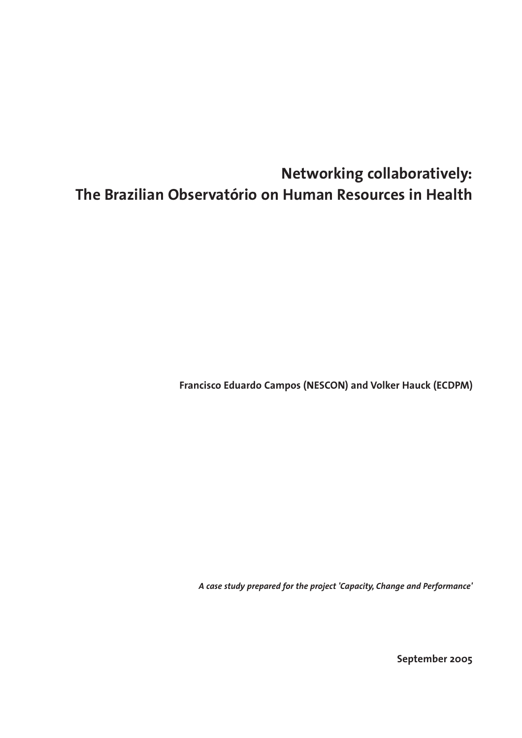# Networking collaboratively: The Brazilian Observatório on Human Resources in Health

**Francisco Eduardo Campos (NESCON) and Volker Hauck (ECDPM)**

*A case study prepared for the project 'Capacity, Change and Performance'*

**September 2005**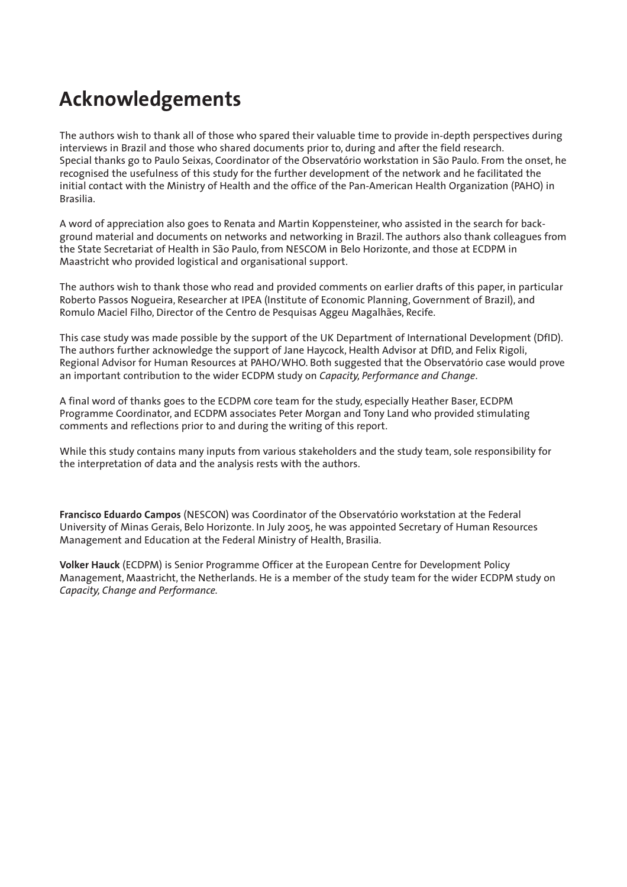# Acknowledgements

The authors wish to thank all of those who spared their valuable time to provide in-depth perspectives during interviews in Brazil and those who shared documents prior to, during and after the field research. Special thanks go to Paulo Seixas, Coordinator of the Observatório workstation in São Paulo. From the onset, he recognised the usefulness of this study for the further development of the network and he facilitated the initial contact with the Ministry of Health and the office of the Pan-American Health Organization (PAHO) in Brasilia.

A word of appreciation also goes to Renata and Martin Koppensteiner, who assisted in the search for background material and documents on networks and networking in Brazil. The authors also thank colleagues from the State Secretariat of Health in São Paulo, from NESCOM in Belo Horizonte, and those at ECDPM in Maastricht who provided logistical and organisational support.

The authors wish to thank those who read and provided comments on earlier drafts of this paper, in particular Roberto Passos Nogueira, Researcher at IPEA (Institute of Economic Planning, Government of Brazil), and Romulo Maciel Filho, Director of the Centro de Pesquisas Aggeu Magalhães, Recife.

This case study was made possible by the support of the UK Department of International Development (DfID). The authors further acknowledge the support of Jane Haycock, Health Advisor at DfID, and Felix Rigoli, Regional Advisor for Human Resources at PAHO/WHO. Both suggested that the Observatório case would prove an important contribution to the wider ECDPM study on *Capacity, Performance and Change*.

A final word of thanks goes to the ECDPM core team for the study, especially Heather Baser, ECDPM Programme Coordinator, and ECDPM associates Peter Morgan and Tony Land who provided stimulating comments and reflections prior to and during the writing of this report.

While this study contains many inputs from various stakeholders and the study team, sole responsibility for the interpretation of data and the analysis rests with the authors.

**Francisco Eduardo Campos** (NESCON) was Coordinator of the Observatório workstation at the Federal University of Minas Gerais, Belo Horizonte. In July 2005, he was appointed Secretary of Human Resources Management and Education at the Federal Ministry of Health, Brasilia.

**Volker Hauck** (ECDPM) is Senior Programme Officer at the European Centre for Development Policy Management, Maastricht, the Netherlands. He is a member of the study team for the wider ECDPM study on *Capacity, Change and Performance*.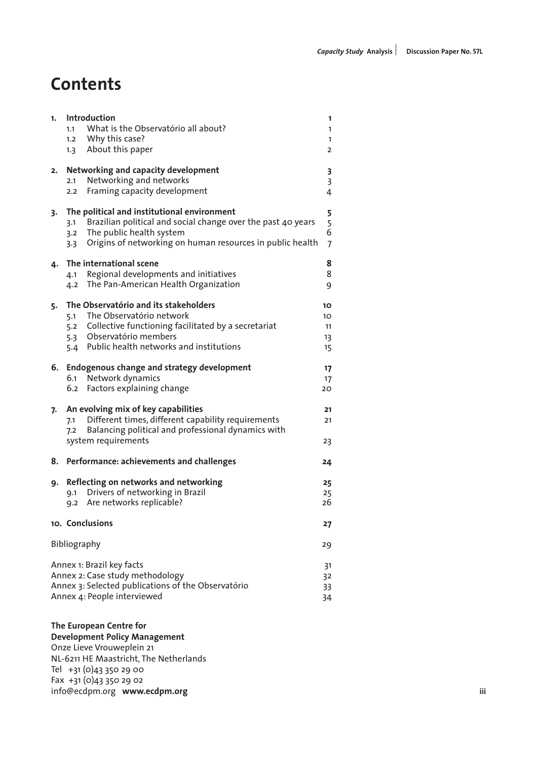# Contents

| | | |
|---|---|---|
| **1.** | **Introduction** | **1** |
| | 1.1 What is the Observatório all about? | 1 |
| | 1.2 Why this case? | 1 |
| | 1.3 About this paper | 2 |
| **2.** | **Networking and capacity development** | **3** |
| | 2.1 Networking and networks | 3 |
| | 2.2 Framing capacity development | 4 |
| **3.** | **The political and institutional environment** | **5** |
| | 3.1 Brazilian political and social change over the past 40 years | 5 |
| | 3.2 The public health system | 6 |
| | 3.3 Origins of networking on human resources in public health | 7 |
| **4.** | **The international scene** | **8** |
| | 4.1 Regional developments and initiatives | 8 |
| | 4.2 The Pan-American Health Organization | 9 |
| **5.** | **The Observatório and its stakeholders** | **10** |
| | 5.1 The Observatório network | 10 |
| | 5.2 Collective functioning facilitated by a secretariat | 11 |
| | 5.3 Observatório members | 13 |
| | 5.4 Public health networks and institutions | 15 |
| **6.** | **Endogenous change and strategy development** | **17** |
| | 6.1 Network dynamics | 17 |
| | 6.2 Factors explaining change | 20 |
| **7.** | **An evolving mix of key capabilities** | **21** |
| | 7.1 Different times, different capability requirements | 21 |
| | 7.2 Balancing political and professional dynamics with system requirements | 23 |
| **8.** | **Performance: achievements and challenges** | **24** |
| **9.** | **Reflecting on networks and networking** | **25** |
| | 9.1 Drivers of networking in Brazil | 25 |
| | 9.2 Are networks replicable? | 26 |
| **10.** | **Conclusions** | **27** |
| | Bibliography | 29 |
| | Annex 1: Brazil key facts | 31 |
| | Annex 2: Case study methodology | 32 |
| | Annex 3: Selected publications of the Observatório | 33 |
| | Annex 4: People interviewed | 34 |

**The European Centre for Development Policy Management**
Onze Lieve Vrouweplein 21
NL-6211 HE Maastricht, The Netherlands
Tel +31 (0)43 350 29 00
Fax +31 (0)43 350 29 02
info@ecdpm.org **www.ecdpm.org**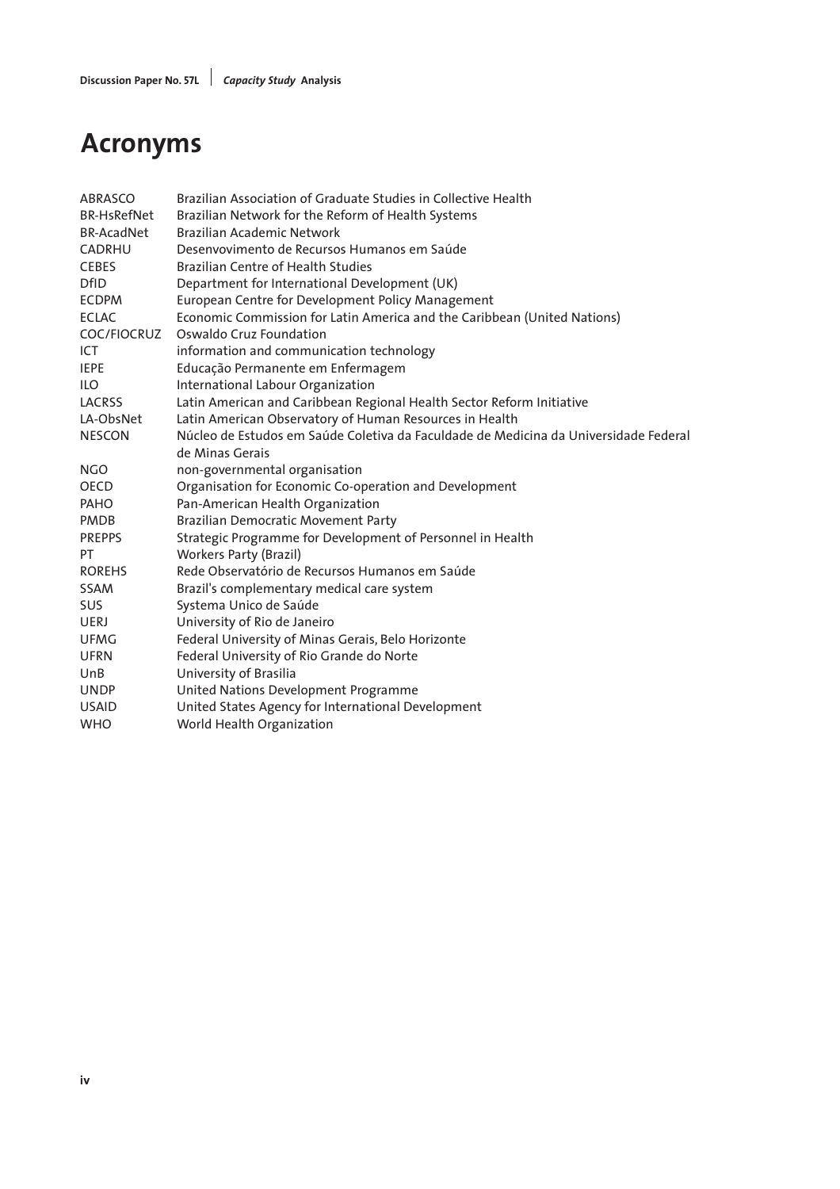# Acronyms

| | |
|---|---|
| ABRASCO | Brazilian Association of Graduate Studies in Collective Health |
| BR-HsRefNet | Brazilian Network for the Reform of Health Systems |
| BR-AcadNet | Brazilian Academic Network |
| CADRHU | Desenvovimento de Recursos Humanos em Saúde |
| CEBES | Brazilian Centre of Health Studies |
| DfID | Department for International Development (UK) |
| ECDPM | European Centre for Development Policy Management |
| ECLAC | Economic Commission for Latin America and the Caribbean (United Nations) |
| COC/FIOCRUZ | Oswaldo Cruz Foundation |
| ICT | information and communication technology |
| IEPE | Educação Permanente em Enfermagem |
| ILO | International Labour Organization |
| LACRSS | Latin American and Caribbean Regional Health Sector Reform Initiative |
| LA-ObsNet | Latin American Observatory of Human Resources in Health |
| NESCON | Núcleo de Estudos em Saúde Coletiva da Faculdade de Medicina da Universidade Federal de Minas Gerais |
| NGO | non-governmental organisation |
| OECD | Organisation for Economic Co-operation and Development |
| PAHO | Pan-American Health Organization |
| PMDB | Brazilian Democratic Movement Party |
| PREPPS | Strategic Programme for Development of Personnel in Health |
| PT | Workers Party (Brazil) |
| ROREHS | Rede Observatório de Recursos Humanos em Saúde |
| SSAM | Brazil's complementary medical care system |
| SUS | Systema Unico de Saúde |
| UERJ | University of Rio de Janeiro |
| UFMG | Federal University of Minas Gerais, Belo Horizonte |
| UFRN | Federal University of Rio Grande do Norte |
| UnB | University of Brasilia |
| UNDP | United Nations Development Programme |
| USAID | United States Agency for International Development |
| WHO | World Health Organization |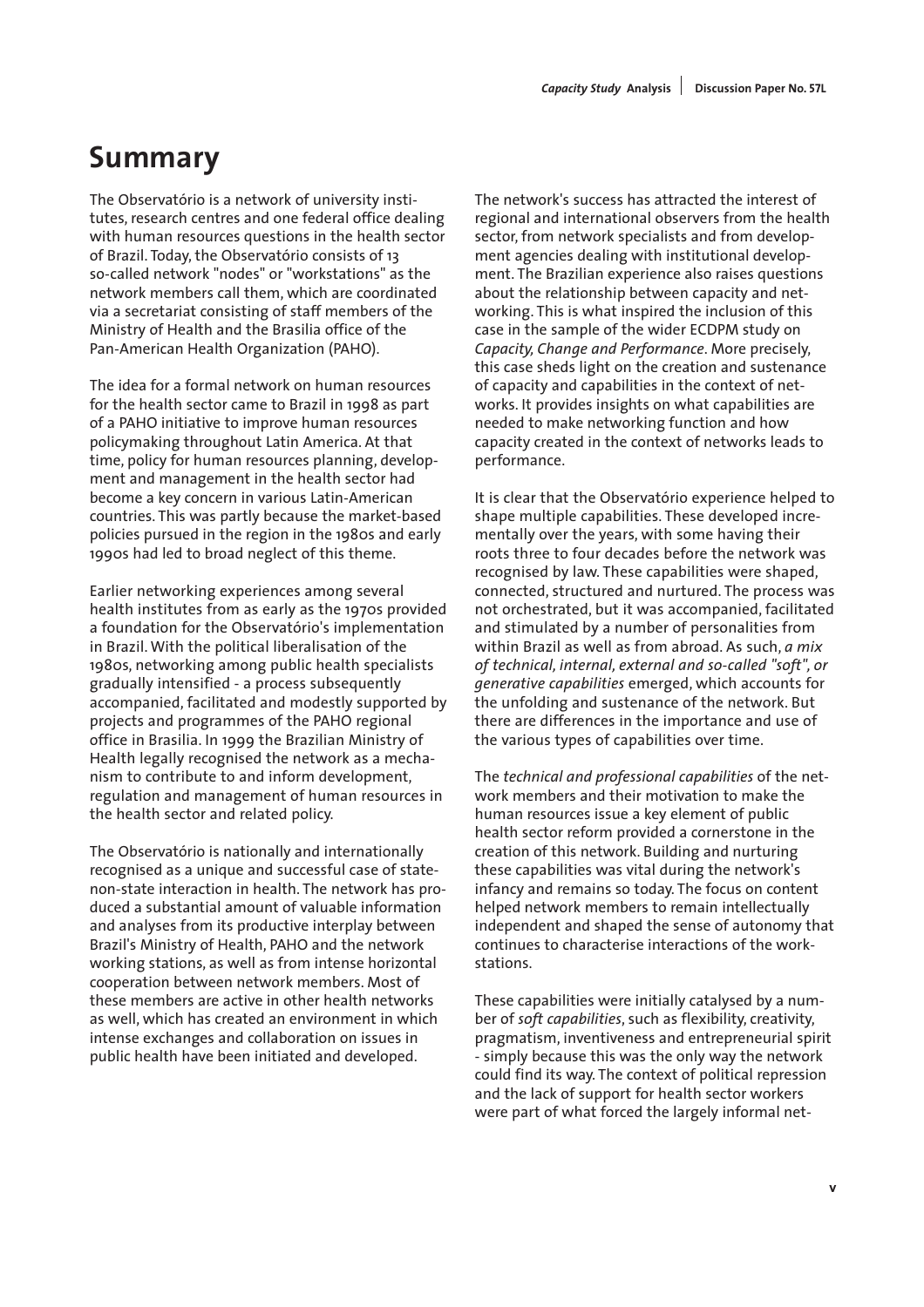# Summary

The Observatório is a network of university institutes, research centres and one federal office dealing with human resources questions in the health sector of Brazil. Today, the Observatório consists of 13 so-called network "nodes" or "workstations" as the network members call them, which are coordinated via a secretariat consisting of staff members of the Ministry of Health and the Brasilia office of the Pan-American Health Organization (PAHO).

The idea for a formal network on human resources for the health sector came to Brazil in 1998 as part of a PAHO initiative to improve human resources policymaking throughout Latin America. At that time, policy for human resources planning, development and management in the health sector had become a key concern in various Latin-American countries. This was partly because the market-based policies pursued in the region in the 1980s and early 1990s had led to broad neglect of this theme.

Earlier networking experiences among several health institutes from as early as the 1970s provided a foundation for the Observatório's implementation in Brazil. With the political liberalisation of the 1980s, networking among public health specialists gradually intensified - a process subsequently accompanied, facilitated and modestly supported by projects and programmes of the PAHO regional office in Brasilia. In 1999 the Brazilian Ministry of Health legally recognised the network as a mechanism to contribute to and inform development, regulation and management of human resources in the health sector and related policy.

The Observatório is nationally and internationally recognised as a unique and successful case of state-non-state interaction in health. The network has produced a substantial amount of valuable information and analyses from its productive interplay between Brazil's Ministry of Health, PAHO and the network working stations, as well as from intense horizontal cooperation between network members. Most of these members are active in other health networks as well, which has created an environment in which intense exchanges and collaboration on issues in public health have been initiated and developed.

The network's success has attracted the interest of regional and international observers from the health sector, from network specialists and from development agencies dealing with institutional development. The Brazilian experience also raises questions about the relationship between capacity and networking. This is what inspired the inclusion of this case in the sample of the wider ECDPM study on *Capacity, Change and Performance*. More precisely, this case sheds light on the creation and sustenance of capacity and capabilities in the context of networks. It provides insights on what capabilities are needed to make networking function and how capacity created in the context of networks leads to performance.

It is clear that the Observatório experience helped to shape multiple capabilities. These developed incrementally over the years, with some having their roots three to four decades before the network was recognised by law. These capabilities were shaped, connected, structured and nurtured. The process was not orchestrated, but it was accompanied, facilitated and stimulated by a number of personalities from within Brazil as well as from abroad. As such, *a mix of technical, internal, external and so-called "soft", or generative capabilities* emerged, which accounts for the unfolding and sustenance of the network. But there are differences in the importance and use of the various types of capabilities over time.

The *technical and professional capabilities* of the network members and their motivation to make the human resources issue a key element of public health sector reform provided a cornerstone in the creation of this network. Building and nurturing these capabilities was vital during the network's infancy and remains so today. The focus on content helped network members to remain intellectually independent and shaped the sense of autonomy that continues to characterise interactions of the workstations.

These capabilities were initially catalysed by a number of *soft capabilities*, such as flexibility, creativity, pragmatism, inventiveness and entrepreneurial spirit - simply because this was the only way the network could find its way. The context of political repression and the lack of support for health sector workers were part of what forced the largely informal net-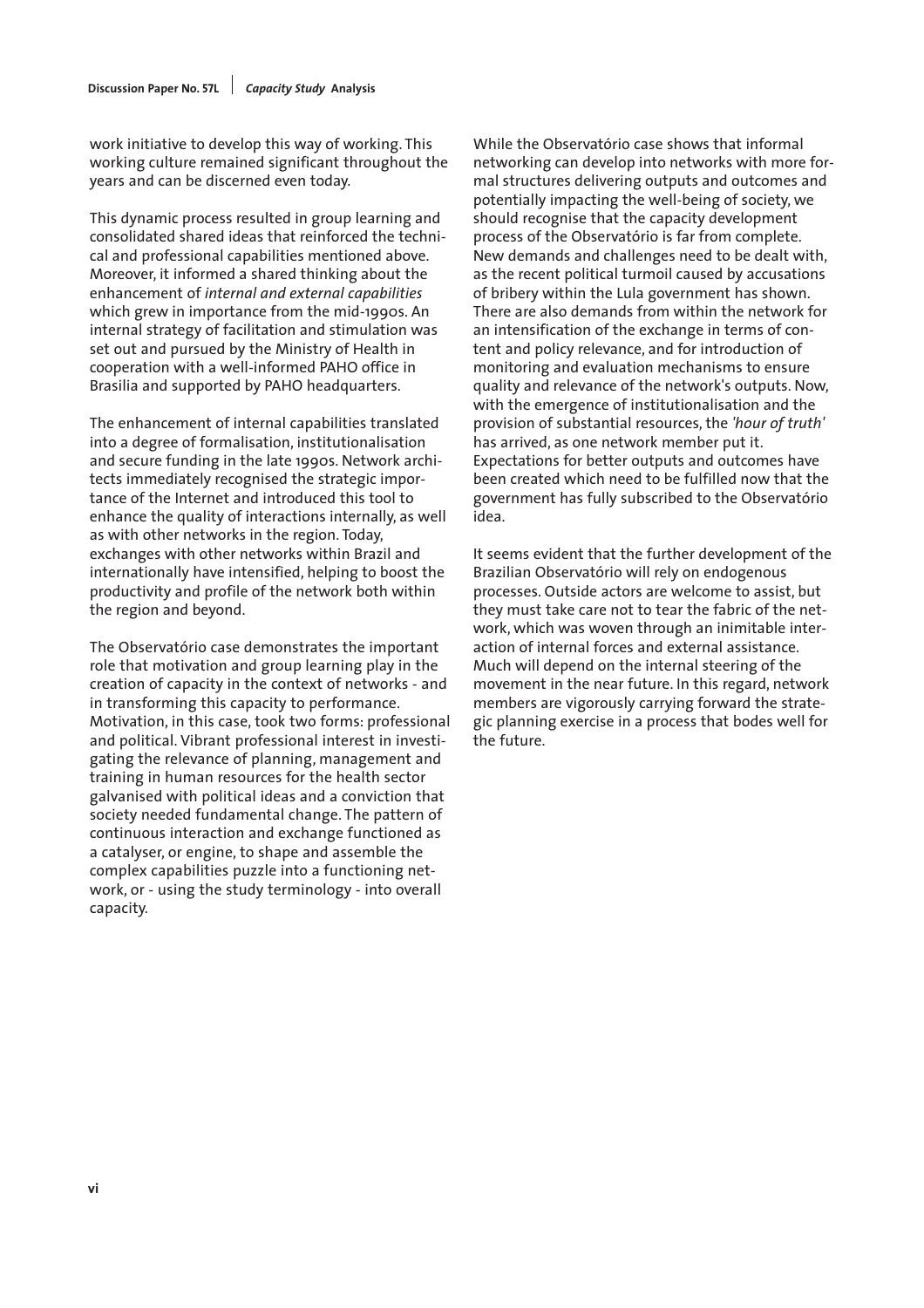work initiative to develop this way of working. This working culture remained significant throughout the years and can be discerned even today.

This dynamic process resulted in group learning and consolidated shared ideas that reinforced the technical and professional capabilities mentioned above. Moreover, it informed a shared thinking about the enhancement of *internal and external capabilities* which grew in importance from the mid-1990s. An internal strategy of facilitation and stimulation was set out and pursued by the Ministry of Health in cooperation with a well-informed PAHO office in Brasilia and supported by PAHO headquarters.

The enhancement of internal capabilities translated into a degree of formalisation, institutionalisation and secure funding in the late 1990s. Network architects immediately recognised the strategic importance of the Internet and introduced this tool to enhance the quality of interactions internally, as well as with other networks in the region. Today, exchanges with other networks within Brazil and internationally have intensified, helping to boost the productivity and profile of the network both within the region and beyond.

The Observatório case demonstrates the important role that motivation and group learning play in the creation of capacity in the context of networks - and in transforming this capacity to performance. Motivation, in this case, took two forms: professional and political. Vibrant professional interest in investigating the relevance of planning, management and training in human resources for the health sector galvanised with political ideas and a conviction that society needed fundamental change. The pattern of continuous interaction and exchange functioned as a catalyser, or engine, to shape and assemble the complex capabilities puzzle into a functioning network, or - using the study terminology - into overall capacity.

While the Observatório case shows that informal networking can develop into networks with more formal structures delivering outputs and outcomes and potentially impacting the well-being of society, we should recognise that the capacity development process of the Observatório is far from complete. New demands and challenges need to be dealt with, as the recent political turmoil caused by accusations of bribery within the Lula government has shown. There are also demands from within the network for an intensification of the exchange in terms of content and policy relevance, and for introduction of monitoring and evaluation mechanisms to ensure quality and relevance of the network's outputs. Now, with the emergence of institutionalisation and the provision of substantial resources, the *'hour of truth'* has arrived, as one network member put it. Expectations for better outputs and outcomes have been created which need to be fulfilled now that the government has fully subscribed to the Observatório idea.

It seems evident that the further development of the Brazilian Observatório will rely on endogenous processes. Outside actors are welcome to assist, but they must take care not to tear the fabric of the network, which was woven through an inimitable interaction of internal forces and external assistance. Much will depend on the internal steering of the movement in the near future. In this regard, network members are vigorously carrying forward the strategic planning exercise in a process that bodes well for the future.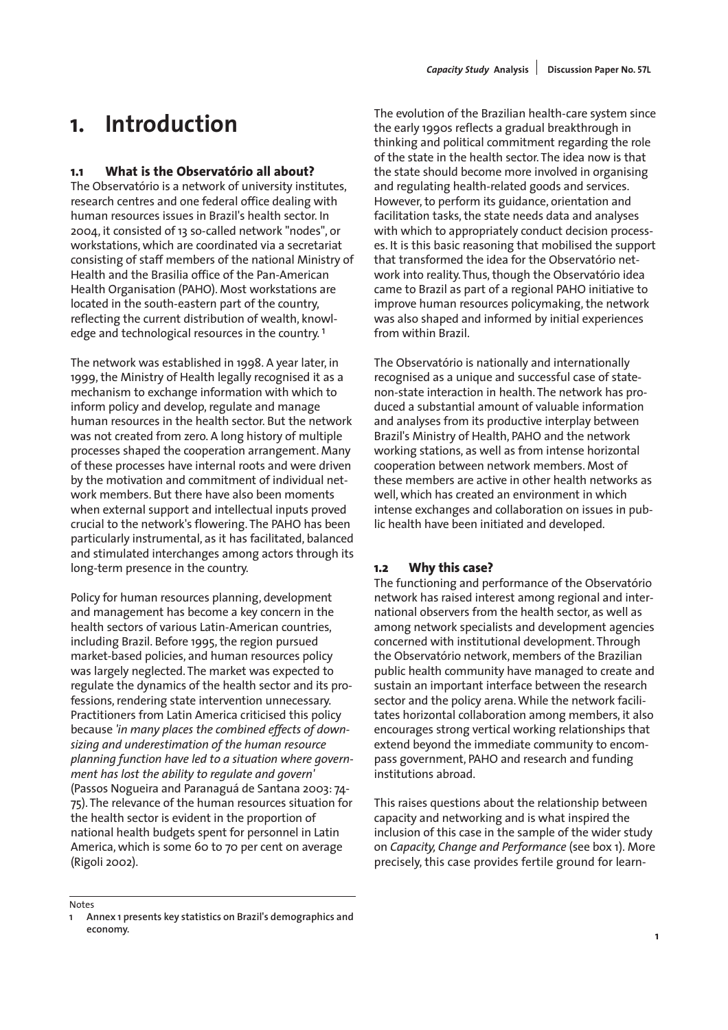# 1. Introduction

## 1.1 What is the Observatório all about?

The Observatório is a network of university institutes, research centres and one federal office dealing with human resources issues in Brazil's health sector. In 2004, it consisted of 13 so-called network "nodes", or workstations, which are coordinated via a secretariat consisting of staff members of the national Ministry of Health and the Brasilia office of the Pan-American Health Organisation (PAHO). Most workstations are located in the south-eastern part of the country, reflecting the current distribution of wealth, knowledge and technological resources in the country. [1]

The network was established in 1998. A year later, in 1999, the Ministry of Health legally recognised it as a mechanism to exchange information with which to inform policy and develop, regulate and manage human resources in the health sector. But the network was not created from zero. A long history of multiple processes shaped the cooperation arrangement. Many of these processes have internal roots and were driven by the motivation and commitment of individual network members. But there have also been moments when external support and intellectual inputs proved crucial to the network's flowering. The PAHO has been particularly instrumental, as it has facilitated, balanced and stimulated interchanges among actors through its long-term presence in the country.

Policy for human resources planning, development and management has become a key concern in the health sectors of various Latin-American countries, including Brazil. Before 1995, the region pursued market-based policies, and human resources policy was largely neglected. The market was expected to regulate the dynamics of the health sector and its professions, rendering state intervention unnecessary. Practitioners from Latin America criticised this policy because *'in many places the combined effects of downsizing and underestimation of the human resource planning function have led to a situation where government has lost the ability to regulate and govern'* (Passos Nogueira and Paranaguá de Santana 2003: 74-75). The relevance of the human resources situation for the health sector is evident in the proportion of national health budgets spent for personnel in Latin America, which is some 60 to 70 per cent on average (Rigoli 2002).

The evolution of the Brazilian health-care system since the early 1990s reflects a gradual breakthrough in thinking and political commitment regarding the role of the state in the health sector. The idea now is that the state should become more involved in organising and regulating health-related goods and services. However, to perform its guidance, orientation and facilitation tasks, the state needs data and analyses with which to appropriately conduct decision processes. It is this basic reasoning that mobilised the support that transformed the idea for the Observatório network into reality. Thus, though the Observatório idea came to Brazil as part of a regional PAHO initiative to improve human resources policymaking, the network was also shaped and informed by initial experiences from within Brazil.

The Observatório is nationally and internationally recognised as a unique and successful case of state-non-state interaction in health. The network has produced a substantial amount of valuable information and analyses from its productive interplay between Brazil's Ministry of Health, PAHO and the network working stations, as well as from intense horizontal cooperation between network members. Most of these members are active in other health networks as well, which has created an environment in which intense exchanges and collaboration on issues in public health have been initiated and developed.

## 1.2 Why this case?

The functioning and performance of the Observatório network has raised interest among regional and international observers from the health sector, as well as among network specialists and development agencies concerned with institutional development. Through the Observatório network, members of the Brazilian public health community have managed to create and sustain an important interface between the research sector and the policy arena. While the network facilitates horizontal collaboration among members, it also encourages strong vertical working relationships that extend beyond the immediate community to encompass government, PAHO and research and funding institutions abroad.

This raises questions about the relationship between capacity and networking and is what inspired the inclusion of this case in the sample of the wider study on *Capacity, Change and Performance* (see box 1). More precisely, this case provides fertile ground for learn-

---

Notes

1 Annex 1 presents key statistics on Brazil's demographics and economy.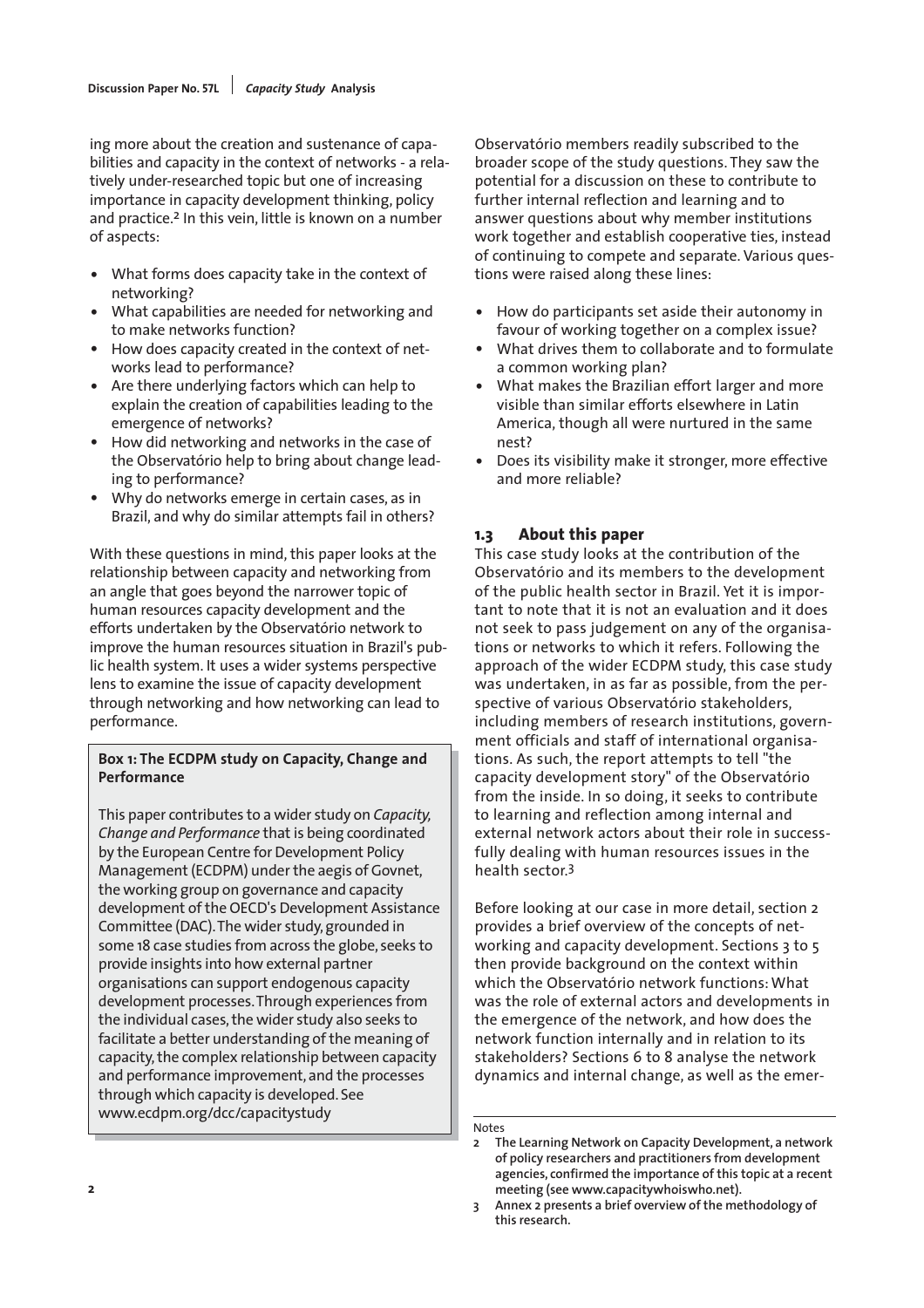ing more about the creation and sustenance of capabilities and capacity in the context of networks - a relatively under-researched topic but one of increasing importance in capacity development thinking, policy and practice.[2] In this vein, little is known on a number of aspects:

- What forms does capacity take in the context of networking?
- What capabilities are needed for networking and to make networks function?
- How does capacity created in the context of networks lead to performance?
- Are there underlying factors which can help to explain the creation of capabilities leading to the emergence of networks?
- How did networking and networks in the case of the Observatório help to bring about change leading to performance?
- Why do networks emerge in certain cases, as in Brazil, and why do similar attempts fail in others?

With these questions in mind, this paper looks at the relationship between capacity and networking from an angle that goes beyond the narrower topic of human resources capacity development and the efforts undertaken by the Observatório network to improve the human resources situation in Brazil's public health system. It uses a wider systems perspective lens to examine the issue of capacity development through networking and how networking can lead to performance.

> **Box 1: The ECDPM study on Capacity, Change and Performance**
>
> This paper contributes to a wider study on *Capacity, Change and Performance* that is being coordinated by the European Centre for Development Policy Management (ECDPM) under the aegis of Govnet, the working group on governance and capacity development of the OECD's Development Assistance Committee (DAC). The wider study, grounded in some 18 case studies from across the globe, seeks to provide insights into how external partner organisations can support endogenous capacity development processes. Through experiences from the individual cases, the wider study also seeks to facilitate a better understanding of the meaning of capacity, the complex relationship between capacity and performance improvement, and the processes through which capacity is developed. See www.ecdpm.org/dcc/capacitystudy

Observatório members readily subscribed to the broader scope of the study questions. They saw the potential for a discussion on these to contribute to further internal reflection and learning and to answer questions about why member institutions work together and establish cooperative ties, instead of continuing to compete and separate. Various questions were raised along these lines:

- How do participants set aside their autonomy in favour of working together on a complex issue?
- What drives them to collaborate and to formulate a common working plan?
- What makes the Brazilian effort larger and more visible than similar efforts elsewhere in Latin America, though all were nurtured in the same nest?
- Does its visibility make it stronger, more effective and more reliable?

## 1.3 About this paper

This case study looks at the contribution of the Observatório and its members to the development of the public health sector in Brazil. Yet it is important to note that it is not an evaluation and it does not seek to pass judgement on any of the organisations or networks to which it refers. Following the approach of the wider ECDPM study, this case study was undertaken, in as far as possible, from the perspective of various Observatório stakeholders, including members of research institutions, government officials and staff of international organisations. As such, the report attempts to tell "the capacity development story" of the Observatório from the inside. In so doing, it seeks to contribute to learning and reflection among internal and external network actors about their role in successfully dealing with human resources issues in the health sector.[3]

Before looking at our case in more detail, section 2 provides a brief overview of the concepts of networking and capacity development. Sections 3 to 5 then provide background on the context within which the Observatório network functions: What was the role of external actors and developments in the emergence of the network, and how does the network function internally and in relation to its stakeholders? Sections 6 to 8 analyse the network dynamics and internal change, as well as the emer-

Notes

2 The Learning Network on Capacity Development, a network of policy researchers and practitioners from development agencies, confirmed the importance of this topic at a recent meeting (see www.capacitywhoiswho.net).

3 Annex 2 presents a brief overview of the methodology of this research.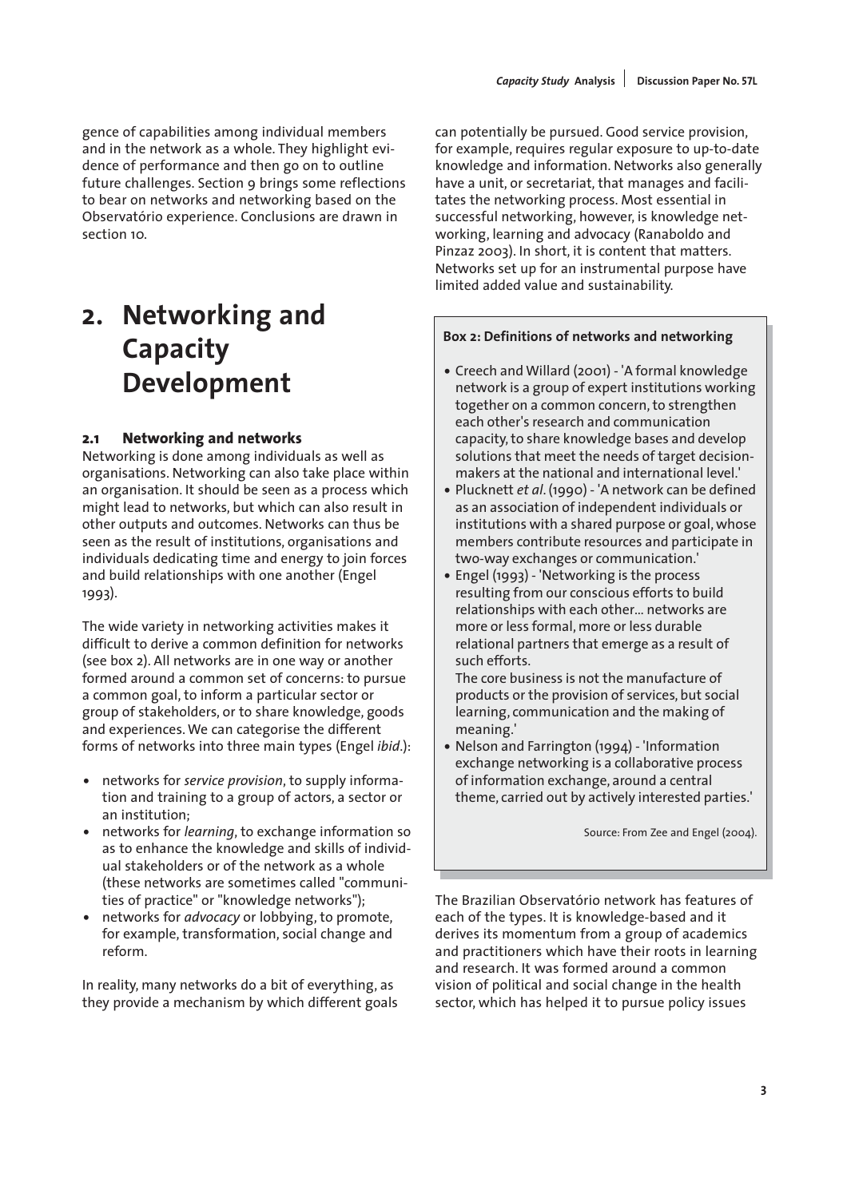gence of capabilities among individual members and in the network as a whole. They highlight evidence of performance and then go on to outline future challenges. Section 9 brings some reflections to bear on networks and networking based on the Observatório experience. Conclusions are drawn in section 10.

# 2. Networking and Capacity Development

### 2.1 Networking and networks

Networking is done among individuals as well as organisations. Networking can also take place within an organisation. It should be seen as a process which might lead to networks, but which can also result in other outputs and outcomes. Networks can thus be seen as the result of institutions, organisations and individuals dedicating time and energy to join forces and build relationships with one another (Engel 1993).

The wide variety in networking activities makes it difficult to derive a common definition for networks (see box 2). All networks are in one way or another formed around a common set of concerns: to pursue a common goal, to inform a particular sector or group of stakeholders, or to share knowledge, goods and experiences. We can categorise the different forms of networks into three main types (Engel *ibid*.):

- networks for *service provision*, to supply information and training to a group of actors, a sector or an institution;
- networks for *learning*, to exchange information so as to enhance the knowledge and skills of individual stakeholders or of the network as a whole (these networks are sometimes called "communities of practice" or "knowledge networks");
- networks for *advocacy* or lobbying, to promote, for example, transformation, social change and reform.

In reality, many networks do a bit of everything, as they provide a mechanism by which different goals can potentially be pursued. Good service provision, for example, requires regular exposure to up-to-date knowledge and information. Networks also generally have a unit, or secretariat, that manages and facilitates the networking process. Most essential in successful networking, however, is knowledge networking, learning and advocacy (Ranaboldo and Pinzaz 2003). In short, it is content that matters. Networks set up for an instrumental purpose have limited added value and sustainability.

**Box 2: Definitions of networks and networking**

- Creech and Willard (2001) - 'A formal knowledge network is a group of expert institutions working together on a common concern, to strengthen each other's research and communication capacity, to share knowledge bases and develop solutions that meet the needs of target decision-makers at the national and international level.'
- Plucknett *et al*. (1990) - 'A network can be defined as an association of independent individuals or institutions with a shared purpose or goal, whose members contribute resources and participate in two-way exchanges or communication.'
- Engel (1993) - 'Networking is the process resulting from our conscious efforts to build relationships with each other... networks are more or less formal, more or less durable relational partners that emerge as a result of such efforts.
  The core business is not the manufacture of products or the provision of services, but social learning, communication and the making of meaning.'
- Nelson and Farrington (1994) - 'Information exchange networking is a collaborative process of information exchange, around a central theme, carried out by actively interested parties.'

Source: From Zee and Engel (2004).

The Brazilian Observatório network has features of each of the types. It is knowledge-based and it derives its momentum from a group of academics and practitioners which have their roots in learning and research. It was formed around a common vision of political and social change in the health sector, which has helped it to pursue policy issues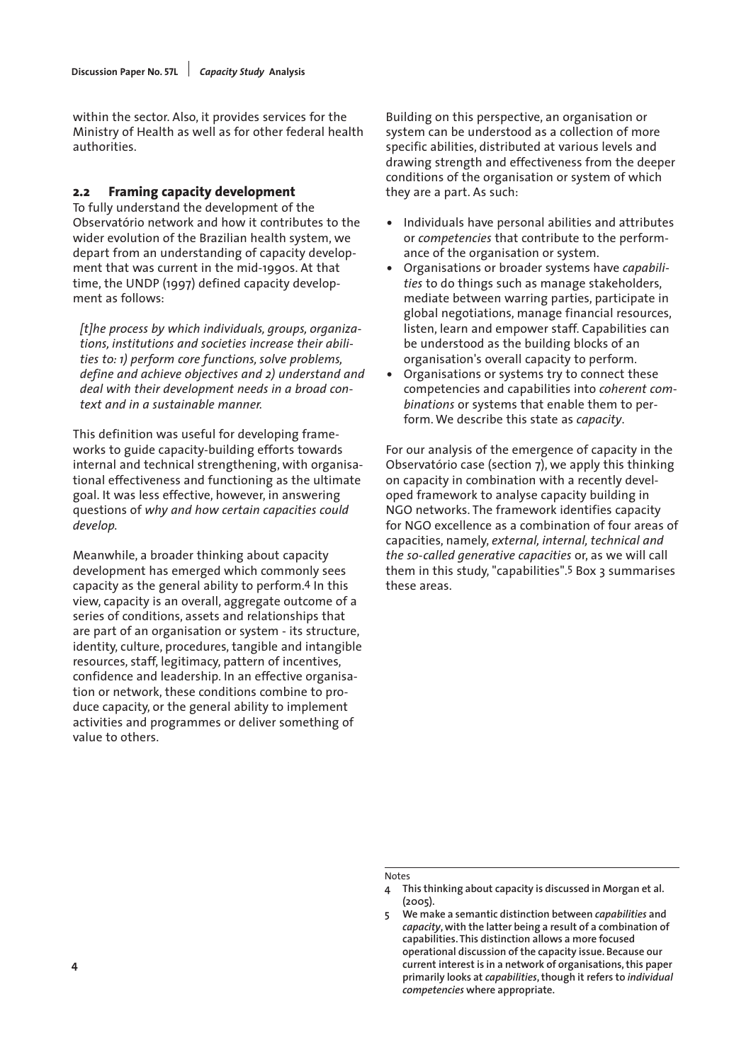within the sector. Also, it provides services for the Ministry of Health as well as for other federal health authorities.

## 2.2 Framing capacity development

To fully understand the development of the Observatório network and how it contributes to the wider evolution of the Brazilian health system, we depart from an understanding of capacity development that was current in the mid-1990s. At that time, the UNDP (1997) defined capacity development as follows:

*[t]he process by which individuals, groups, organizations, institutions and societies increase their abilities to: 1) perform core functions, solve problems, define and achieve objectives and 2) understand and deal with their development needs in a broad context and in a sustainable manner.*

This definition was useful for developing frameworks to guide capacity-building efforts towards internal and technical strengthening, with organisational effectiveness and functioning as the ultimate goal. It was less effective, however, in answering questions of *why and how certain capacities could develop*.

Meanwhile, a broader thinking about capacity development has emerged which commonly sees capacity as the general ability to perform.[4] In this view, capacity is an overall, aggregate outcome of a series of conditions, assets and relationships that are part of an organisation or system - its structure, identity, culture, procedures, tangible and intangible resources, staff, legitimacy, pattern of incentives, confidence and leadership. In an effective organisation or network, these conditions combine to produce capacity, or the general ability to implement activities and programmes or deliver something of value to others.

Building on this perspective, an organisation or system can be understood as a collection of more specific abilities, distributed at various levels and drawing strength and effectiveness from the deeper conditions of the organisation or system of which they are a part. As such:

- Individuals have personal abilities and attributes or *competencies* that contribute to the performance of the organisation or system.
- Organisations or broader systems have *capabilities* to do things such as manage stakeholders, mediate between warring parties, participate in global negotiations, manage financial resources, listen, learn and empower staff. Capabilities can be understood as the building blocks of an organisation's overall capacity to perform.
- Organisations or systems try to connect these competencies and capabilities into *coherent combinations* or systems that enable them to perform. We describe this state as *capacity*.

For our analysis of the emergence of capacity in the Observatório case (section 7), we apply this thinking on capacity in combination with a recently developed framework to analyse capacity building in NGO networks. The framework identifies capacity for NGO excellence as a combination of four areas of capacities, namely, *external, internal, technical and the so-called generative capacities* or, as we will call them in this study, "capabilities".[5] Box 3 summarises these areas.

Notes

4 This thinking about capacity is discussed in Morgan et al. (2005).

5 We make a semantic distinction between *capabilities* and *capacity*, with the latter being a result of a combination of capabilities. This distinction allows a more focused operational discussion of the capacity issue. Because our current interest is in a network of organisations, this paper primarily looks at *capabilities*, though it refers to *individual competencies* where appropriate.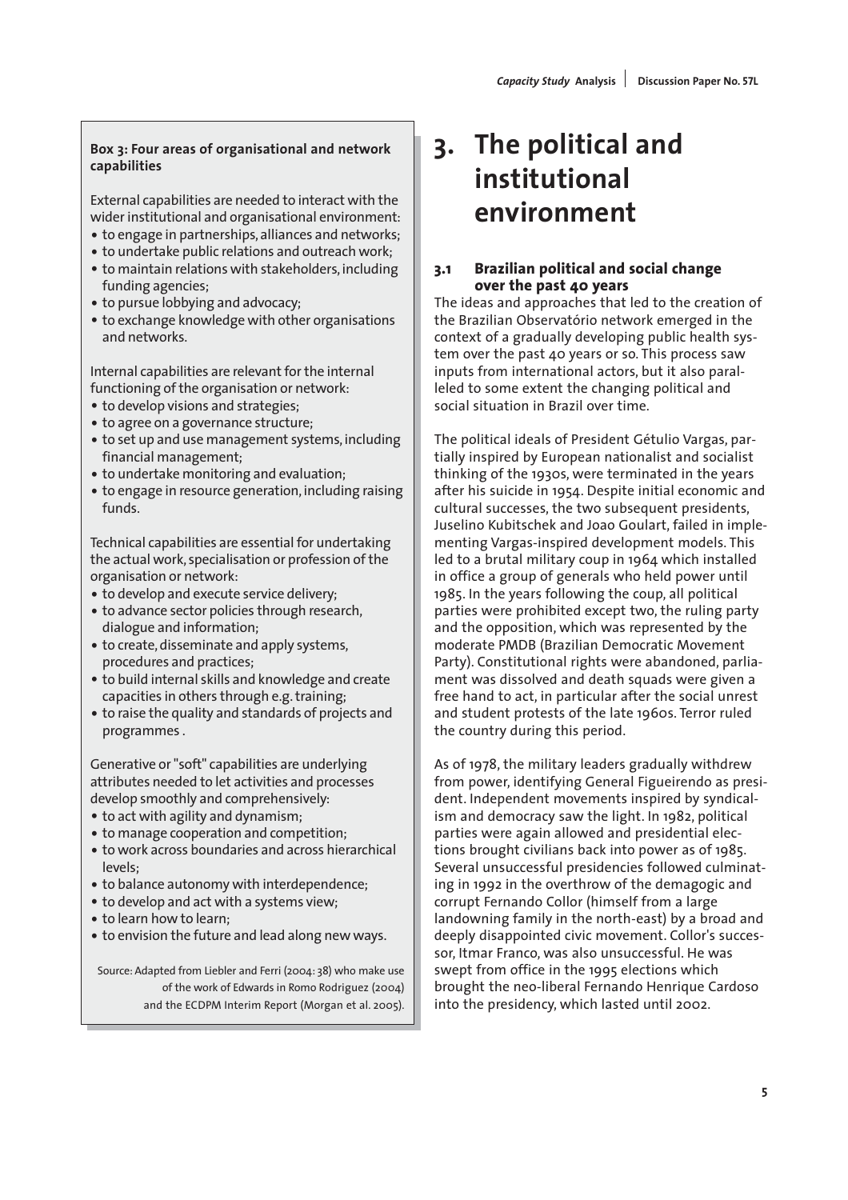**Box 3: Four areas of organisational and network capabilities**

External capabilities are needed to interact with the wider institutional and organisational environment:

- to engage in partnerships, alliances and networks;
- to undertake public relations and outreach work;
- to maintain relations with stakeholders, including funding agencies;
- to pursue lobbying and advocacy;
- to exchange knowledge with other organisations and networks.

Internal capabilities are relevant for the internal functioning of the organisation or network:

- to develop visions and strategies;
- to agree on a governance structure;
- to set up and use management systems, including financial management;
- to undertake monitoring and evaluation;
- to engage in resource generation, including raising funds.

Technical capabilities are essential for undertaking the actual work, specialisation or profession of the organisation or network:

- to develop and execute service delivery;
- to advance sector policies through research, dialogue and information;
- to create, disseminate and apply systems, procedures and practices;
- to build internal skills and knowledge and create capacities in others through e.g. training;
- to raise the quality and standards of projects and programmes .

Generative or "soft" capabilities are underlying attributes needed to let activities and processes develop smoothly and comprehensively:

- to act with agility and dynamism;
- to manage cooperation and competition;
- to work across boundaries and across hierarchical levels;
- to balance autonomy with interdependence;
- to develop and act with a systems view;
- to learn how to learn;
- to envision the future and lead along new ways.

Source: Adapted from Liebler and Ferri (2004: 38) who make use of the work of Edwards in Romo Rodriguez (2004) and the ECDPM Interim Report (Morgan et al. 2005).

# 3. The political and institutional environment

## 3.1 Brazilian political and social change over the past 40 years

The ideas and approaches that led to the creation of the Brazilian Observatório network emerged in the context of a gradually developing public health system over the past 40 years or so. This process saw inputs from international actors, but it also paralleled to some extent the changing political and social situation in Brazil over time.

The political ideals of President Gétulio Vargas, partially inspired by European nationalist and socialist thinking of the 1930s, were terminated in the years after his suicide in 1954. Despite initial economic and cultural successes, the two subsequent presidents, Juselino Kubitschek and Joao Goulart, failed in implementing Vargas-inspired development models. This led to a brutal military coup in 1964 which installed in office a group of generals who held power until 1985. In the years following the coup, all political parties were prohibited except two, the ruling party and the opposition, which was represented by the moderate PMDB (Brazilian Democratic Movement Party). Constitutional rights were abandoned, parliament was dissolved and death squads were given a free hand to act, in particular after the social unrest and student protests of the late 1960s. Terror ruled the country during this period.

As of 1978, the military leaders gradually withdrew from power, identifying General Figueirendo as president. Independent movements inspired by syndicalism and democracy saw the light. In 1982, political parties were again allowed and presidential elections brought civilians back into power as of 1985. Several unsuccessful presidencies followed culminating in 1992 in the overthrow of the demagogic and corrupt Fernando Collor (himself from a large landowning family in the north-east) by a broad and deeply disappointed civic movement. Collor's successor, Itmar Franco, was also unsuccessful. He was swept from office in the 1995 elections which brought the neo-liberal Fernando Henrique Cardoso into the presidency, which lasted until 2002.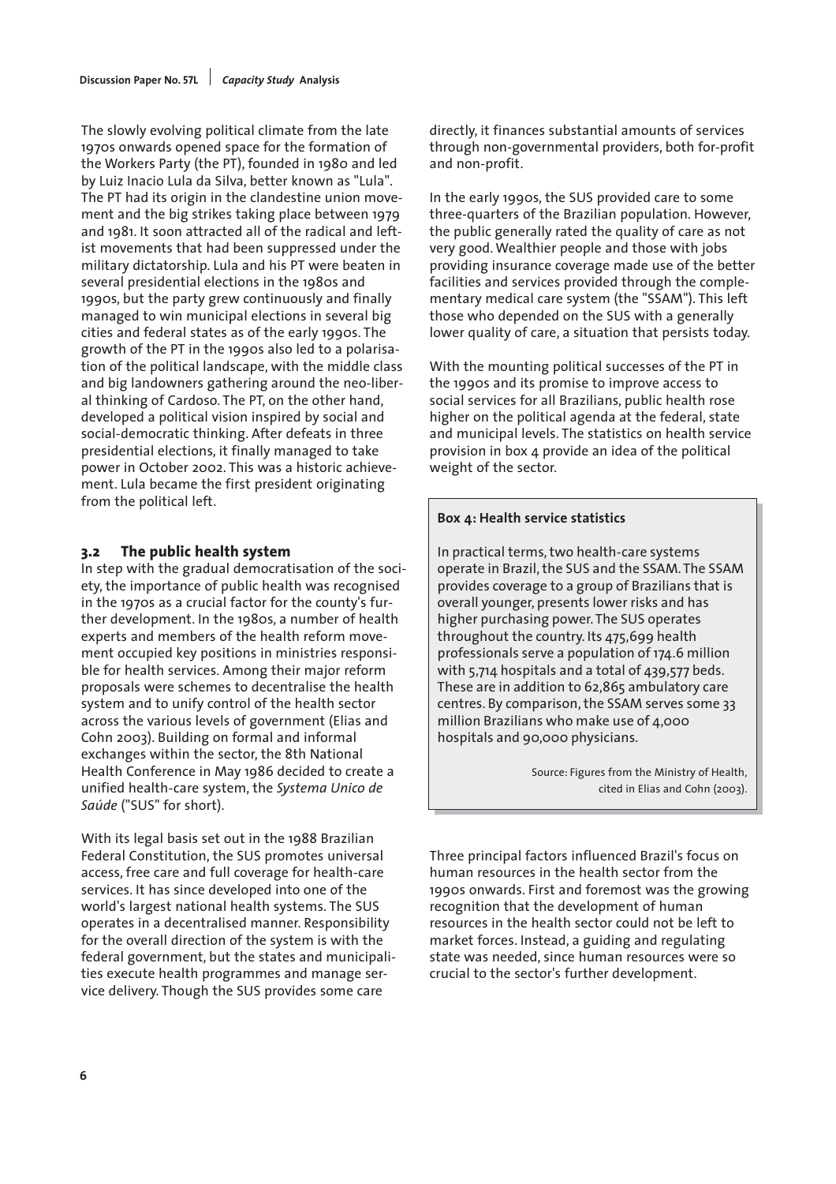The slowly evolving political climate from the late 1970s onwards opened space for the formation of the Workers Party (the PT), founded in 1980 and led by Luiz Inacio Lula da Silva, better known as "Lula". The PT had its origin in the clandestine union movement and the big strikes taking place between 1979 and 1981. It soon attracted all of the radical and leftist movements that had been suppressed under the military dictatorship. Lula and his PT were beaten in several presidential elections in the 1980s and 1990s, but the party grew continuously and finally managed to win municipal elections in several big cities and federal states as of the early 1990s. The growth of the PT in the 1990s also led to a polarisation of the political landscape, with the middle class and big landowners gathering around the neo-liberal thinking of Cardoso. The PT, on the other hand, developed a political vision inspired by social and social-democratic thinking. After defeats in three presidential elections, it finally managed to take power in October 2002. This was a historic achievement. Lula became the first president originating from the political left.

## 3.2 The public health system

In step with the gradual democratisation of the society, the importance of public health was recognised in the 1970s as a crucial factor for the county's further development. In the 1980s, a number of health experts and members of the health reform movement occupied key positions in ministries responsible for health services. Among their major reform proposals were schemes to decentralise the health system and to unify control of the health sector across the various levels of government (Elias and Cohn 2003). Building on formal and informal exchanges within the sector, the 8th National Health Conference in May 1986 decided to create a unified health-care system, the *Systema Unico de Saúde* ("SUS" for short).

With its legal basis set out in the 1988 Brazilian Federal Constitution, the SUS promotes universal access, free care and full coverage for health-care services. It has since developed into one of the world's largest national health systems. The SUS operates in a decentralised manner. Responsibility for the overall direction of the system is with the federal government, but the states and municipalities execute health programmes and manage service delivery. Though the SUS provides some care directly, it finances substantial amounts of services through non-governmental providers, both for-profit and non-profit.

In the early 1990s, the SUS provided care to some three-quarters of the Brazilian population. However, the public generally rated the quality of care as not very good. Wealthier people and those with jobs providing insurance coverage made use of the better facilities and services provided through the complementary medical care system (the "SSAM"). This left those who depended on the SUS with a generally lower quality of care, a situation that persists today.

With the mounting political successes of the PT in the 1990s and its promise to improve access to social services for all Brazilians, public health rose higher on the political agenda at the federal, state and municipal levels. The statistics on health service provision in box 4 provide an idea of the political weight of the sector.

**Box 4: Health service statistics**

In practical terms, two health-care systems operate in Brazil, the SUS and the SSAM. The SSAM provides coverage to a group of Brazilians that is overall younger, presents lower risks and has higher purchasing power. The SUS operates throughout the country. Its 475,699 health professionals serve a population of 174.6 million with 5,714 hospitals and a total of 439,577 beds. These are in addition to 62,865 ambulatory care centres. By comparison, the SSAM serves some 33 million Brazilians who make use of 4,000 hospitals and 90,000 physicians.

Source: Figures from the Ministry of Health, cited in Elias and Cohn (2003).

Three principal factors influenced Brazil's focus on human resources in the health sector from the 1990s onwards. First and foremost was the growing recognition that the development of human resources in the health sector could not be left to market forces. Instead, a guiding and regulating state was needed, since human resources were so crucial to the sector's further development.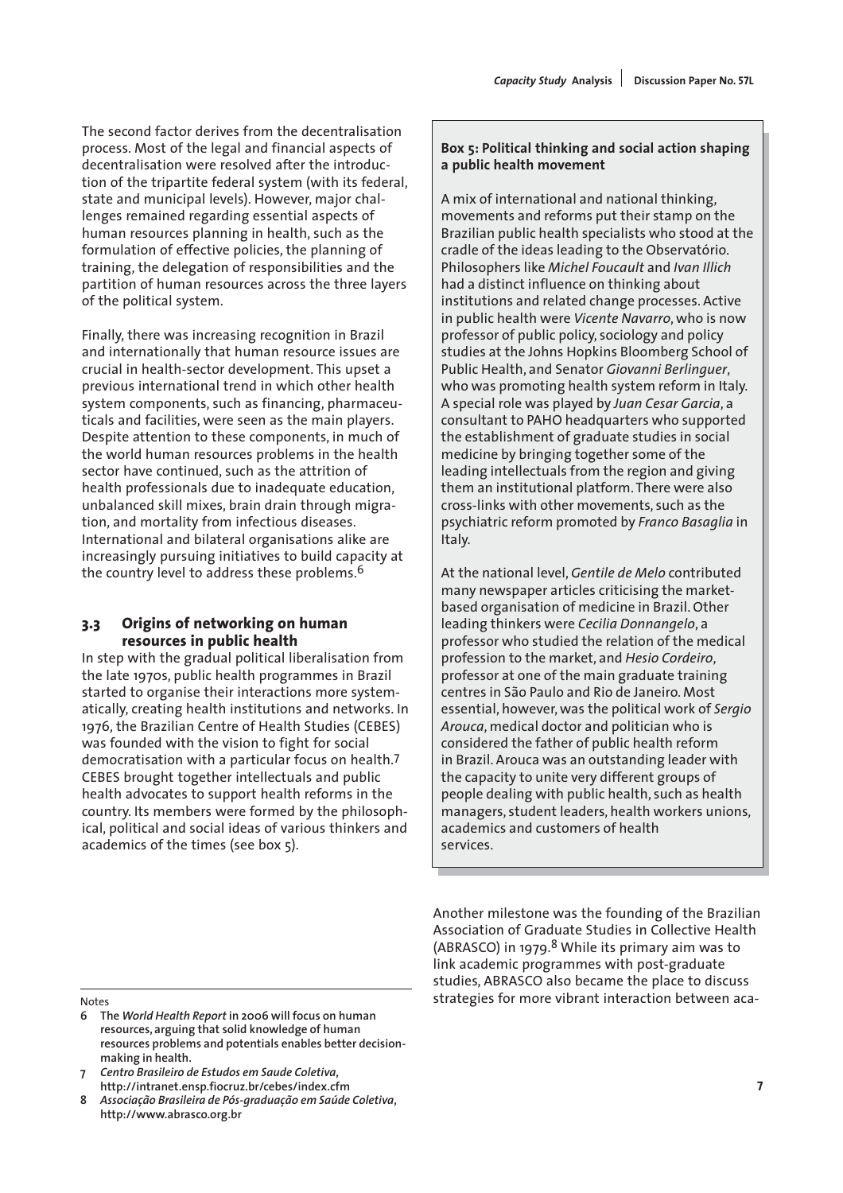The second factor derives from the decentralisation process. Most of the legal and financial aspects of decentralisation were resolved after the introduction of the tripartite federal system (with its federal, state and municipal levels). However, major challenges remained regarding essential aspects of human resources planning in health, such as the formulation of effective policies, the planning of training, the delegation of responsibilities and the partition of human resources across the three layers of the political system.

Finally, there was increasing recognition in Brazil and internationally that human resource issues are crucial in health-sector development. This upset a previous international trend in which other health system components, such as financing, pharmaceuticals and facilities, were seen as the main players. Despite attention to these components, in much of the world human resources problems in the health sector have continued, such as the attrition of health professionals due to inadequate education, unbalanced skill mixes, brain drain through migration, and mortality from infectious diseases. International and bilateral organisations alike are increasingly pursuing initiatives to build capacity at the country level to address these problems.[6]

### 3.3 Origins of networking on human resources in public health

In step with the gradual political liberalisation from the late 1970s, public health programmes in Brazil started to organise their interactions more systematically, creating health institutions and networks. In 1976, the Brazilian Centre of Health Studies (CEBES) was founded with the vision to fight for social democratisation with a particular focus on health.[7] CEBES brought together intellectuals and public health advocates to support health reforms in the country. Its members were formed by the philosophical, political and social ideas of various thinkers and academics of the times (see box 5).

**Box 5: Political thinking and social action shaping a public health movement**

A mix of international and national thinking, movements and reforms put their stamp on the Brazilian public health specialists who stood at the cradle of the ideas leading to the Observatório. Philosophers like *Michel Foucault* and *Ivan Illich* had a distinct influence on thinking about institutions and related change processes. Active in public health were *Vicente Navarro*, who is now professor of public policy, sociology and policy studies at the Johns Hopkins Bloomberg School of Public Health, and Senator *Giovanni Berlinguer*, who was promoting health system reform in Italy. A special role was played by *Juan Cesar Garcia*, a consultant to PAHO headquarters who supported the establishment of graduate studies in social medicine by bringing together some of the leading intellectuals from the region and giving them an institutional platform. There were also cross-links with other movements, such as the psychiatric reform promoted by *Franco Basaglia* in Italy.

At the national level, *Gentile de Melo* contributed many newspaper articles criticising the market-based organisation of medicine in Brazil. Other leading thinkers were *Cecilia Donnangelo*, a professor who studied the relation of the medical profession to the market, and *Hesio Cordeiro*, professor at one of the main graduate training centres in São Paulo and Rio de Janeiro. Most essential, however, was the political work of *Sergio Arouca*, medical doctor and politician who is considered the father of public health reform in Brazil. Arouca was an outstanding leader with the capacity to unite very different groups of people dealing with public health, such as health managers, student leaders, health workers unions, academics and customers of health services.

Another milestone was the founding of the Brazilian Association of Graduate Studies in Collective Health (ABRASCO) in 1979.[8] While its primary aim was to link academic programmes with post-graduate studies, ABRASCO also became the place to discuss strategies for more vibrant interaction between aca-

Notes

6 The *World Health Report* in 2006 will focus on human resources, arguing that solid knowledge of human resources problems and potentials enables better decision-making in health.

7 *Centro Brasileiro de Estudos em Saude Coletiva*, http://intranet.ensp.fiocruz.br/cebes/index.cfm

8 *Associação Brasileira de Pós-graduação em Saúde Coletiva*, http://www.abrasco.org.br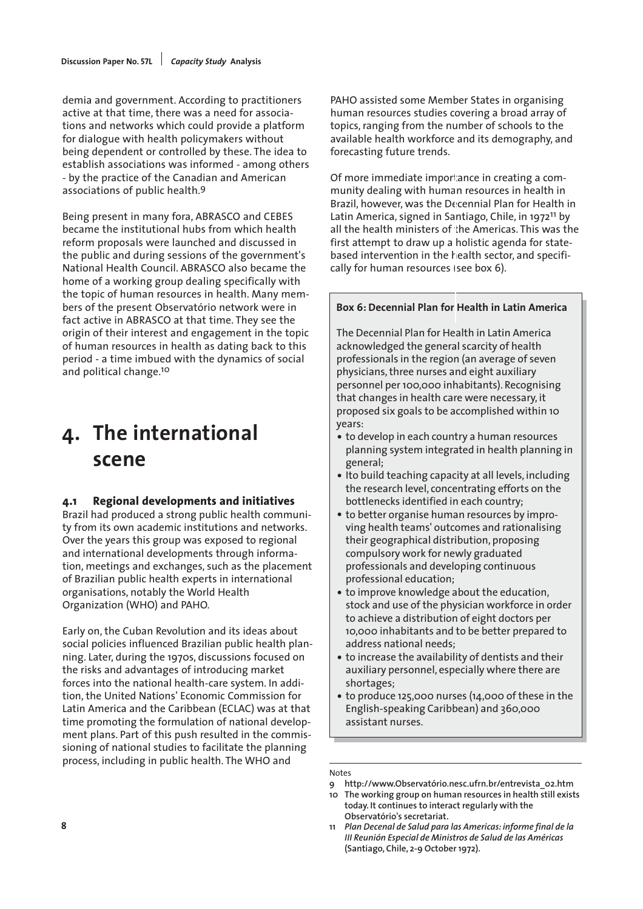demia and government. According to practitioners active at that time, there was a need for associations and networks which could provide a platform for dialogue with health policymakers without being dependent or controlled by these. The idea to establish associations was informed - among others - by the practice of the Canadian and American associations of public health.[9]

Being present in many fora, ABRASCO and CEBES became the institutional hubs from which health reform proposals were launched and discussed in the public and during sessions of the government's National Health Council. ABRASCO also became the home of a working group dealing specifically with the topic of human resources in health. Many members of the present Observatório network were in fact active in ABRASCO at that time. They see the origin of their interest and engagement in the topic of human resources in health as dating back to this period - a time imbued with the dynamics of social and political change.[10]

# 4. The international scene

## 4.1 Regional developments and initiatives

Brazil had produced a strong public health community from its own academic institutions and networks. Over the years this group was exposed to regional and international developments through information, meetings and exchanges, such as the placement of Brazilian public health experts in international organisations, notably the World Health Organization (WHO) and PAHO.

Early on, the Cuban Revolution and its ideas about social policies influenced Brazilian public health planning. Later, during the 1970s, discussions focused on the risks and advantages of introducing market forces into the national health-care system. In addition, the United Nations' Economic Commission for Latin America and the Caribbean (ECLAC) was at that time promoting the formulation of national development plans. Part of this push resulted in the commissioning of national studies to facilitate the planning process, including in public health. The WHO and PAHO assisted some Member States in organising human resources studies covering a broad array of topics, ranging from the number of schools to the available health workforce and its demography, and forecasting future trends.

Of more immediate importance in creating a community dealing with human resources in health in Brazil, however, was the Decennial Plan for Health in Latin America, signed in Santiago, Chile, in 1972[11] by all the health ministers of the Americas. This was the first attempt to draw up a holistic agenda for state-based intervention in the health sector, and specifically for human resources (see box 6).

**Box 6: Decennial Plan for Health in Latin America**

The Decennial Plan for Health in Latin America acknowledged the general scarcity of health professionals in the region (an average of seven physicians, three nurses and eight auxiliary personnel per 100,000 inhabitants). Recognising that changes in health care were necessary, it proposed six goals to be accomplished within 10 years:

- to develop in each country a human resources planning system integrated in health planning in general;
- Ito build teaching capacity at all levels, including the research level, concentrating efforts on the bottlenecks identified in each country;
- to better organise human resources by improving health teams' outcomes and rationalising their geographical distribution, proposing compulsory work for newly graduated professionals and developing continuous professional education;
- to improve knowledge about the education, stock and use of the physician workforce in order to achieve a distribution of eight doctors per 10,000 inhabitants and to be better prepared to address national needs;
- to increase the availability of dentists and their auxiliary personnel, especially where there are shortages;
- to produce 125,000 nurses (14,000 of these in the English-speaking Caribbean) and 360,000 assistant nurses.

Notes

9 http://www.Observatório.nesc.ufrn.br/entrevista_02.htm

10 The working group on human resources in health still exists today. It continues to interact regularly with the Observatório's secretariat.

11 *Plan Decenal de Salud para las Americas: informe final de la III Reunión Especial de Ministros de Salud de las Américas* (Santiago, Chile, 2-9 October 1972).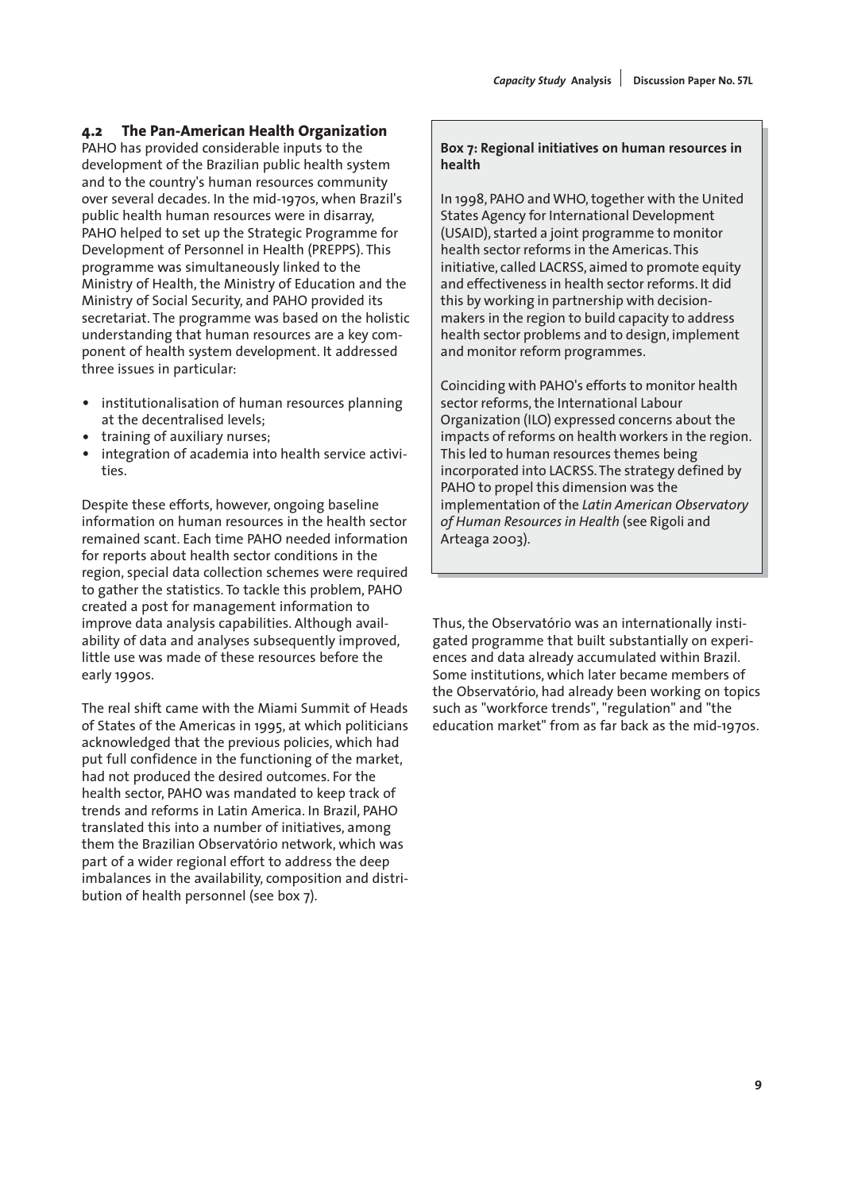## 4.2 The Pan-American Health Organization

PAHO has provided considerable inputs to the development of the Brazilian public health system and to the country's human resources community over several decades. In the mid-1970s, when Brazil's public health human resources were in disarray, PAHO helped to set up the Strategic Programme for Development of Personnel in Health (PREPPS). This programme was simultaneously linked to the Ministry of Health, the Ministry of Education and the Ministry of Social Security, and PAHO provided its secretariat. The programme was based on the holistic understanding that human resources are a key component of health system development. It addressed three issues in particular:

- institutionalisation of human resources planning at the decentralised levels;
- training of auxiliary nurses;
- integration of academia into health service activities.

Despite these efforts, however, ongoing baseline information on human resources in the health sector remained scant. Each time PAHO needed information for reports about health sector conditions in the region, special data collection schemes were required to gather the statistics. To tackle this problem, PAHO created a post for management information to improve data analysis capabilities. Although availability of data and analyses subsequently improved, little use was made of these resources before the early 1990s.

The real shift came with the Miami Summit of Heads of States of the Americas in 1995, at which politicians acknowledged that the previous policies, which had put full confidence in the functioning of the market, had not produced the desired outcomes. For the health sector, PAHO was mandated to keep track of trends and reforms in Latin America. In Brazil, PAHO translated this into a number of initiatives, among them the Brazilian Observatório network, which was part of a wider regional effort to address the deep imbalances in the availability, composition and distribution of health personnel (see box 7).

> **Box 7: Regional initiatives on human resources in health**
>
> In 1998, PAHO and WHO, together with the United States Agency for International Development (USAID), started a joint programme to monitor health sector reforms in the Americas. This initiative, called LACRSS, aimed to promote equity and effectiveness in health sector reforms. It did this by working in partnership with decision-makers in the region to build capacity to address health sector problems and to design, implement and monitor reform programmes.
>
> Coinciding with PAHO's efforts to monitor health sector reforms, the International Labour Organization (ILO) expressed concerns about the impacts of reforms on health workers in the region. This led to human resources themes being incorporated into LACRSS. The strategy defined by PAHO to propel this dimension was the implementation of the *Latin American Observatory of Human Resources in Health* (see Rigoli and Arteaga 2003).

Thus, the Observatório was an internationally instigated programme that built substantially on experiences and data already accumulated within Brazil. Some institutions, which later became members of the Observatório, had already been working on topics such as "workforce trends", "regulation" and "the education market" from as far back as the mid-1970s.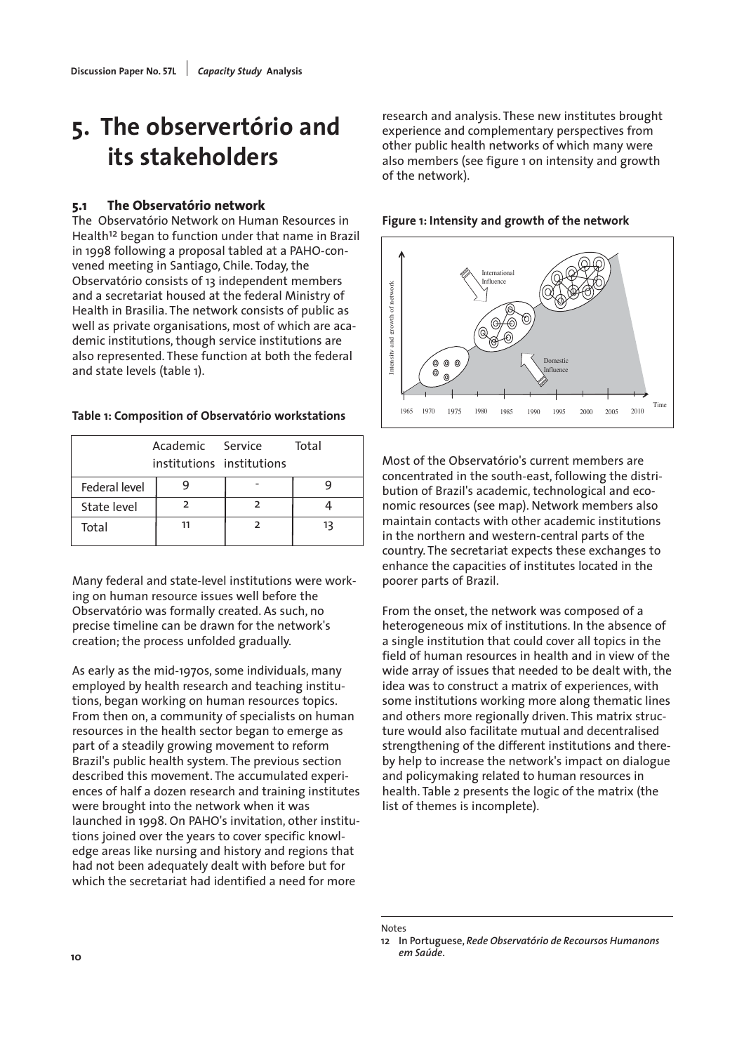# 5. The observertório and its stakeholders

### 5.1 The Observatório network

The Observatório Network on Human Resources in Health[12] began to function under that name in Brazil in 1998 following a proposal tabled at a PAHO-convened meeting in Santiago, Chile. Today, the Observatório consists of 13 independent members and a secretariat housed at the federal Ministry of Health in Brasilia. The network consists of public as well as private organisations, most of which are academic institutions, though service institutions are also represented. These function at both the federal and state levels (table 1).

**Table 1: Composition of Observatório workstations**

| | Academic institutions | Service institutions | Total |
|---|---|---|---|
| Federal level | 9 | - | 9 |
| State level | 2 | 2 | 4 |
| Total | 11 | 2 | 13 |

Many federal and state-level institutions were working on human resource issues well before the Observatório was formally created. As such, no precise timeline can be drawn for the network's creation; the process unfolded gradually.

As early as the mid-1970s, some individuals, many employed by health research and teaching institutions, began working on human resources topics. From then on, a community of specialists on human resources in the health sector began to emerge as part of a steadily growing movement to reform Brazil's public health system. The previous section described this movement. The accumulated experiences of half a dozen research and training institutes were brought into the network when it was launched in 1998. On PAHO's invitation, other institutions joined over the years to cover specific knowledge areas like nursing and history and regions that had not been adequately dealt with before but for which the secretariat had identified a need for more research and analysis. These new institutes brought experience and complementary perspectives from other public health networks of which many were also members (see figure 1 on intensity and growth of the network).

**Figure 1: Intensity and growth of the network**

Most of the Observatório's current members are concentrated in the south-east, following the distribution of Brazil's academic, technological and economic resources (see map). Network members also maintain contacts with other academic institutions in the northern and western-central parts of the country. The secretariat expects these exchanges to enhance the capacities of institutes located in the poorer parts of Brazil.

From the onset, the network was composed of a heterogeneous mix of institutions. In the absence of a single institution that could cover all topics in the field of human resources in health and in view of the wide array of issues that needed to be dealt with, the idea was to construct a matrix of experiences, with some institutions working more along thematic lines and others more regionally driven. This matrix structure would also facilitate mutual and decentralised strengthening of the different institutions and thereby help to increase the network's impact on dialogue and policymaking related to human resources in health. Table 2 presents the logic of the matrix (the list of themes is incomplete).

Notes

12 In Portuguese, *Rede Observatório de Recoursos Humanons em Saúde*.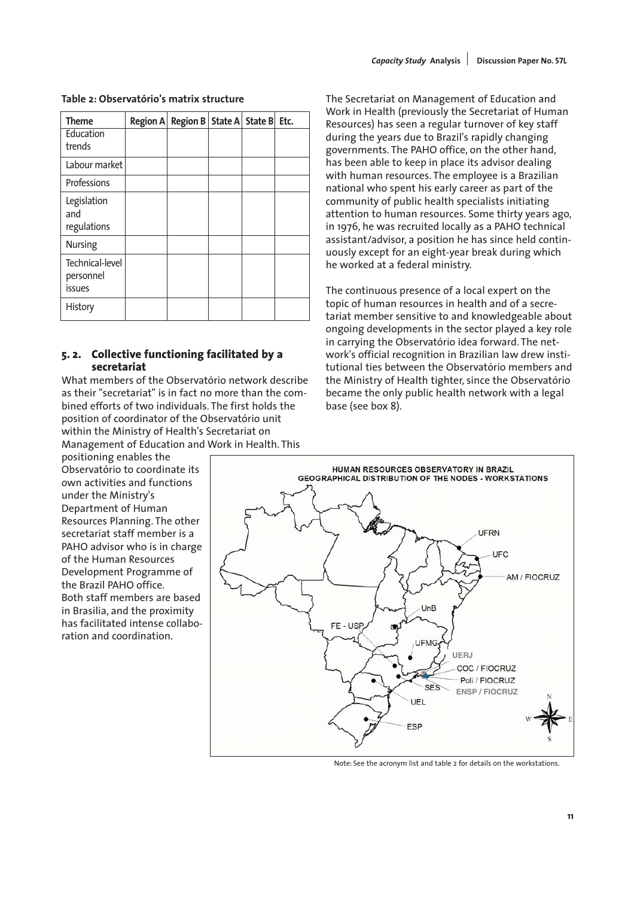**Table 2: Observatório's matrix structure**

| Theme | Region A | Region B | State A | State B | Etc. |
|---|---|---|---|---|---|
| Education trends | | | | | |
| Labour market | | | | | |
| Professions | | | | | |
| Legislation and regulations | | | | | |
| Nursing | | | | | |
| Technical-level personnel issues | | | | | |
| History | | | | | |

## 5.2. Collective functioning facilitated by a secretariat

What members of the Observatório network describe as their "secretariat" is in fact no more than the combined efforts of two individuals. The first holds the position of coordinator of the Observatório unit within the Ministry of Health's Secretariat on Management of Education and Work in Health. This positioning enables the Observatório to coordinate its own activities and functions under the Ministry's Department of Human Resources Planning. The other secretariat staff member is a PAHO advisor who is in charge of the Human Resources Development Programme of the Brazil PAHO office. Both staff members are based in Brasilia, and the proximity has facilitated intense collaboration and coordination.

The Secretariat on Management of Education and Work in Health (previously the Secretariat of Human Resources) has seen a regular turnover of key staff during the years due to Brazil's rapidly changing governments. The PAHO office, on the other hand, has been able to keep in place its advisor dealing with human resources. The employee is a Brazilian national who spent his early career as part of the community of public health specialists initiating attention to human resources. Some thirty years ago, in 1976, he was recruited locally as a PAHO technical assistant/advisor, a position he has since held continuously except for an eight-year break during which he worked at a federal ministry.

The continuous presence of a local expert on the topic of human resources in health and of a secretariat member sensitive to and knowledgeable about ongoing developments in the sector played a key role in carrying the Observatório idea forward. The network's official recognition in Brazilian law drew institutional ties between the Observatório members and the Ministry of Health tighter, since the Observatório became the only public health network with a legal base (see box 8).

HUMAN RESOURCES OBSERVATORY IN BRAZIL
GEOGRAPHICAL DISTRIBUTION OF THE NODES - WORKSTATIONS

UFRN, UFC, AM / FIOCRUZ, UnB, FE - USP, UFMG, UERJ, COC / FIOCRUZ, Poli / FIOCRUZ, SES, ENSP / FIOCRUZ, UEL, ESP

Note: See the acronym list and table 2 for details on the workstations.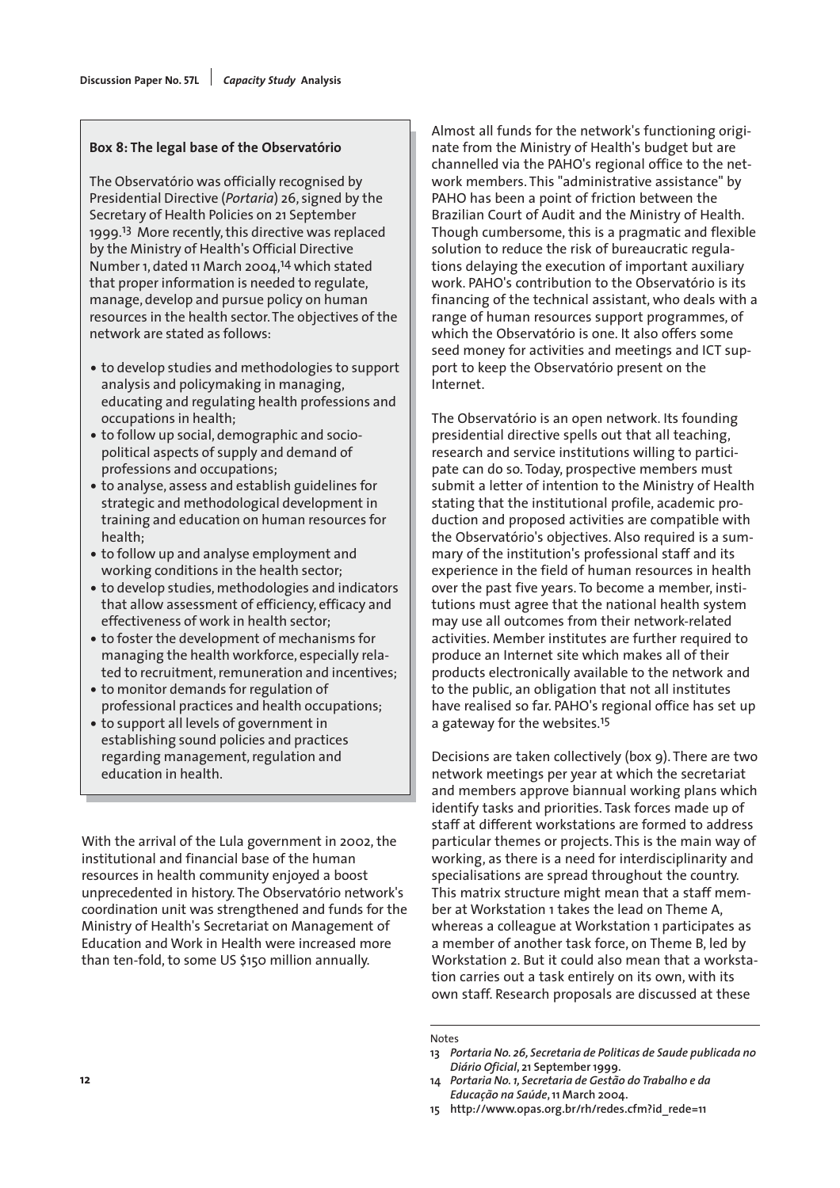### Box 8: The legal base of the Observatório

The Observatório was officially recognised by Presidential Directive (*Portaria*) 26, signed by the Secretary of Health Policies on 21 September 1999.[13] More recently, this directive was replaced by the Ministry of Health's Official Directive Number 1, dated 11 March 2004,[14] which stated that proper information is needed to regulate, manage, develop and pursue policy on human resources in the health sector. The objectives of the network are stated as follows:

- to develop studies and methodologies to support analysis and policymaking in managing, educating and regulating health professions and occupations in health;
- to follow up social, demographic and socio-political aspects of supply and demand of professions and occupations;
- to analyse, assess and establish guidelines for strategic and methodological development in training and education on human resources for health;
- to follow up and analyse employment and working conditions in the health sector;
- to develop studies, methodologies and indicators that allow assessment of efficiency, efficacy and effectiveness of work in health sector;
- to foster the development of mechanisms for managing the health workforce, especially related to recruitment, remuneration and incentives;
- to monitor demands for regulation of professional practices and health occupations;
- to support all levels of government in establishing sound policies and practices regarding management, regulation and education in health.

With the arrival of the Lula government in 2002, the institutional and financial base of the human resources in health community enjoyed a boost unprecedented in history. The Observatório network's coordination unit was strengthened and funds for the Ministry of Health's Secretariat on Management of Education and Work in Health were increased more than ten-fold, to some US $150 million annually.

Almost all funds for the network's functioning originate from the Ministry of Health's budget but are channelled via the PAHO's regional office to the network members. This "administrative assistance" by PAHO has been a point of friction between the Brazilian Court of Audit and the Ministry of Health. Though cumbersome, this is a pragmatic and flexible solution to reduce the risk of bureaucratic regulations delaying the execution of important auxiliary work. PAHO's contribution to the Observatório is its financing of the technical assistant, who deals with a range of human resources support programmes, of which the Observatório is one. It also offers some seed money for activities and meetings and ICT support to keep the Observatório present on the Internet.

The Observatório is an open network. Its founding presidential directive spells out that all teaching, research and service institutions willing to participate can do so. Today, prospective members must submit a letter of intention to the Ministry of Health stating that the institutional profile, academic production and proposed activities are compatible with the Observatório's objectives. Also required is a summary of the institution's professional staff and its experience in the field of human resources in health over the past five years. To become a member, institutions must agree that the national health system may use all outcomes from their network-related activities. Member institutes are further required to produce an Internet site which makes all of their products electronically available to the network and to the public, an obligation that not all institutes have realised so far. PAHO's regional office has set up a gateway for the websites.[15]

Decisions are taken collectively (box 9). There are two network meetings per year at which the secretariat and members approve biannual working plans which identify tasks and priorities. Task forces made up of staff at different workstations are formed to address particular themes or projects. This is the main way of working, as there is a need for interdisciplinarity and specialisations are spread throughout the country. This matrix structure might mean that a staff member at Workstation 1 takes the lead on Theme A, whereas a colleague at Workstation 1 participates as a member of another task force, on Theme B, led by Workstation 2. But it could also mean that a workstation carries out a task entirely on its own, with its own staff. Research proposals are discussed at these

Notes

13 *Portaria No. 26, Secretaria de Politicas de Saude publicada no Diário Oficial*, 21 September 1999.

14 *Portaria No. 1, Secretaria de Gestão do Trabalho e da Educação na Saúde*, 11 March 2004.

15 http://www.opas.org.br/rh/redes.cfm?id_rede=11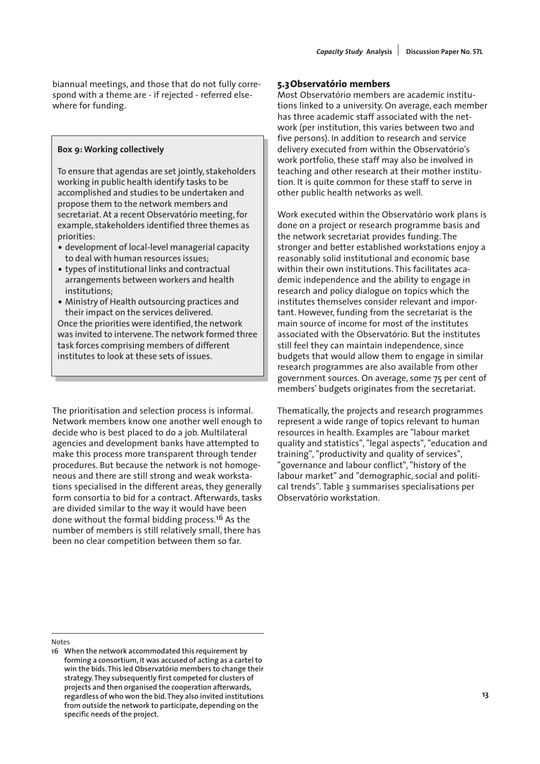biannual meetings, and those that do not fully correspond with a theme are - if rejected - referred elsewhere for funding.

> **Box 9: Working collectively**
>
> To ensure that agendas are set jointly, stakeholders working in public health identify tasks to be accomplished and studies to be undertaken and propose them to the network members and secretariat. At a recent Observatório meeting, for example, stakeholders identified three themes as priorities:
>
> - development of local-level managerial capacity to deal with human resources issues;
> - types of institutional links and contractual arrangements between workers and health institutions;
> - Ministry of Health outsourcing practices and their impact on the services delivered.
>
> Once the priorities were identified, the network was invited to intervene. The network formed three task forces comprising members of different institutes to look at these sets of issues.

The prioritisation and selection process is informal. Network members know one another well enough to decide who is best placed to do a job. Multilateral agencies and development banks have attempted to make this process more transparent through tender procedures. But because the network is not homogeneous and there are still strong and weak workstations specialised in the different areas, they generally form consortia to bid for a contract. Afterwards, tasks are divided similar to the way it would have been done without the formal bidding process.[16] As the number of members is still relatively small, there has been no clear competition between them so far.

### 5.3 Observatório members

Most Observatório members are academic institutions linked to a university. On average, each member has three academic staff associated with the network (per institution, this varies between two and five persons). In addition to research and service delivery executed from within the Observatório's work portfolio, these staff may also be involved in teaching and other research at their mother institution. It is quite common for these staff to serve in other public health networks as well.

Work executed within the Observatório work plans is done on a project or research programme basis and the network secretariat provides funding. The stronger and better established workstations enjoy a reasonably solid institutional and economic base within their own institutions. This facilitates academic independence and the ability to engage in research and policy dialogue on topics which the institutes themselves consider relevant and important. However, funding from the secretariat is the main source of income for most of the institutes associated with the Observatório. But the institutes still feel they can maintain independence, since budgets that would allow them to engage in similar research programmes are also available from other government sources. On average, some 75 per cent of members' budgets originates from the secretariat.

Thematically, the projects and research programmes represent a wide range of topics relevant to human resources in health. Examples are "labour market quality and statistics", "legal aspects", "education and training", "productivity and quality of services", "governance and labour conflict", "history of the labour market" and "demographic, social and political trends". Table 3 summarises specialisations per Observatório workstation.

---

Notes

16 **When the network accommodated this requirement by forming a consortium, it was accused of acting as a cartel to win the bids. This led Observatório members to change their strategy. They subsequently first competed for clusters of projects and then organised the cooperation afterwards, regardless of who won the bid. They also invited institutions from outside the network to participate, depending on the specific needs of the project.**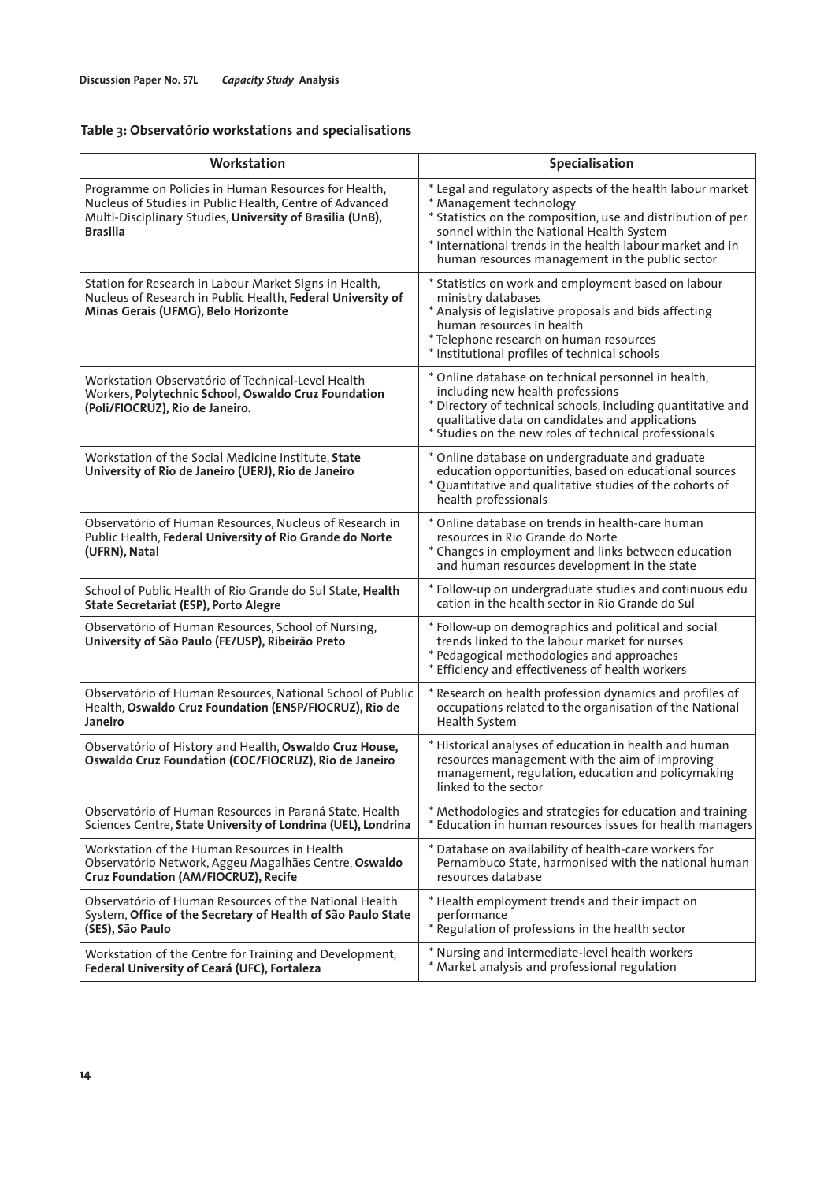**Table 3: Observatório workstations and specialisations**

| Workstation | Specialisation |
|---|---|
| Programme on Policies in Human Resources for Health, Nucleus of Studies in Public Health, Centre of Advanced Multi-Disciplinary Studies, **University of Brasilia (UnB), Brasilia** | * Legal and regulatory aspects of the health labour market<br>* Management technology<br>* Statistics on the composition, use and distribution of personnel within the National Health System<br>* International trends in the health labour market and in human resources management in the public sector |
| Station for Research in Labour Market Signs in Health, Nucleus of Research in Public Health, **Federal University of Minas Gerais (UFMG), Belo Horizonte** | * Statistics on work and employment based on labour ministry databases<br>* Analysis of legislative proposals and bids affecting human resources in health<br>* Telephone research on human resources<br>* Institutional profiles of technical schools |
| Workstation Observatório of Technical-Level Health Workers, **Polytechnic School, Oswaldo Cruz Foundation (Poli/FIOCRUZ), Rio de Janeiro.** | * Online database on technical personnel in health, including new health professions<br>* Directory of technical schools, including quantitative and qualitative data on candidates and applications<br>* Studies on the new roles of technical professionals |
| Workstation of the Social Medicine Institute, **State University of Rio de Janeiro (UERJ), Rio de Janeiro** | * Online database on undergraduate and graduate education opportunities, based on educational sources<br>* Quantitative and qualitative studies of the cohorts of health professionals |
| Observatório of Human Resources, Nucleus of Research in Public Health, **Federal University of Rio Grande do Norte (UFRN), Natal** | * Online database on trends in health-care human resources in Rio Grande do Norte<br>* Changes in employment and links between education and human resources development in the state |
| School of Public Health of Rio Grande do Sul State, **Health State Secretariat (ESP), Porto Alegre** | * Follow-up on undergraduate studies and continuous education in the health sector in Rio Grande do Sul |
| Observatório of Human Resources, School of Nursing, **University of São Paulo (FE/USP), Ribeirão Preto** | * Follow-up on demographics and political and social trends linked to the labour market for nurses<br>* Pedagogical methodologies and approaches<br>* Efficiency and effectiveness of health workers |
| Observatório of Human Resources, National School of Public Health, **Oswaldo Cruz Foundation (ENSP/FIOCRUZ), Rio de Janeiro** | * Research on health profession dynamics and profiles of occupations related to the organisation of the National Health System |
| Observatório of History and Health, **Oswaldo Cruz House, Oswaldo Cruz Foundation (COC/FIOCRUZ), Rio de Janeiro** | * Historical analyses of education in health and human resources management with the aim of improving management, regulation, education and policymaking linked to the sector |
| Observatório of Human Resources in Paraná State, Health Sciences Centre, **State University of Londrina (UEL), Londrina** | * Methodologies and strategies for education and training<br>* Education in human resources issues for health managers |
| Workstation of the Human Resources in Health Observatório Network, Aggeu Magalhães Centre, **Oswaldo Cruz Foundation (AM/FIOCRUZ), Recife** | * Database on availability of health-care workers for Pernambuco State, harmonised with the national human resources database |
| Observatório of Human Resources of the National Health System, **Office of the Secretary of Health of São Paulo State (SES), São Paulo** | * Health employment trends and their impact on performance<br>* Regulation of professions in the health sector |
| Workstation of the Centre for Training and Development, **Federal University of Ceará (UFC), Fortaleza** | * Nursing and intermediate-level health workers<br>* Market analysis and professional regulation |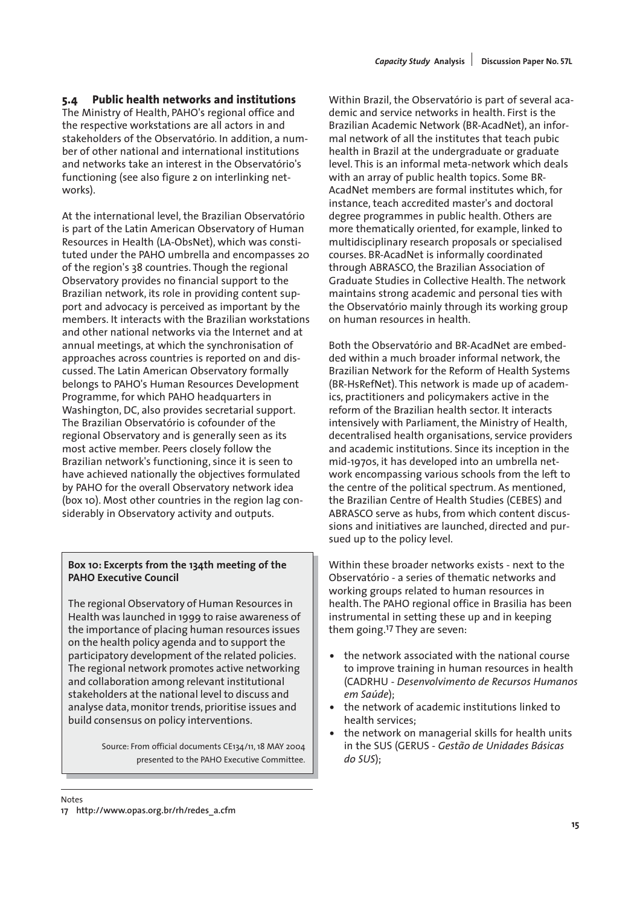## 5.4 Public health networks and institutions

The Ministry of Health, PAHO's regional office and the respective workstations are all actors in and stakeholders of the Observatório. In addition, a number of other national and international institutions and networks take an interest in the Observatório's functioning (see also figure 2 on interlinking networks).

At the international level, the Brazilian Observatório is part of the Latin American Observatory of Human Resources in Health (LA-ObsNet), which was constituted under the PAHO umbrella and encompasses 20 of the region's 38 countries. Though the regional Observatory provides no financial support to the Brazilian network, its role in providing content support and advocacy is perceived as important by the members. It interacts with the Brazilian workstations and other national networks via the Internet and at annual meetings, at which the synchronisation of approaches across countries is reported on and discussed. The Latin American Observatory formally belongs to PAHO's Human Resources Development Programme, for which PAHO headquarters in Washington, DC, also provides secretarial support. The Brazilian Observatório is cofounder of the regional Observatory and is generally seen as its most active member. Peers closely follow the Brazilian network's functioning, since it is seen to have achieved nationally the objectives formulated by PAHO for the overall Observatory network idea (box 10). Most other countries in the region lag considerably in Observatory activity and outputs.

**Box 10: Excerpts from the 134th meeting of the PAHO Executive Council**

The regional Observatory of Human Resources in Health was launched in 1999 to raise awareness of the importance of placing human resources issues on the health policy agenda and to support the participatory development of the related policies. The regional network promotes active networking and collaboration among relevant institutional stakeholders at the national level to discuss and analyse data, monitor trends, prioritise issues and build consensus on policy interventions.

Source: From official documents CE134/11, 18 MAY 2004 presented to the PAHO Executive Committee.

Within Brazil, the Observatório is part of several academic and service networks in health. First is the Brazilian Academic Network (BR-AcadNet), an informal network of all the institutes that teach pubic health in Brazil at the undergraduate or graduate level. This is an informal meta-network which deals with an array of public health topics. Some BR-AcadNet members are formal institutes which, for instance, teach accredited master's and doctoral degree programmes in public health. Others are more thematically oriented, for example, linked to multidisciplinary research proposals or specialised courses. BR-AcadNet is informally coordinated through ABRASCO, the Brazilian Association of Graduate Studies in Collective Health. The network maintains strong academic and personal ties with the Observatório mainly through its working group on human resources in health.

Both the Observatório and BR-AcadNet are embedded within a much broader informal network, the Brazilian Network for the Reform of Health Systems (BR-HsRefNet). This network is made up of academics, practitioners and policymakers active in the reform of the Brazilian health sector. It interacts intensively with Parliament, the Ministry of Health, decentralised health organisations, service providers and academic institutions. Since its inception in the mid-1970s, it has developed into an umbrella network encompassing various schools from the left to the centre of the political spectrum. As mentioned, the Brazilian Centre of Health Studies (CEBES) and ABRASCO serve as hubs, from which content discussions and initiatives are launched, directed and pursued up to the policy level.

Within these broader networks exists - next to the Observatório - a series of thematic networks and working groups related to human resources in health. The PAHO regional office in Brasilia has been instrumental in setting these up and in keeping them going.[17] They are seven:

- the network associated with the national course to improve training in human resources in health (CADRHU - *Desenvolvimento de Recursos Humanos em Saúde*);
- the network of academic institutions linked to health services;
- the network on managerial skills for health units in the SUS (GERUS - *Gestão de Unidades Básicas do SUS*);

Notes

17 http://www.opas.org.br/rh/redes_a.cfm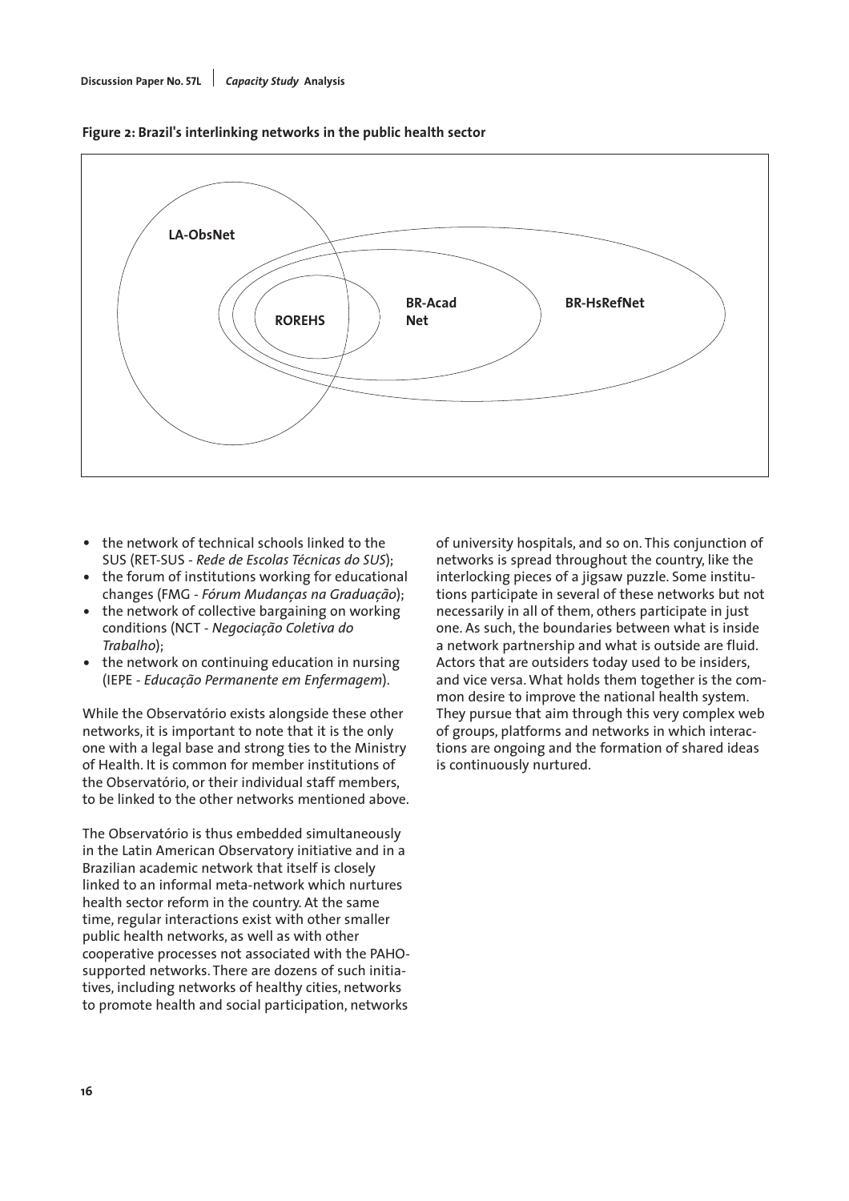**Figure 2: Brazil's interlinking networks in the public health sector**

LA-ObsNet

ROREHS

BR-Acad Net

BR-HsRefNet

- the network of technical schools linked to the SUS (RET-SUS - *Rede de Escolas Técnicas do SUS*);
- the forum of institutions working for educational changes (FMG - *Fórum Mudanças na Graduação*);
- the network of collective bargaining on working conditions (NCT - *Negociação Coletiva do Trabalho*);
- the network on continuing education in nursing (IEPE - *Educação Permanente em Enfermagem*).

While the Observatório exists alongside these other networks, it is important to note that it is the only one with a legal base and strong ties to the Ministry of Health. It is common for member institutions of the Observatório, or their individual staff members, to be linked to the other networks mentioned above.

The Observatório is thus embedded simultaneously in the Latin American Observatory initiative and in a Brazilian academic network that itself is closely linked to an informal meta-network which nurtures health sector reform in the country. At the same time, regular interactions exist with other smaller public health networks, as well as with other cooperative processes not associated with the PAHO-supported networks. There are dozens of such initiatives, including networks of healthy cities, networks to promote health and social participation, networks of university hospitals, and so on. This conjunction of networks is spread throughout the country, like the interlocking pieces of a jigsaw puzzle. Some institutions participate in several of these networks but not necessarily in all of them, others participate in just one. As such, the boundaries between what is inside a network partnership and what is outside are fluid. Actors that are outsiders today used to be insiders, and vice versa. What holds them together is the common desire to improve the national health system. They pursue that aim through this very complex web of groups, platforms and networks in which interactions are ongoing and the formation of shared ideas is continuously nurtured.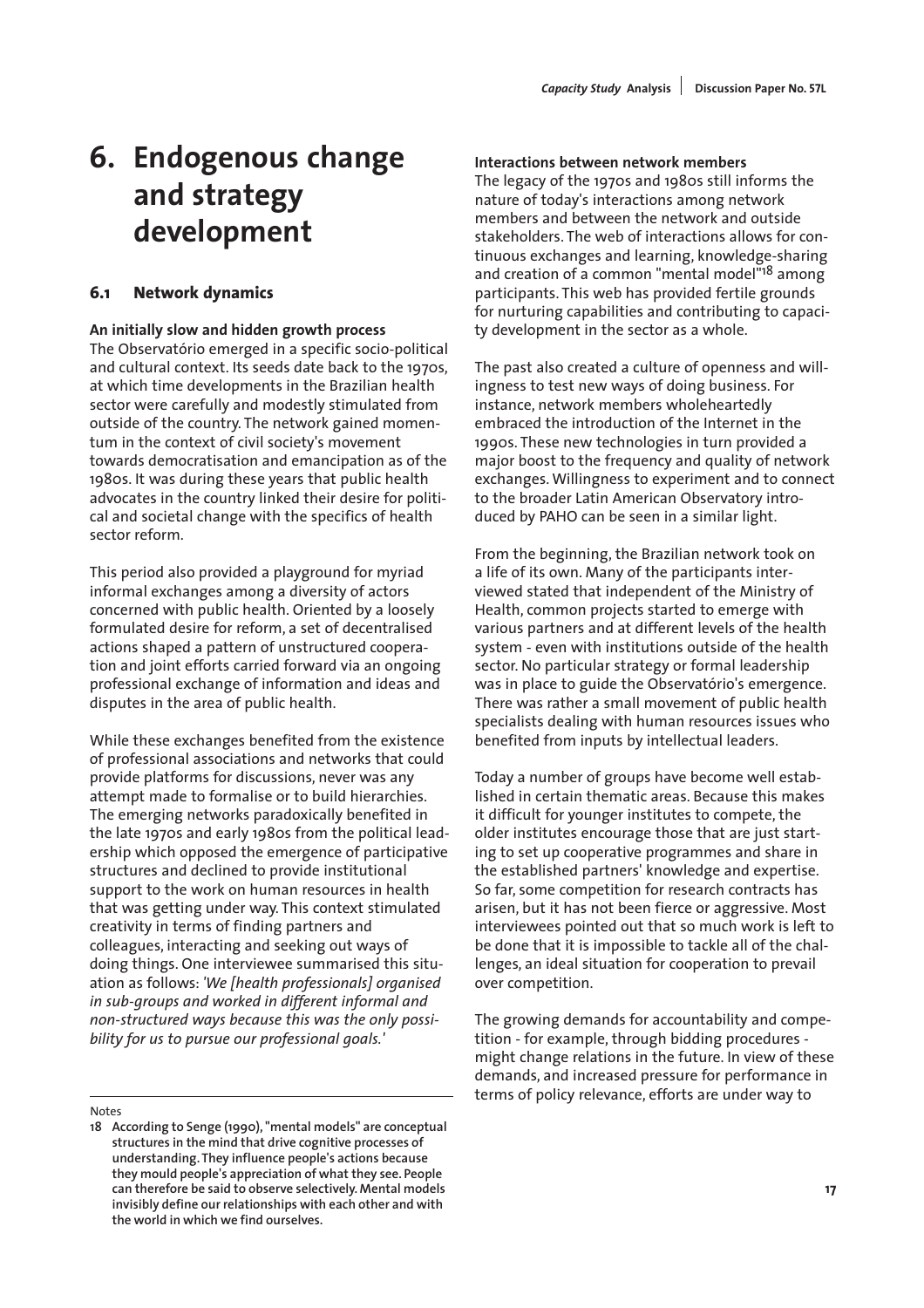# 6. Endogenous change and strategy development

## 6.1 Network dynamics

**An initially slow and hidden growth process**

The Observatório emerged in a specific socio-political and cultural context. Its seeds date back to the 1970s, at which time developments in the Brazilian health sector were carefully and modestly stimulated from outside of the country. The network gained momentum in the context of civil society's movement towards democratisation and emancipation as of the 1980s. It was during these years that public health advocates in the country linked their desire for political and societal change with the specifics of health sector reform.

This period also provided a playground for myriad informal exchanges among a diversity of actors concerned with public health. Oriented by a loosely formulated desire for reform, a set of decentralised actions shaped a pattern of unstructured cooperation and joint efforts carried forward via an ongoing professional exchange of information and ideas and disputes in the area of public health.

While these exchanges benefited from the existence of professional associations and networks that could provide platforms for discussions, never was any attempt made to formalise or to build hierarchies. The emerging networks paradoxically benefited in the late 1970s and early 1980s from the political leadership which opposed the emergence of participative structures and declined to provide institutional support to the work on human resources in health that was getting under way. This context stimulated creativity in terms of finding partners and colleagues, interacting and seeking out ways of doing things. One interviewee summarised this situation as follows: *'We [health professionals] organised in sub-groups and worked in different informal and non-structured ways because this was the only possibility for us to pursue our professional goals.'*

**Interactions between network members**

The legacy of the 1970s and 1980s still informs the nature of today's interactions among network members and between the network and outside stakeholders. The web of interactions allows for continuous exchanges and learning, knowledge-sharing and creation of a common "mental model"[18] among participants. This web has provided fertile grounds for nurturing capabilities and contributing to capacity development in the sector as a whole.

The past also created a culture of openness and willingness to test new ways of doing business. For instance, network members wholeheartedly embraced the introduction of the Internet in the 1990s. These new technologies in turn provided a major boost to the frequency and quality of network exchanges. Willingness to experiment and to connect to the broader Latin American Observatory introduced by PAHO can be seen in a similar light.

From the beginning, the Brazilian network took on a life of its own. Many of the participants interviewed stated that independent of the Ministry of Health, common projects started to emerge with various partners and at different levels of the health system - even with institutions outside of the health sector. No particular strategy or formal leadership was in place to guide the Observatório's emergence. There was rather a small movement of public health specialists dealing with human resources issues who benefited from inputs by intellectual leaders.

Today a number of groups have become well established in certain thematic areas. Because this makes it difficult for younger institutes to compete, the older institutes encourage those that are just starting to set up cooperative programmes and share in the established partners' knowledge and expertise. So far, some competition for research contracts has arisen, but it has not been fierce or aggressive. Most interviewees pointed out that so much work is left to be done that it is impossible to tackle all of the challenges, an ideal situation for cooperation to prevail over competition.

The growing demands for accountability and competition - for example, through bidding procedures - might change relations in the future. In view of these demands, and increased pressure for performance in terms of policy relevance, efforts are under way to

---

Notes

18 According to Senge (1990), "mental models" are conceptual structures in the mind that drive cognitive processes of understanding. They influence people's actions because they mould people's appreciation of what they see. People can therefore be said to observe selectively. Mental models invisibly define our relationships with each other and with the world in which we find ourselves.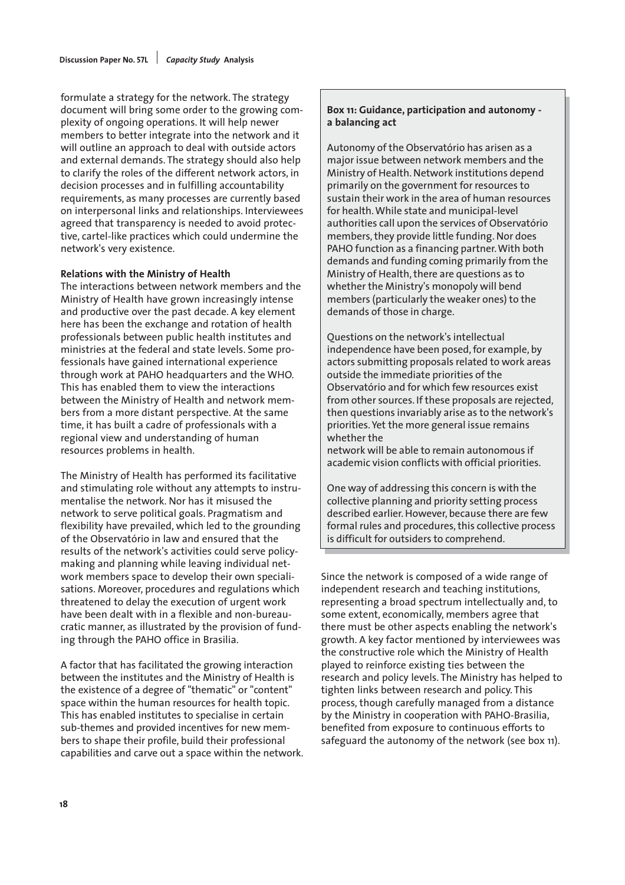formulate a strategy for the network. The strategy document will bring some order to the growing complexity of ongoing operations. It will help newer members to better integrate into the network and it will outline an approach to deal with outside actors and external demands. The strategy should also help to clarify the roles of the different network actors, in decision processes and in fulfilling accountability requirements, as many processes are currently based on interpersonal links and relationships. Interviewees agreed that transparency is needed to avoid protective, cartel-like practices which could undermine the network's very existence.

**Relations with the Ministry of Health**

The interactions between network members and the Ministry of Health have grown increasingly intense and productive over the past decade. A key element here has been the exchange and rotation of health professionals between public health institutes and ministries at the federal and state levels. Some professionals have gained international experience through work at PAHO headquarters and the WHO. This has enabled them to view the interactions between the Ministry of Health and network members from a more distant perspective. At the same time, it has built a cadre of professionals with a regional view and understanding of human resources problems in health.

The Ministry of Health has performed its facilitative and stimulating role without any attempts to instrumentalise the network. Nor has it misused the network to serve political goals. Pragmatism and flexibility have prevailed, which led to the grounding of the Observatório in law and ensured that the results of the network's activities could serve policy-making and planning while leaving individual network members space to develop their own specialisations. Moreover, procedures and regulations which threatened to delay the execution of urgent work have been dealt with in a flexible and non-bureaucratic manner, as illustrated by the provision of funding through the PAHO office in Brasilia.

A factor that has facilitated the growing interaction between the institutes and the Ministry of Health is the existence of a degree of "thematic" or "content" space within the human resources for health topic. This has enabled institutes to specialise in certain sub-themes and provided incentives for new members to shape their profile, build their professional capabilities and carve out a space within the network.

> **Box 11: Guidance, participation and autonomy - a balancing act**
>
> Autonomy of the Observatório has arisen as a major issue between network members and the Ministry of Health. Network institutions depend primarily on the government for resources to sustain their work in the area of human resources for health. While state and municipal-level authorities call upon the services of Observatório members, they provide little funding. Nor does PAHO function as a financing partner. With both demands and funding coming primarily from the Ministry of Health, there are questions as to whether the Ministry's monopoly will bend members (particularly the weaker ones) to the demands of those in charge.
>
> Questions on the network's intellectual independence have been posed, for example, by actors submitting proposals related to work areas outside the immediate priorities of the Observatório and for which few resources exist from other sources. If these proposals are rejected, then questions invariably arise as to the network's priorities. Yet the more general issue remains whether the network will be able to remain autonomous if academic vision conflicts with official priorities.
>
> One way of addressing this concern is with the collective planning and priority setting process described earlier. However, because there are few formal rules and procedures, this collective process is difficult for outsiders to comprehend.

Since the network is composed of a wide range of independent research and teaching institutions, representing a broad spectrum intellectually and, to some extent, economically, members agree that there must be other aspects enabling the network's growth. A key factor mentioned by interviewees was the constructive role which the Ministry of Health played to reinforce existing ties between the research and policy levels. The Ministry has helped to tighten links between research and policy. This process, though carefully managed from a distance by the Ministry in cooperation with PAHO-Brasilia, benefited from exposure to continuous efforts to safeguard the autonomy of the network (see box 11).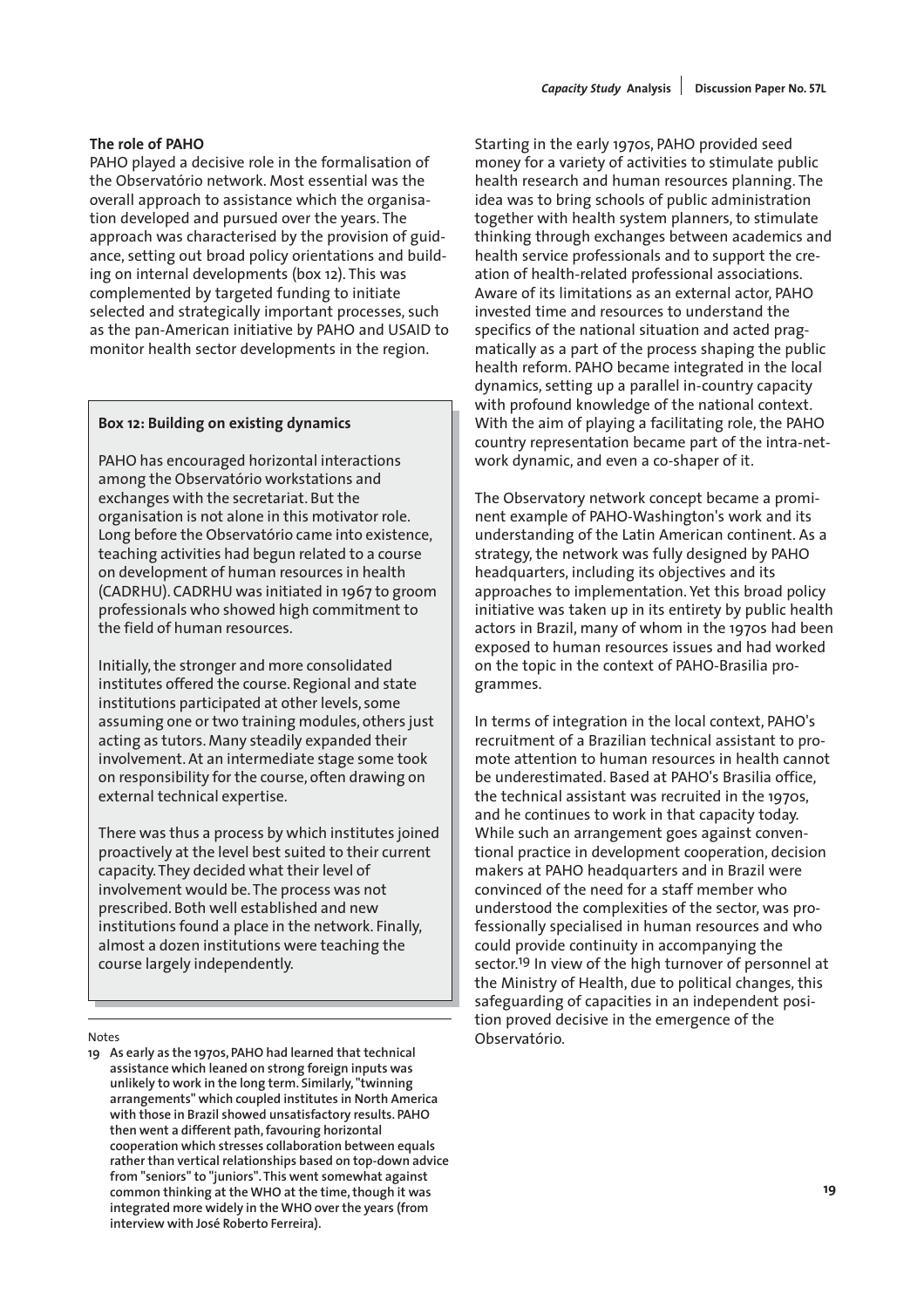### The role of PAHO

PAHO played a decisive role in the formalisation of the Observatório network. Most essential was the overall approach to assistance which the organisation developed and pursued over the years. The approach was characterised by the provision of guidance, setting out broad policy orientations and building on internal developments (box 12). This was complemented by targeted funding to initiate selected and strategically important processes, such as the pan-American initiative by PAHO and USAID to monitor health sector developments in the region.

> **Box 12: Building on existing dynamics**
>
> PAHO has encouraged horizontal interactions among the Observatório workstations and exchanges with the secretariat. But the organisation is not alone in this motivator role. Long before the Observatório came into existence, teaching activities had begun related to a course on development of human resources in health (CADRHU). CADRHU was initiated in 1967 to groom professionals who showed high commitment to the field of human resources.
>
> Initially, the stronger and more consolidated institutes offered the course. Regional and state institutions participated at other levels, some assuming one or two training modules, others just acting as tutors. Many steadily expanded their involvement. At an intermediate stage some took on responsibility for the course, often drawing on external technical expertise.
>
> There was thus a process by which institutes joined proactively at the level best suited to their current capacity. They decided what their level of involvement would be. The process was not prescribed. Both well established and new institutions found a place in the network. Finally, almost a dozen institutions were teaching the course largely independently.

Starting in the early 1970s, PAHO provided seed money for a variety of activities to stimulate public health research and human resources planning. The idea was to bring schools of public administration together with health system planners, to stimulate thinking through exchanges between academics and health service professionals and to support the creation of health-related professional associations. Aware of its limitations as an external actor, PAHO invested time and resources to understand the specifics of the national situation and acted pragmatically as a part of the process shaping the public health reform. PAHO became integrated in the local dynamics, setting up a parallel in-country capacity with profound knowledge of the national context. With the aim of playing a facilitating role, the PAHO country representation became part of the intra-network dynamic, and even a co-shaper of it.

The Observatory network concept became a prominent example of PAHO-Washington's work and its understanding of the Latin American continent. As a strategy, the network was fully designed by PAHO headquarters, including its objectives and its approaches to implementation. Yet this broad policy initiative was taken up in its entirety by public health actors in Brazil, many of whom in the 1970s had been exposed to human resources issues and had worked on the topic in the context of PAHO-Brasilia programmes.

In terms of integration in the local context, PAHO's recruitment of a Brazilian technical assistant to promote attention to human resources in health cannot be underestimated. Based at PAHO's Brasilia office, the technical assistant was recruited in the 1970s, and he continues to work in that capacity today. While such an arrangement goes against conventional practice in development cooperation, decision makers at PAHO headquarters and in Brazil were convinced of the need for a staff member who understood the complexities of the sector, was professionally specialised in human resources and who could provide continuity in accompanying the sector.[19] In view of the high turnover of personnel at the Ministry of Health, due to political changes, this safeguarding of capacities in an independent position proved decisive in the emergence of the Observatório.

Notes

19 As early as the 1970s, PAHO had learned that technical assistance which leaned on strong foreign inputs was unlikely to work in the long term. Similarly, "twinning arrangements" which coupled institutes in North America with those in Brazil showed unsatisfactory results. PAHO then went a different path, favouring horizontal cooperation which stresses collaboration between equals rather than vertical relationships based on top-down advice from "seniors" to "juniors". This went somewhat against common thinking at the WHO at the time, though it was integrated more widely in the WHO over the years (from interview with José Roberto Ferreira).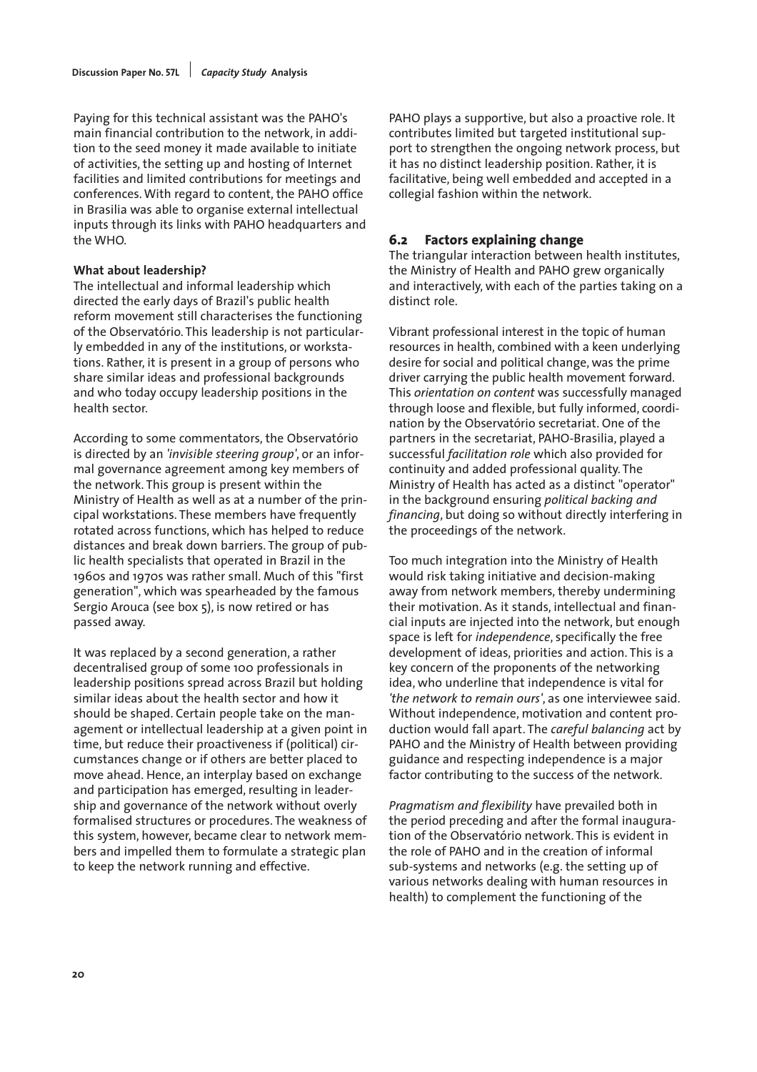Paying for this technical assistant was the PAHO's main financial contribution to the network, in addition to the seed money it made available to initiate of activities, the setting up and hosting of Internet facilities and limited contributions for meetings and conferences. With regard to content, the PAHO office in Brasilia was able to organise external intellectual inputs through its links with PAHO headquarters and the WHO.

**What about leadership?**

The intellectual and informal leadership which directed the early days of Brazil's public health reform movement still characterises the functioning of the Observatório. This leadership is not particularly embedded in any of the institutions, or workstations. Rather, it is present in a group of persons who share similar ideas and professional backgrounds and who today occupy leadership positions in the health sector.

According to some commentators, the Observatório is directed by an *'invisible steering group'*, or an informal governance agreement among key members of the network. This group is present within the Ministry of Health as well as at a number of the principal workstations. These members have frequently rotated across functions, which has helped to reduce distances and break down barriers. The group of public health specialists that operated in Brazil in the 1960s and 1970s was rather small. Much of this "first generation", which was spearheaded by the famous Sergio Arouca (see box 5), is now retired or has passed away.

It was replaced by a second generation, a rather decentralised group of some 100 professionals in leadership positions spread across Brazil but holding similar ideas about the health sector and how it should be shaped. Certain people take on the management or intellectual leadership at a given point in time, but reduce their proactiveness if (political) circumstances change or if others are better placed to move ahead. Hence, an interplay based on exchange and participation has emerged, resulting in leadership and governance of the network without overly formalised structures or procedures. The weakness of this system, however, became clear to network members and impelled them to formulate a strategic plan to keep the network running and effective.

PAHO plays a supportive, but also a proactive role. It contributes limited but targeted institutional support to strengthen the ongoing network process, but it has no distinct leadership position. Rather, it is facilitative, being well embedded and accepted in a collegial fashion within the network.

## 6.2 Factors explaining change

The triangular interaction between health institutes, the Ministry of Health and PAHO grew organically and interactively, with each of the parties taking on a distinct role.

Vibrant professional interest in the topic of human resources in health, combined with a keen underlying desire for social and political change, was the prime driver carrying the public health movement forward. This *orientation on content* was successfully managed through loose and flexible, but fully informed, coordination by the Observatório secretariat. One of the partners in the secretariat, PAHO-Brasilia, played a successful *facilitation role* which also provided for continuity and added professional quality. The Ministry of Health has acted as a distinct "operator" in the background ensuring *political backing and financing*, but doing so without directly interfering in the proceedings of the network.

Too much integration into the Ministry of Health would risk taking initiative and decision-making away from network members, thereby undermining their motivation. As it stands, intellectual and financial inputs are injected into the network, but enough space is left for *independence*, specifically the free development of ideas, priorities and action. This is a key concern of the proponents of the networking idea, who underline that independence is vital for *'the network to remain ours'*, as one interviewee said. Without independence, motivation and content production would fall apart. The *careful balancing* act by PAHO and the Ministry of Health between providing guidance and respecting independence is a major factor contributing to the success of the network.

*Pragmatism and flexibility* have prevailed both in the period preceding and after the formal inauguration of the Observatório network. This is evident in the role of PAHO and in the creation of informal sub-systems and networks (e.g. the setting up of various networks dealing with human resources in health) to complement the functioning of the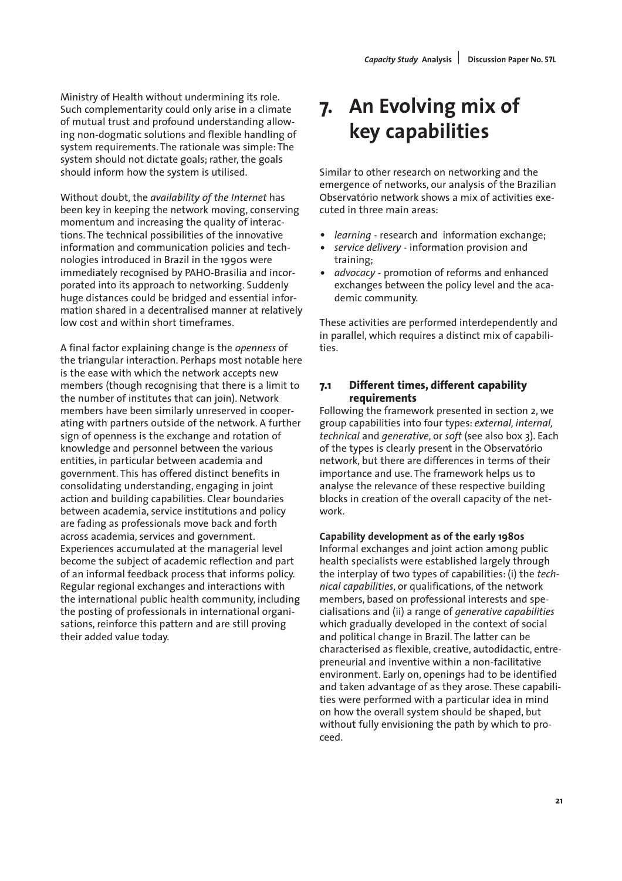Ministry of Health without undermining its role. Such complementarity could only arise in a climate of mutual trust and profound understanding allowing non-dogmatic solutions and flexible handling of system requirements. The rationale was simple: The system should not dictate goals; rather, the goals should inform how the system is utilised.

Without doubt, the *availability of the Internet* has been key in keeping the network moving, conserving momentum and increasing the quality of interactions. The technical possibilities of the innovative information and communication policies and technologies introduced in Brazil in the 1990s were immediately recognised by PAHO-Brasilia and incorporated into its approach to networking. Suddenly huge distances could be bridged and essential information shared in a decentralised manner at relatively low cost and within short timeframes.

A final factor explaining change is the *openness* of the triangular interaction. Perhaps most notable here is the ease with which the network accepts new members (though recognising that there is a limit to the number of institutes that can join). Network members have been similarly unreserved in cooperating with partners outside of the network. A further sign of openness is the exchange and rotation of knowledge and personnel between the various entities, in particular between academia and government. This has offered distinct benefits in consolidating understanding, engaging in joint action and building capabilities. Clear boundaries between academia, service institutions and policy are fading as professionals move back and forth across academia, services and government. Experiences accumulated at the managerial level become the subject of academic reflection and part of an informal feedback process that informs policy. Regular regional exchanges and interactions with the international public health community, including the posting of professionals in international organisations, reinforce this pattern and are still proving their added value today.

# 7. An Evolving mix of key capabilities

Similar to other research on networking and the emergence of networks, our analysis of the Brazilian Observatório network shows a mix of activities executed in three main areas:

- *learning* - research and information exchange;
- *service delivery* - information provision and training;
- *advocacy* - promotion of reforms and enhanced exchanges between the policy level and the academic community.

These activities are performed interdependently and in parallel, which requires a distinct mix of capabilities.

## 7.1 Different times, different capability requirements

Following the framework presented in section 2, we group capabilities into four types: *external, internal, technical* and *generative*, or *soft* (see also box 3). Each of the types is clearly present in the Observatório network, but there are differences in terms of their importance and use. The framework helps us to analyse the relevance of these respective building blocks in creation of the overall capacity of the network.

**Capability development as of the early 1980s**

Informal exchanges and joint action among public health specialists were established largely through the interplay of two types of capabilities: (i) the *technical capabilities*, or qualifications, of the network members, based on professional interests and specialisations and (ii) a range of *generative capabilities* which gradually developed in the context of social and political change in Brazil. The latter can be characterised as flexible, creative, autodidactic, entrepreneurial and inventive within a non-facilitative environment. Early on, openings had to be identified and taken advantage of as they arose. These capabilities were performed with a particular idea in mind on how the overall system should be shaped, but without fully envisioning the path by which to proceed.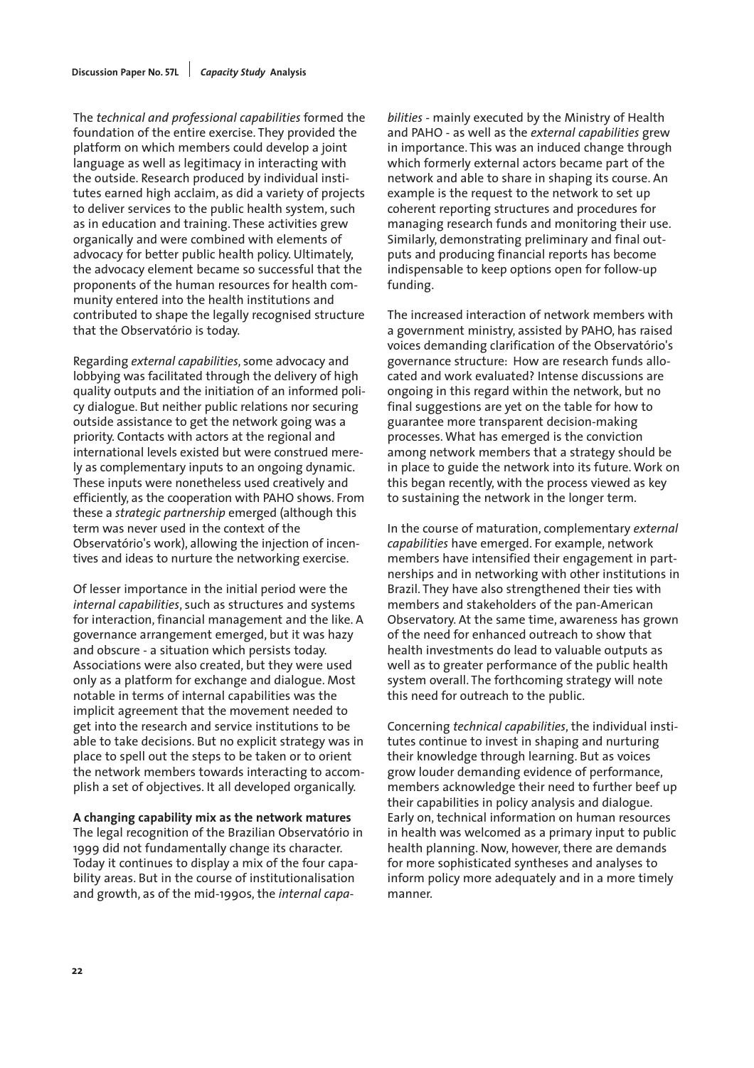The *technical and professional capabilities* formed the foundation of the entire exercise. They provided the platform on which members could develop a joint language as well as legitimacy in interacting with the outside. Research produced by individual institutes earned high acclaim, as did a variety of projects to deliver services to the public health system, such as in education and training. These activities grew organically and were combined with elements of advocacy for better public health policy. Ultimately, the advocacy element became so successful that the proponents of the human resources for health community entered into the health institutions and contributed to shape the legally recognised structure that the Observatório is today.

Regarding *external capabilities*, some advocacy and lobbying was facilitated through the delivery of high quality outputs and the initiation of an informed policy dialogue. But neither public relations nor securing outside assistance to get the network going was a priority. Contacts with actors at the regional and international levels existed but were construed merely as complementary inputs to an ongoing dynamic. These inputs were nonetheless used creatively and efficiently, as the cooperation with PAHO shows. From these a *strategic partnership* emerged (although this term was never used in the context of the Observatório's work), allowing the injection of incentives and ideas to nurture the networking exercise.

Of lesser importance in the initial period were the *internal capabilities*, such as structures and systems for interaction, financial management and the like. A governance arrangement emerged, but it was hazy and obscure - a situation which persists today. Associations were also created, but they were used only as a platform for exchange and dialogue. Most notable in terms of internal capabilities was the implicit agreement that the movement needed to get into the research and service institutions to be able to take decisions. But no explicit strategy was in place to spell out the steps to be taken or to orient the network members towards interacting to accomplish a set of objectives. It all developed organically.

**A changing capability mix as the network matures**

The legal recognition of the Brazilian Observatório in 1999 did not fundamentally change its character. Today it continues to display a mix of the four capability areas. But in the course of institutionalisation and growth, as of the mid-1990s, the *internal capabilities* - mainly executed by the Ministry of Health and PAHO - as well as the *external capabilities* grew in importance. This was an induced change through which formerly external actors became part of the network and able to share in shaping its course. An example is the request to the network to set up coherent reporting structures and procedures for managing research funds and monitoring their use. Similarly, demonstrating preliminary and final outputs and producing financial reports has become indispensable to keep options open for follow-up funding.

The increased interaction of network members with a government ministry, assisted by PAHO, has raised voices demanding clarification of the Observatório's governance structure: How are research funds allocated and work evaluated? Intense discussions are ongoing in this regard within the network, but no final suggestions are yet on the table for how to guarantee more transparent decision-making processes. What has emerged is the conviction among network members that a strategy should be in place to guide the network into its future. Work on this began recently, with the process viewed as key to sustaining the network in the longer term.

In the course of maturation, complementary *external capabilities* have emerged. For example, network members have intensified their engagement in partnerships and in networking with other institutions in Brazil. They have also strengthened their ties with members and stakeholders of the pan-American Observatory. At the same time, awareness has grown of the need for enhanced outreach to show that health investments do lead to valuable outputs as well as to greater performance of the public health system overall. The forthcoming strategy will note this need for outreach to the public.

Concerning *technical capabilities*, the individual institutes continue to invest in shaping and nurturing their knowledge through learning. But as voices grow louder demanding evidence of performance, members acknowledge their need to further beef up their capabilities in policy analysis and dialogue. Early on, technical information on human resources in health was welcomed as a primary input to public health planning. Now, however, there are demands for more sophisticated syntheses and analyses to inform policy more adequately and in a more timely manner.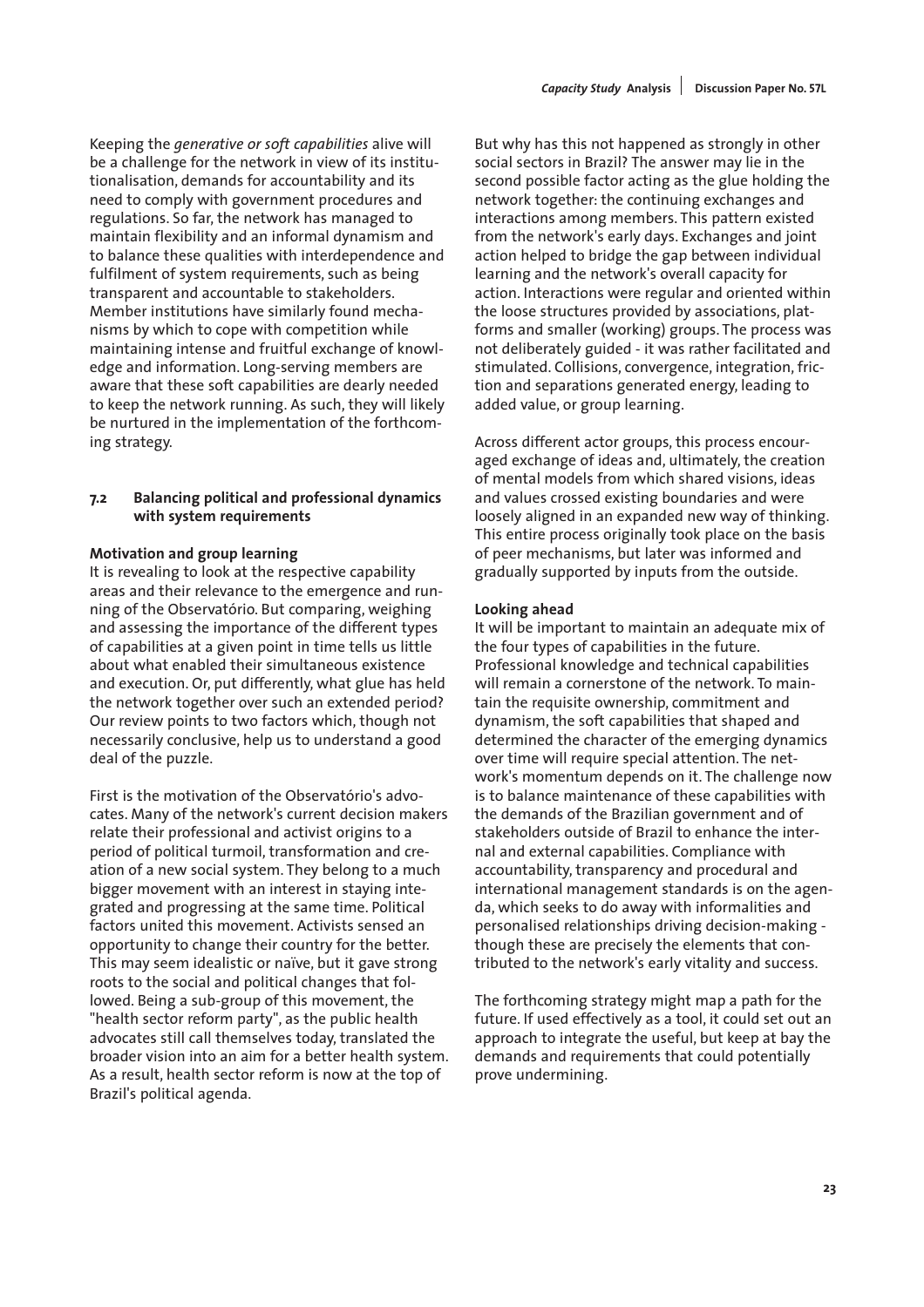Keeping the *generative or soft capabilities* alive will be a challenge for the network in view of its institutionalisation, demands for accountability and its need to comply with government procedures and regulations. So far, the network has managed to maintain flexibility and an informal dynamism and to balance these qualities with interdependence and fulfilment of system requirements, such as being transparent and accountable to stakeholders. Member institutions have similarly found mechanisms by which to cope with competition while maintaining intense and fruitful exchange of knowledge and information. Long-serving members are aware that these soft capabilities are dearly needed to keep the network running. As such, they will likely be nurtured in the implementation of the forthcoming strategy.

## 7.2 Balancing political and professional dynamics with system requirements

**Motivation and group learning**

It is revealing to look at the respective capability areas and their relevance to the emergence and running of the Observatório. But comparing, weighing and assessing the importance of the different types of capabilities at a given point in time tells us little about what enabled their simultaneous existence and execution. Or, put differently, what glue has held the network together over such an extended period? Our review points to two factors which, though not necessarily conclusive, help us to understand a good deal of the puzzle.

First is the motivation of the Observatório's advocates. Many of the network's current decision makers relate their professional and activist origins to a period of political turmoil, transformation and creation of a new social system. They belong to a much bigger movement with an interest in staying integrated and progressing at the same time. Political factors united this movement. Activists sensed an opportunity to change their country for the better. This may seem idealistic or naïve, but it gave strong roots to the social and political changes that followed. Being a sub-group of this movement, the "health sector reform party", as the public health advocates still call themselves today, translated the broader vision into an aim for a better health system. As a result, health sector reform is now at the top of Brazil's political agenda.

But why has this not happened as strongly in other social sectors in Brazil? The answer may lie in the second possible factor acting as the glue holding the network together: the continuing exchanges and interactions among members. This pattern existed from the network's early days. Exchanges and joint action helped to bridge the gap between individual learning and the network's overall capacity for action. Interactions were regular and oriented within the loose structures provided by associations, platforms and smaller (working) groups. The process was not deliberately guided - it was rather facilitated and stimulated. Collisions, convergence, integration, friction and separations generated energy, leading to added value, or group learning.

Across different actor groups, this process encouraged exchange of ideas and, ultimately, the creation of mental models from which shared visions, ideas and values crossed existing boundaries and were loosely aligned in an expanded new way of thinking. This entire process originally took place on the basis of peer mechanisms, but later was informed and gradually supported by inputs from the outside.

**Looking ahead**

It will be important to maintain an adequate mix of the four types of capabilities in the future. Professional knowledge and technical capabilities will remain a cornerstone of the network. To maintain the requisite ownership, commitment and dynamism, the soft capabilities that shaped and determined the character of the emerging dynamics over time will require special attention. The network's momentum depends on it. The challenge now is to balance maintenance of these capabilities with the demands of the Brazilian government and of stakeholders outside of Brazil to enhance the internal and external capabilities. Compliance with accountability, transparency and procedural and international management standards is on the agenda, which seeks to do away with informalities and personalised relationships driving decision-making - though these are precisely the elements that contributed to the network's early vitality and success.

The forthcoming strategy might map a path for the future. If used effectively as a tool, it could set out an approach to integrate the useful, but keep at bay the demands and requirements that could potentially prove undermining.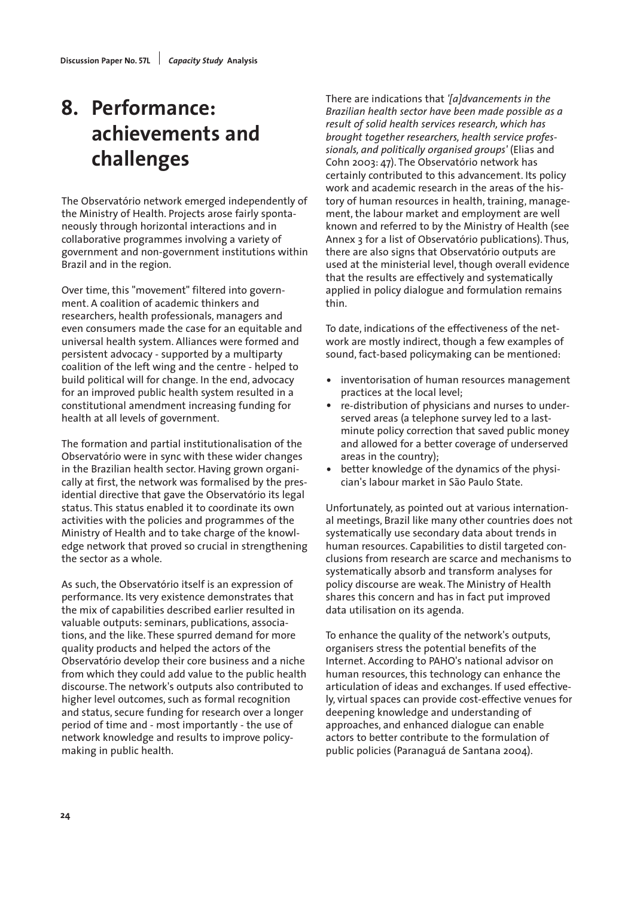# 8. Performance: achievements and challenges

The Observatório network emerged independently of the Ministry of Health. Projects arose fairly spontaneously through horizontal interactions and in collaborative programmes involving a variety of government and non-government institutions within Brazil and in the region.

Over time, this "movement" filtered into government. A coalition of academic thinkers and researchers, health professionals, managers and even consumers made the case for an equitable and universal health system. Alliances were formed and persistent advocacy - supported by a multiparty coalition of the left wing and the centre - helped to build political will for change. In the end, advocacy for an improved public health system resulted in a constitutional amendment increasing funding for health at all levels of government.

The formation and partial institutionalisation of the Observatório were in sync with these wider changes in the Brazilian health sector. Having grown organically at first, the network was formalised by the presidential directive that gave the Observatório its legal status. This status enabled it to coordinate its own activities with the policies and programmes of the Ministry of Health and to take charge of the knowledge network that proved so crucial in strengthening the sector as a whole.

As such, the Observatório itself is an expression of performance. Its very existence demonstrates that the mix of capabilities described earlier resulted in valuable outputs: seminars, publications, associations, and the like. These spurred demand for more quality products and helped the actors of the Observatório develop their core business and a niche from which they could add value to the public health discourse. The network's outputs also contributed to higher level outcomes, such as formal recognition and status, secure funding for research over a longer period of time and - most importantly - the use of network knowledge and results to improve policymaking in public health.

There are indications that *'[a]dvancements in the Brazilian health sector have been made possible as a result of solid health services research, which has brought together researchers, health service professionals, and politically organised groups'* (Elias and Cohn 2003: 47). The Observatório network has certainly contributed to this advancement. Its policy work and academic research in the areas of the history of human resources in health, training, management, the labour market and employment are well known and referred to by the Ministry of Health (see Annex 3 for a list of Observatório publications). Thus, there are also signs that Observatório outputs are used at the ministerial level, though overall evidence that the results are effectively and systematically applied in policy dialogue and formulation remains thin.

To date, indications of the effectiveness of the network are mostly indirect, though a few examples of sound, fact-based policymaking can be mentioned:

- inventorisation of human resources management practices at the local level;
- re-distribution of physicians and nurses to underserved areas (a telephone survey led to a last-minute policy correction that saved public money and allowed for a better coverage of underserved areas in the country);
- better knowledge of the dynamics of the physician's labour market in São Paulo State.

Unfortunately, as pointed out at various international meetings, Brazil like many other countries does not systematically use secondary data about trends in human resources. Capabilities to distil targeted conclusions from research are scarce and mechanisms to systematically absorb and transform analyses for policy discourse are weak. The Ministry of Health shares this concern and has in fact put improved data utilisation on its agenda.

To enhance the quality of the network's outputs, organisers stress the potential benefits of the Internet. According to PAHO's national advisor on human resources, this technology can enhance the articulation of ideas and exchanges. If used effectively, virtual spaces can provide cost-effective venues for deepening knowledge and understanding of approaches, and enhanced dialogue can enable actors to better contribute to the formulation of public policies (Paranaguá de Santana 2004).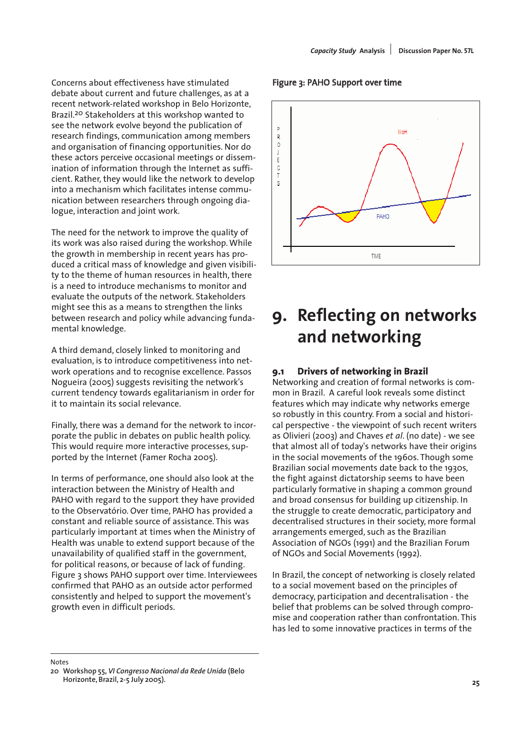Concerns about effectiveness have stimulated debate about current and future challenges, as at a recent network-related workshop in Belo Horizonte, Brazil.[20] Stakeholders at this workshop wanted to see the network evolve beyond the publication of research findings, communication among members and organisation of financing opportunities. Nor do these actors perceive occasional meetings or dissemination of information through the Internet as sufficient. Rather, they would like the network to develop into a mechanism which facilitates intense communication between researchers through ongoing dialogue, interaction and joint work.

The need for the network to improve the quality of its work was also raised during the workshop. While the growth in membership in recent years has produced a critical mass of knowledge and given visibility to the theme of human resources in health, there is a need to introduce mechanisms to monitor and evaluate the outputs of the network. Stakeholders might see this as a means to strengthen the links between research and policy while advancing fundamental knowledge.

A third demand, closely linked to monitoring and evaluation, is to introduce competitiveness into network operations and to recognise excellence. Passos Nogueira (2005) suggests revisiting the network's current tendency towards egalitarianism in order for it to maintain its social relevance.

Finally, there was a demand for the network to incorporate the public in debates on public health policy. This would require more interactive processes, supported by the Internet (Famer Rocha 2005).

In terms of performance, one should also look at the interaction between the Ministry of Health and PAHO with regard to the support they have provided to the Observatório. Over time, PAHO has provided a constant and reliable source of assistance. This was particularly important at times when the Ministry of Health was unable to extend support because of the unavailability of qualified staff in the government, for political reasons, or because of lack of funding. Figure 3 shows PAHO support over time. Interviewees confirmed that PAHO as an outside actor performed consistently and helped to support the movement's growth even in difficult periods.

**Figure 3: PAHO Support over time**

## 9. Reflecting on networks and networking

### 9.1 Drivers of networking in Brazil

Networking and creation of formal networks is common in Brazil. A careful look reveals some distinct features which may indicate why networks emerge so robustly in this country. From a social and historical perspective - the viewpoint of such recent writers as Olivieri (2003) and Chaves *et al*. (no date) - we see that almost all of today's networks have their origins in the social movements of the 1960s. Though some Brazilian social movements date back to the 1930s, the fight against dictatorship seems to have been particularly formative in shaping a common ground and broad consensus for building up citizenship. In the struggle to create democratic, participatory and decentralised structures in their society, more formal arrangements emerged, such as the Brazilian Association of NGOs (1991) and the Brazilian Forum of NGOs and Social Movements (1992).

In Brazil, the concept of networking is closely related to a social movement based on the principles of democracy, participation and decentralisation - the belief that problems can be solved through compromise and cooperation rather than confrontation. This has led to some innovative practices in terms of the

---

Notes

20 Workshop 55, *VI Congresso Nacional da Rede Unida* (Belo Horizonte, Brazil, 2-5 July 2005).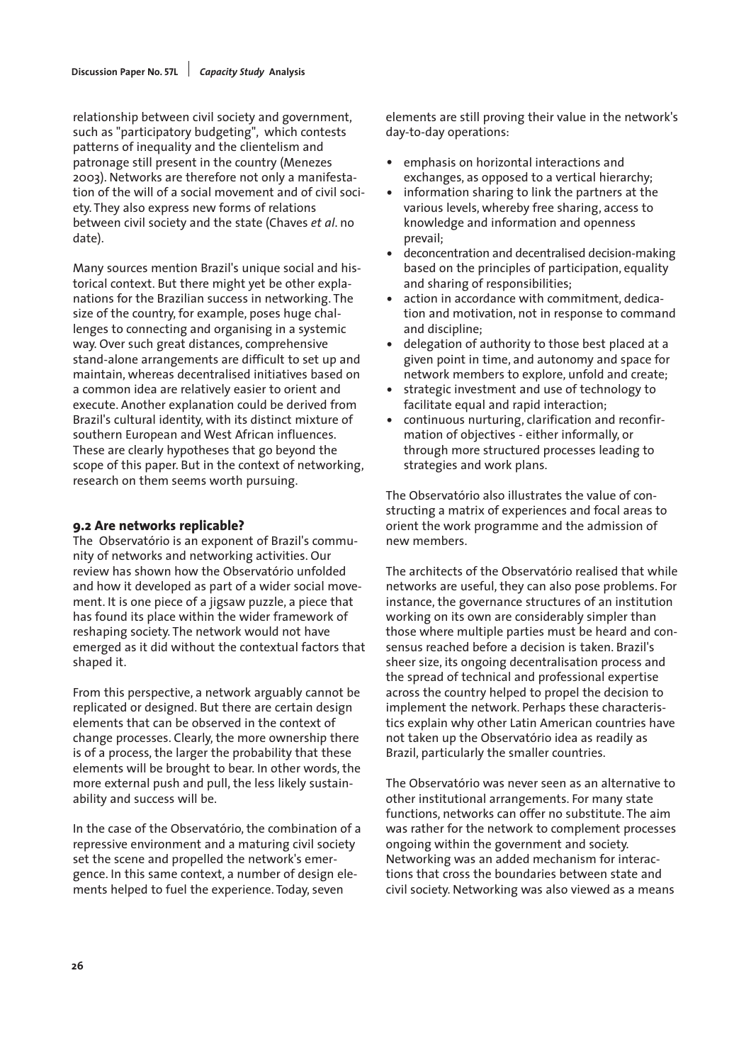relationship between civil society and government, such as "participatory budgeting", which contests patterns of inequality and the clientelism and patronage still present in the country (Menezes 2003). Networks are therefore not only a manifestation of the will of a social movement and of civil society. They also express new forms of relations between civil society and the state (Chaves *et al*. no date).

Many sources mention Brazil's unique social and historical context. But there might yet be other explanations for the Brazilian success in networking. The size of the country, for example, poses huge challenges to connecting and organising in a systemic way. Over such great distances, comprehensive stand-alone arrangements are difficult to set up and maintain, whereas decentralised initiatives based on a common idea are relatively easier to orient and execute. Another explanation could be derived from Brazil's cultural identity, with its distinct mixture of southern European and West African influences. These are clearly hypotheses that go beyond the scope of this paper. But in the context of networking, research on them seems worth pursuing.

### 9.2 Are networks replicable?

The Observatório is an exponent of Brazil's community of networks and networking activities. Our review has shown how the Observatório unfolded and how it developed as part of a wider social movement. It is one piece of a jigsaw puzzle, a piece that has found its place within the wider framework of reshaping society. The network would not have emerged as it did without the contextual factors that shaped it.

From this perspective, a network arguably cannot be replicated or designed. But there are certain design elements that can be observed in the context of change processes. Clearly, the more ownership there is of a process, the larger the probability that these elements will be brought to bear. In other words, the more external push and pull, the less likely sustainability and success will be.

In the case of the Observatório, the combination of a repressive environment and a maturing civil society set the scene and propelled the network's emergence. In this same context, a number of design elements helped to fuel the experience. Today, seven elements are still proving their value in the network's day-to-day operations:

- emphasis on horizontal interactions and exchanges, as opposed to a vertical hierarchy;
- information sharing to link the partners at the various levels, whereby free sharing, access to knowledge and information and openness prevail;
- deconcentration and decentralised decision-making based on the principles of participation, equality and sharing of responsibilities;
- action in accordance with commitment, dedication and motivation, not in response to command and discipline;
- delegation of authority to those best placed at a given point in time, and autonomy and space for network members to explore, unfold and create;
- strategic investment and use of technology to facilitate equal and rapid interaction;
- continuous nurturing, clarification and reconfirmation of objectives - either informally, or through more structured processes leading to strategies and work plans.

The Observatório also illustrates the value of constructing a matrix of experiences and focal areas to orient the work programme and the admission of new members.

The architects of the Observatório realised that while networks are useful, they can also pose problems. For instance, the governance structures of an institution working on its own are considerably simpler than those where multiple parties must be heard and consensus reached before a decision is taken. Brazil's sheer size, its ongoing decentralisation process and the spread of technical and professional expertise across the country helped to propel the decision to implement the network. Perhaps these characteristics explain why other Latin American countries have not taken up the Observatório idea as readily as Brazil, particularly the smaller countries.

The Observatório was never seen as an alternative to other institutional arrangements. For many state functions, networks can offer no substitute. The aim was rather for the network to complement processes ongoing within the government and society. Networking was an added mechanism for interactions that cross the boundaries between state and civil society. Networking was also viewed as a means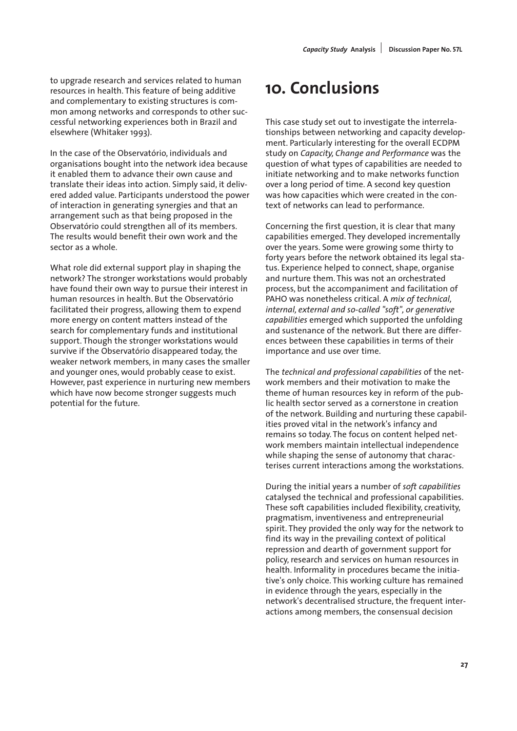to upgrade research and services related to human resources in health. This feature of being additive and complementary to existing structures is common among networks and corresponds to other successful networking experiences both in Brazil and elsewhere (Whitaker 1993).

In the case of the Observatório, individuals and organisations bought into the network idea because it enabled them to advance their own cause and translate their ideas into action. Simply said, it delivered added value. Participants understood the power of interaction in generating synergies and that an arrangement such as that being proposed in the Observatório could strengthen all of its members. The results would benefit their own work and the sector as a whole.

What role did external support play in shaping the network? The stronger workstations would probably have found their own way to pursue their interest in human resources in health. But the Observatório facilitated their progress, allowing them to expend more energy on content matters instead of the search for complementary funds and institutional support. Though the stronger workstations would survive if the Observatório disappeared today, the weaker network members, in many cases the smaller and younger ones, would probably cease to exist. However, past experience in nurturing new members which have now become stronger suggests much potential for the future.

# 10. Conclusions

This case study set out to investigate the interrelationships between networking and capacity development. Particularly interesting for the overall ECDPM study on *Capacity, Change and Performance* was the question of what types of capabilities are needed to initiate networking and to make networks function over a long period of time. A second key question was how capacities which were created in the context of networks can lead to performance.

Concerning the first question, it is clear that many capabilities emerged. They developed incrementally over the years. Some were growing some thirty to forty years before the network obtained its legal status. Experience helped to connect, shape, organise and nurture them. This was not an orchestrated process, but the accompaniment and facilitation of PAHO was nonetheless critical. A *mix of technical, internal, external and so-called "soft", or generative capabilities* emerged which supported the unfolding and sustenance of the network. But there are differences between these capabilities in terms of their importance and use over time.

The *technical and professional capabilities* of the network members and their motivation to make the theme of human resources key in reform of the public health sector served as a cornerstone in creation of the network. Building and nurturing these capabilities proved vital in the network's infancy and remains so today. The focus on content helped network members maintain intellectual independence while shaping the sense of autonomy that characterises current interactions among the workstations.

During the initial years a number of *soft capabilities* catalysed the technical and professional capabilities. These soft capabilities included flexibility, creativity, pragmatism, inventiveness and entrepreneurial spirit. They provided the only way for the network to find its way in the prevailing context of political repression and dearth of government support for policy, research and services on human resources in health. Informality in procedures became the initiative's only choice. This working culture has remained in evidence through the years, especially in the network's decentralised structure, the frequent interactions among members, the consensual decision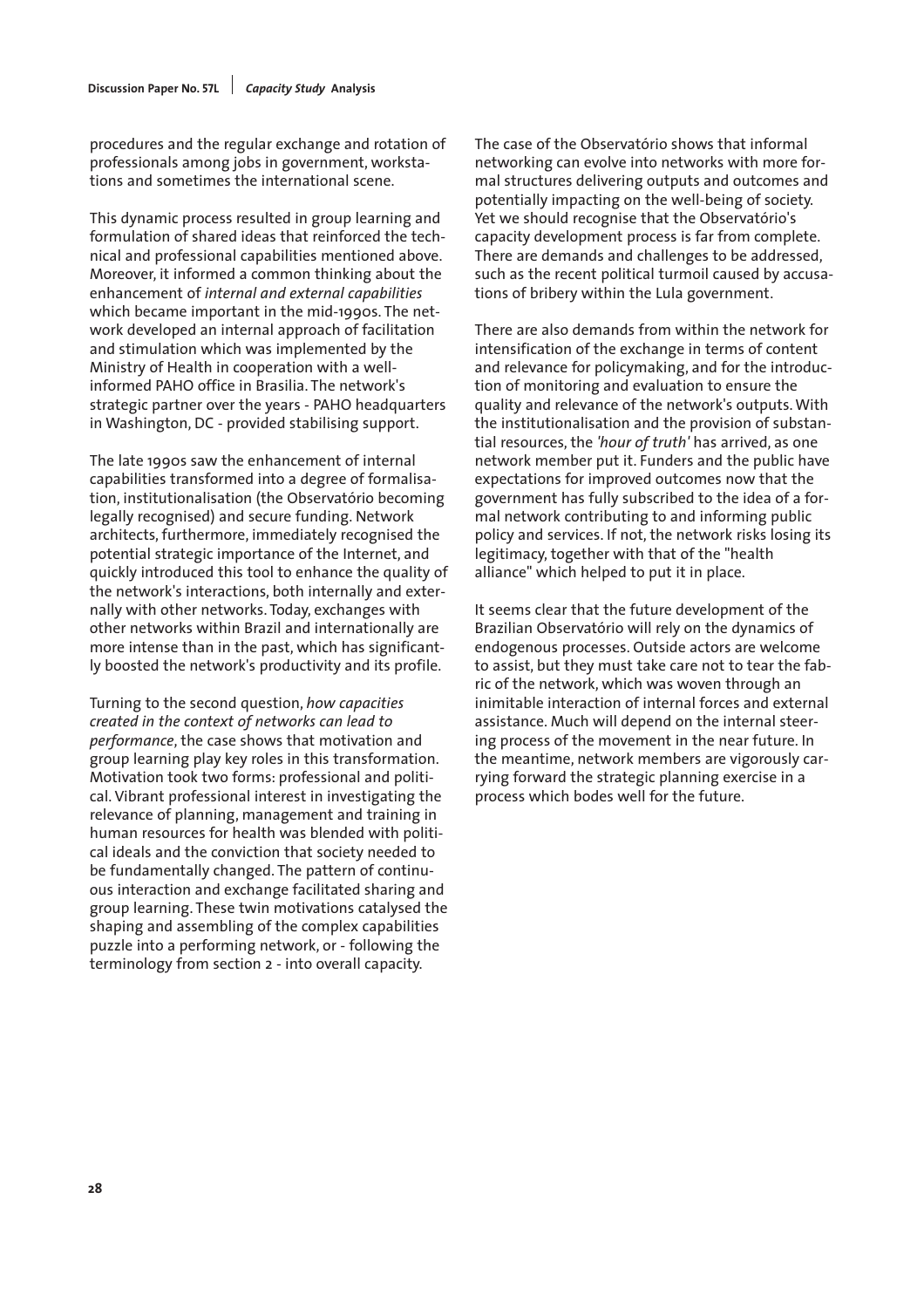procedures and the regular exchange and rotation of professionals among jobs in government, workstations and sometimes the international scene.

This dynamic process resulted in group learning and formulation of shared ideas that reinforced the technical and professional capabilities mentioned above. Moreover, it informed a common thinking about the enhancement of *internal and external capabilities* which became important in the mid-1990s. The network developed an internal approach of facilitation and stimulation which was implemented by the Ministry of Health in cooperation with a well-informed PAHO office in Brasilia. The network's strategic partner over the years - PAHO headquarters in Washington, DC - provided stabilising support.

The late 1990s saw the enhancement of internal capabilities transformed into a degree of formalisation, institutionalisation (the Observatório becoming legally recognised) and secure funding. Network architects, furthermore, immediately recognised the potential strategic importance of the Internet, and quickly introduced this tool to enhance the quality of the network's interactions, both internally and externally with other networks. Today, exchanges with other networks within Brazil and internationally are more intense than in the past, which has significantly boosted the network's productivity and its profile.

Turning to the second question, *how capacities created in the context of networks can lead to performance*, the case shows that motivation and group learning play key roles in this transformation. Motivation took two forms: professional and political. Vibrant professional interest in investigating the relevance of planning, management and training in human resources for health was blended with political ideals and the conviction that society needed to be fundamentally changed. The pattern of continuous interaction and exchange facilitated sharing and group learning. These twin motivations catalysed the shaping and assembling of the complex capabilities puzzle into a performing network, or - following the terminology from section 2 - into overall capacity.

The case of the Observatório shows that informal networking can evolve into networks with more formal structures delivering outputs and outcomes and potentially impacting on the well-being of society. Yet we should recognise that the Observatório's capacity development process is far from complete. There are demands and challenges to be addressed, such as the recent political turmoil caused by accusations of bribery within the Lula government.

There are also demands from within the network for intensification of the exchange in terms of content and relevance for policymaking, and for the introduction of monitoring and evaluation to ensure the quality and relevance of the network's outputs. With the institutionalisation and the provision of substantial resources, the *'hour of truth'* has arrived, as one network member put it. Funders and the public have expectations for improved outcomes now that the government has fully subscribed to the idea of a formal network contributing to and informing public policy and services. If not, the network risks losing its legitimacy, together with that of the "health alliance" which helped to put it in place.

It seems clear that the future development of the Brazilian Observatório will rely on the dynamics of endogenous processes. Outside actors are welcome to assist, but they must take care not to tear the fabric of the network, which was woven through an inimitable interaction of internal forces and external assistance. Much will depend on the internal steering process of the movement in the near future. In the meantime, network members are vigorously carrying forward the strategic planning exercise in a process which bodes well for the future.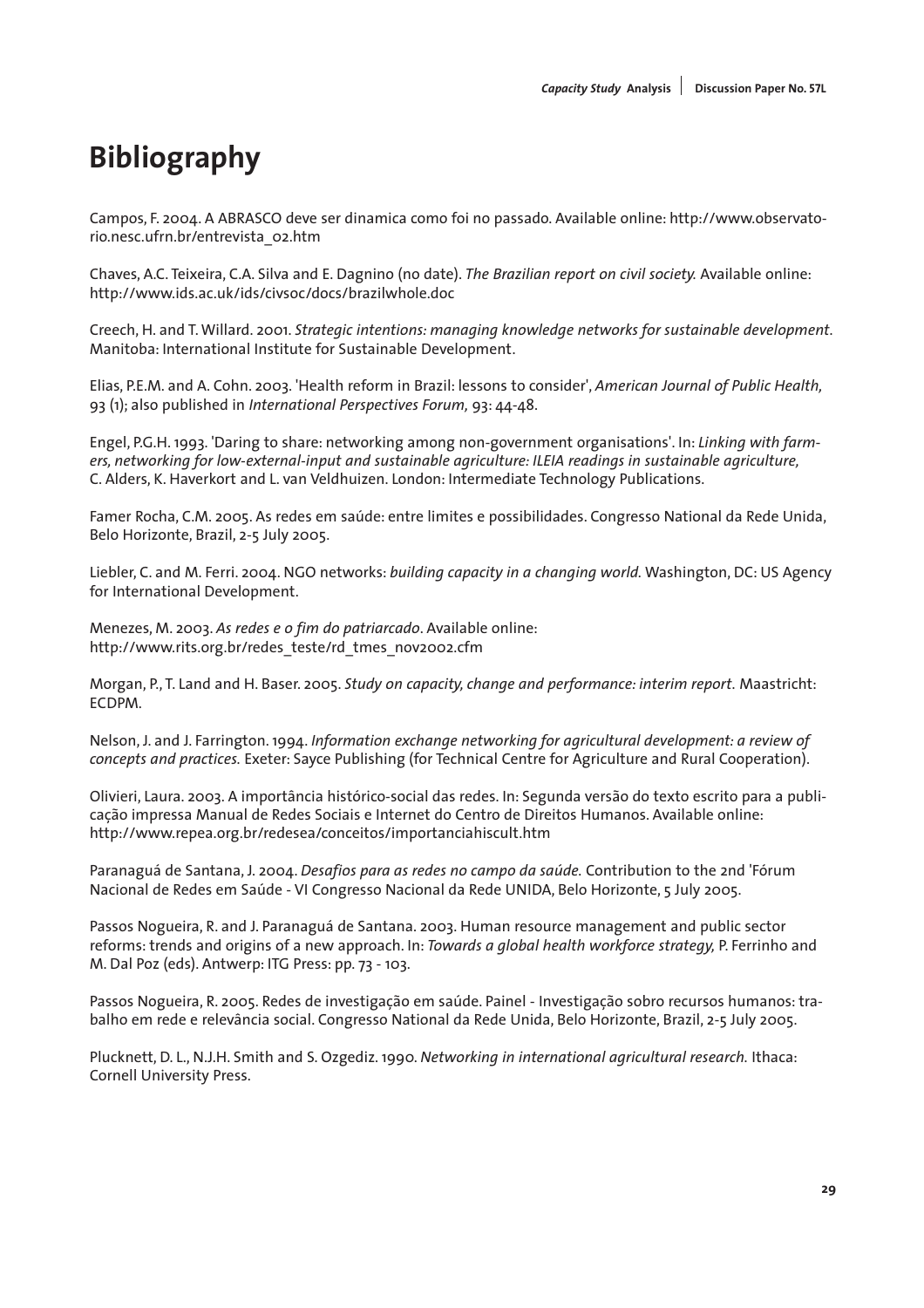# Bibliography

Campos, F. 2004. A ABRASCO deve ser dinamica como foi no passado. Available online: http://www.observatorio.nesc.ufrn.br/entrevista_02.htm

Chaves, A.C. Teixeira, C.A. Silva and E. Dagnino (no date). *The Brazilian report on civil society.* Available online: http://www.ids.ac.uk/ids/civsoc/docs/brazilwhole.doc

Creech, H. and T. Willard. 2001. *Strategic intentions: managing knowledge networks for sustainable development*. Manitoba: International Institute for Sustainable Development.

Elias, P.E.M. and A. Cohn. 2003. 'Health reform in Brazil: lessons to consider', *American Journal of Public Health,* 93 (1); also published in *International Perspectives Forum,* 93: 44-48.

Engel, P.G.H. 1993. 'Daring to share: networking among non-government organisations'. In: *Linking with farmers, networking for low-external-input and sustainable agriculture: ILEIA readings in sustainable agriculture,* C. Alders, K. Haverkort and L. van Veldhuizen. London: Intermediate Technology Publications.

Famer Rocha, C.M. 2005. As redes em saúde: entre limites e possibilidades. Congresso National da Rede Unida, Belo Horizonte, Brazil, 2-5 July 2005.

Liebler, C. and M. Ferri. 2004. NGO networks: *building capacity in a changing world.* Washington, DC: US Agency for International Development.

Menezes, M. 2003. *As redes e o fim do patriarcado*. Available online: http://www.rits.org.br/redes_teste/rd_tmes_nov2002.cfm

Morgan, P., T. Land and H. Baser. 2005. *Study on capacity, change and performance: interim report.* Maastricht: ECDPM.

Nelson, J. and J. Farrington. 1994. *Information exchange networking for agricultural development: a review of concepts and practices.* Exeter: Sayce Publishing (for Technical Centre for Agriculture and Rural Cooperation).

Olivieri, Laura. 2003. A importância histórico-social das redes. In: Segunda versão do texto escrito para a publicação impressa Manual de Redes Sociais e Internet do Centro de Direitos Humanos. Available online: http://www.repea.org.br/redesea/conceitos/importanciahiscult.htm

Paranaguá de Santana, J. 2004. *Desafios para as redes no campo da saúde.* Contribution to the 2nd 'Fórum Nacional de Redes em Saúde - VI Congresso Nacional da Rede UNIDA, Belo Horizonte, 5 July 2005.

Passos Nogueira, R. and J. Paranaguá de Santana. 2003. Human resource management and public sector reforms: trends and origins of a new approach. In: *Towards a global health workforce strategy,* P. Ferrinho and M. Dal Poz (eds). Antwerp: ITG Press: pp. 73 - 103.

Passos Nogueira, R. 2005. Redes de investigação em saúde. Painel - Investigação sobro recursos humanos: trabalho em rede e relevância social. Congresso National da Rede Unida, Belo Horizonte, Brazil, 2-5 July 2005.

Plucknett, D. L., N.J.H. Smith and S. Ozgediz. 1990. *Networking in international agricultural research.* Ithaca: Cornell University Press.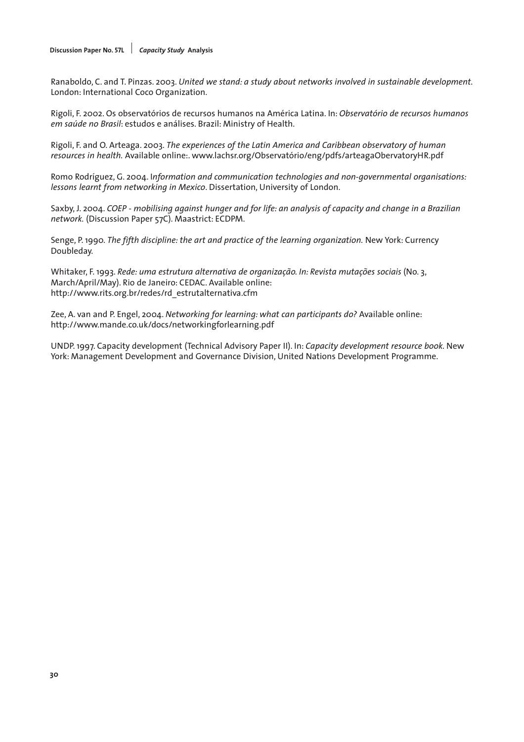Ranaboldo, C. and T. Pinzas. 2003. *United we stand: a study about networks involved in sustainable development.* London: International Coco Organization.

Rigoli, F. 2002. Os observatórios de recursos humanos na América Latina. In: *Observatório de recursos humanos em saúde no Brasil*: estudos e análises. Brazil: Ministry of Health.

Rigoli, F. and O. Arteaga. 2003. *The experiences of the Latin America and Caribbean observatory of human resources in health.* Available online:. www.lachsr.org/Observatório/eng/pdfs/arteagaObervatoryHR.pdf

Romo Rodríguez, G. 2004. I*nformation and communication technologies and non-governmental organisations: lessons learnt from networking in Mexico*. Dissertation, University of London.

Saxby, J. 2004. *COEP - mobilising against hunger and for life: an analysis of capacity and change in a Brazilian network.* (Discussion Paper 57C). Maastrict: ECDPM.

Senge, P. 1990. *The fifth discipline: the art and practice of the learning organization.* New York: Currency Doubleday.

Whitaker, F. 1993. *Rede: uma estrutura alternativa de organização. In: Revista mutações sociais* (No. 3, March/April/May). Rio de Janeiro: CEDAC. Available online: http://www.rits.org.br/redes/rd_estrutalternativa.cfm

Zee, A. van and P. Engel, 2004. *Networking for learning: what can participants do?* Available online: http://www.mande.co.uk/docs/networkingforlearning.pdf

UNDP. 1997. Capacity development (Technical Advisory Paper II). In: *Capacity development resource book*. New York: Management Development and Governance Division, United Nations Development Programme.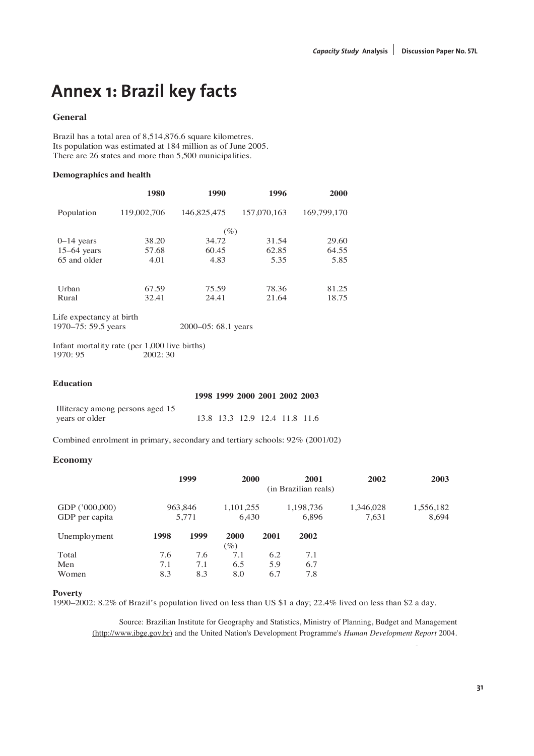# Annex 1: Brazil key facts

### General

Brazil has a total area of 8,514,876.6 square kilometres.
Its population was estimated at 184 million as of June 2005.
There are 26 states and more than 5,500 municipalities.

**Demographics and health**

| | 1980 | 1990 | 1996 | 2000 |
|---|---|---|---|---|
| Population | 119,002,706 | 146,825,475 | 157,070,163 | 169,799,170 |
| | | (%) | | |
| 0–14 years | 38.20 | 34.72 | 31.54 | 29.60 |
| 15–64 years | 57.68 | 60.45 | 62.85 | 64.55 |
| 65 and older | 4.01 | 4.83 | 5.35 | 5.85 |
| Urban | 67.59 | 75.59 | 78.36 | 81.25 |
| Rural | 32.41 | 24.41 | 21.64 | 18.75 |

Life expectancy at birth
1970–75: 59.5 years　　2000–05: 68.1 years

Infant mortality rate (per 1,000 live births)
1970: 95　　2002: 30

**Education**

| | 1998 | 1999 | 2000 | 2001 | 2002 | 2003 |
|---|---|---|---|---|---|---|
| Illiteracy among persons aged 15 years or older | 13.8 | 13.3 | 12.9 | 12.4 | 11.8 | 11.6 |

Combined enrolment in primary, secondary and tertiary schools: 92% (2001/02)

### Economy

| | 1999 | 2000 | 2001 | 2002 | 2003 |
|---|---|---|---|---|---|
| | | | (in Brazilian reals) | | |
| GDP ('000,000) | 963,846 | 1,101,255 | 1,198,736 | 1,346,028 | 1,556,182 |
| GDP per capita | 5,771 | 6,430 | 6,896 | 7,631 | 8,694 |

| Unemployment | 1998 | 1999 | 2000 | 2001 | 2002 |
|---|---|---|---|---|---|
| | | | (%) | | |
| Total | 7.6 | 7.6 | 7.1 | 6.2 | 7.1 |
| Men | 7.1 | 7.1 | 6.5 | 5.9 | 6.7 |
| Women | 8.3 | 8.3 | 8.0 | 6.7 | 7.8 |

**Poverty**
1990–2002: 8.2% of Brazil's population lived on less than US $1 a day; 22.4% lived on less than $2 a day.

Source: Brazilian Institute for Geography and Statistics, Ministry of Planning, Budget and Management (http://www.ibge.gov.br) and the United Nation's Development Programme's *Human Development Report* 2004.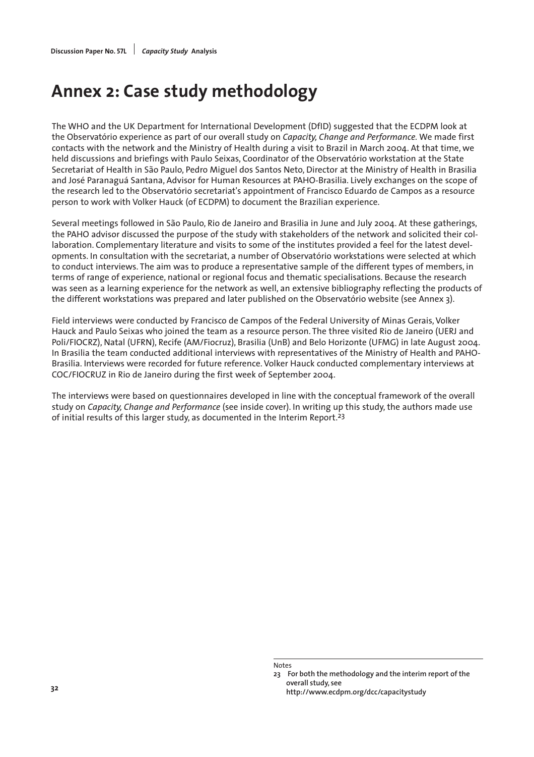# Annex 2: Case study methodology

The WHO and the UK Department for International Development (DfID) suggested that the ECDPM look at the Observatório experience as part of our overall study on *Capacity, Change and Performance.* We made first contacts with the network and the Ministry of Health during a visit to Brazil in March 2004. At that time, we held discussions and briefings with Paulo Seixas, Coordinator of the Observatório workstation at the State Secretariat of Health in São Paulo, Pedro Miguel dos Santos Neto, Director at the Ministry of Health in Brasilia and José Paranaguá Santana, Advisor for Human Resources at PAHO-Brasilia. Lively exchanges on the scope of the research led to the Observatório secretariat's appointment of Francisco Eduardo de Campos as a resource person to work with Volker Hauck (of ECDPM) to document the Brazilian experience.

Several meetings followed in São Paulo, Rio de Janeiro and Brasilia in June and July 2004. At these gatherings, the PAHO advisor discussed the purpose of the study with stakeholders of the network and solicited their collaboration. Complementary literature and visits to some of the institutes provided a feel for the latest developments. In consultation with the secretariat, a number of Observatório workstations were selected at which to conduct interviews. The aim was to produce a representative sample of the different types of members, in terms of range of experience, national or regional focus and thematic specialisations. Because the research was seen as a learning experience for the network as well, an extensive bibliography reflecting the products of the different workstations was prepared and later published on the Observatório website (see Annex 3).

Field interviews were conducted by Francisco de Campos of the Federal University of Minas Gerais, Volker Hauck and Paulo Seixas who joined the team as a resource person. The three visited Rio de Janeiro (UERJ and Poli/FIOCRZ), Natal (UFRN), Recife (AM/Fiocruz), Brasilia (UnB) and Belo Horizonte (UFMG) in late August 2004. In Brasilia the team conducted additional interviews with representatives of the Ministry of Health and PAHO-Brasilia. Interviews were recorded for future reference. Volker Hauck conducted complementary interviews at COC/FIOCRUZ in Rio de Janeiro during the first week of September 2004.

The interviews were based on questionnaires developed in line with the conceptual framework of the overall study on *Capacity, Change and Performance* (see inside cover). In writing up this study, the authors made use of initial results of this larger study, as documented in the Interim Report.[23]

Notes

23 For both the methodology and the interim report of the overall study, see http://www.ecdpm.org/dcc/capacitystudy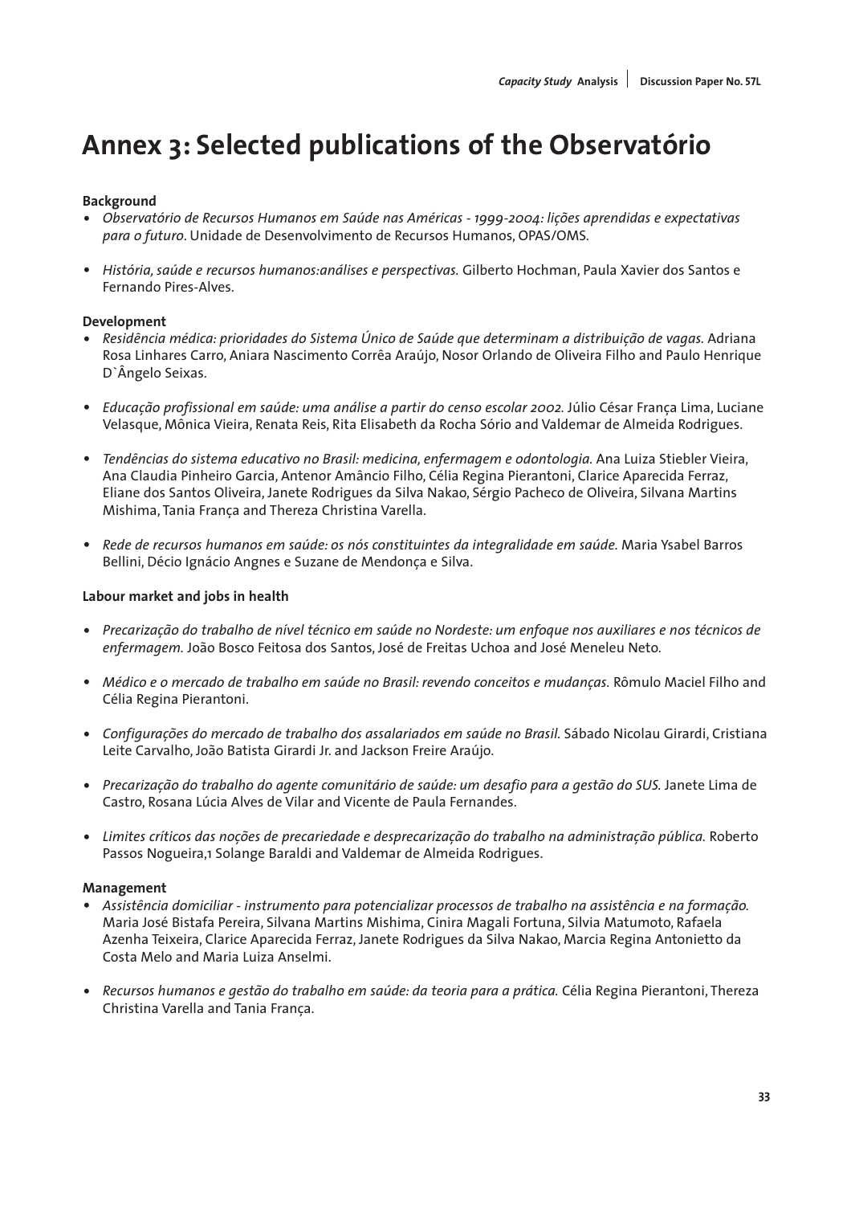# Annex 3: Selected publications of the Observatório

**Background**

- *Observatório de Recursos Humanos em Saúde nas Américas - 1999-2004: lições aprendidas e expectativas para o futuro*. Unidade de Desenvolvimento de Recursos Humanos, OPAS/OMS.
- *História, saúde e recursos humanos:análises e perspectivas.* Gilberto Hochman, Paula Xavier dos Santos e Fernando Pires-Alves.

**Development**

- *Residência médica: prioridades do Sistema Único de Saúde que determinam a distribuição de vagas.* Adriana Rosa Linhares Carro, Aniara Nascimento Corrêa Araújo, Nosor Orlando de Oliveira Filho and Paulo Henrique D`Ângelo Seixas.
- *Educação profissional em saúde: uma análise a partir do censo escolar 2002.* Júlio César França Lima, Luciane Velasque, Mônica Vieira, Renata Reis, Rita Elisabeth da Rocha Sório and Valdemar de Almeida Rodrigues.
- *Tendências do sistema educativo no Brasil: medicina, enfermagem e odontologia.* Ana Luiza Stiebler Vieira, Ana Claudia Pinheiro Garcia, Antenor Amâncio Filho, Célia Regina Pierantoni, Clarice Aparecida Ferraz, Eliane dos Santos Oliveira, Janete Rodrigues da Silva Nakao, Sérgio Pacheco de Oliveira, Silvana Martins Mishima, Tania França and Thereza Christina Varella.
- *Rede de recursos humanos em saúde: os nós constituintes da integralidade em saúde.* Maria Ysabel Barros Bellini, Décio Ignácio Angnes e Suzane de Mendonça e Silva.

**Labour market and jobs in health**

- *Precarização do trabalho de nível técnico em saúde no Nordeste: um enfoque nos auxiliares e nos técnicos de enfermagem.* João Bosco Feitosa dos Santos, José de Freitas Uchoa and José Meneleu Neto.
- *Médico e o mercado de trabalho em saúde no Brasil: revendo conceitos e mudanças.* Rômulo Maciel Filho and Célia Regina Pierantoni.
- *Configurações do mercado de trabalho dos assalariados em saúde no Brasil.* Sábado Nicolau Girardi, Cristiana Leite Carvalho, João Batista Girardi Jr. and Jackson Freire Araújo.
- *Precarização do trabalho do agente comunitário de saúde: um desafio para a gestão do SUS.* Janete Lima de Castro, Rosana Lúcia Alves de Vilar and Vicente de Paula Fernandes.
- *Limites críticos das noções de precariedade e desprecarização do trabalho na administração pública.* Roberto Passos Nogueira,1 Solange Baraldi and Valdemar de Almeida Rodrigues.

**Management**

- *Assistência domiciliar - instrumento para potencializar processos de trabalho na assistência e na formação.* Maria José Bistafa Pereira, Silvana Martins Mishima, Cinira Magali Fortuna, Silvia Matumoto, Rafaela Azenha Teixeira, Clarice Aparecida Ferraz, Janete Rodrigues da Silva Nakao, Marcia Regina Antonietto da Costa Melo and Maria Luiza Anselmi.
- *Recursos humanos e gestão do trabalho em saúde: da teoria para a prática.* Célia Regina Pierantoni, Thereza Christina Varella and Tania França.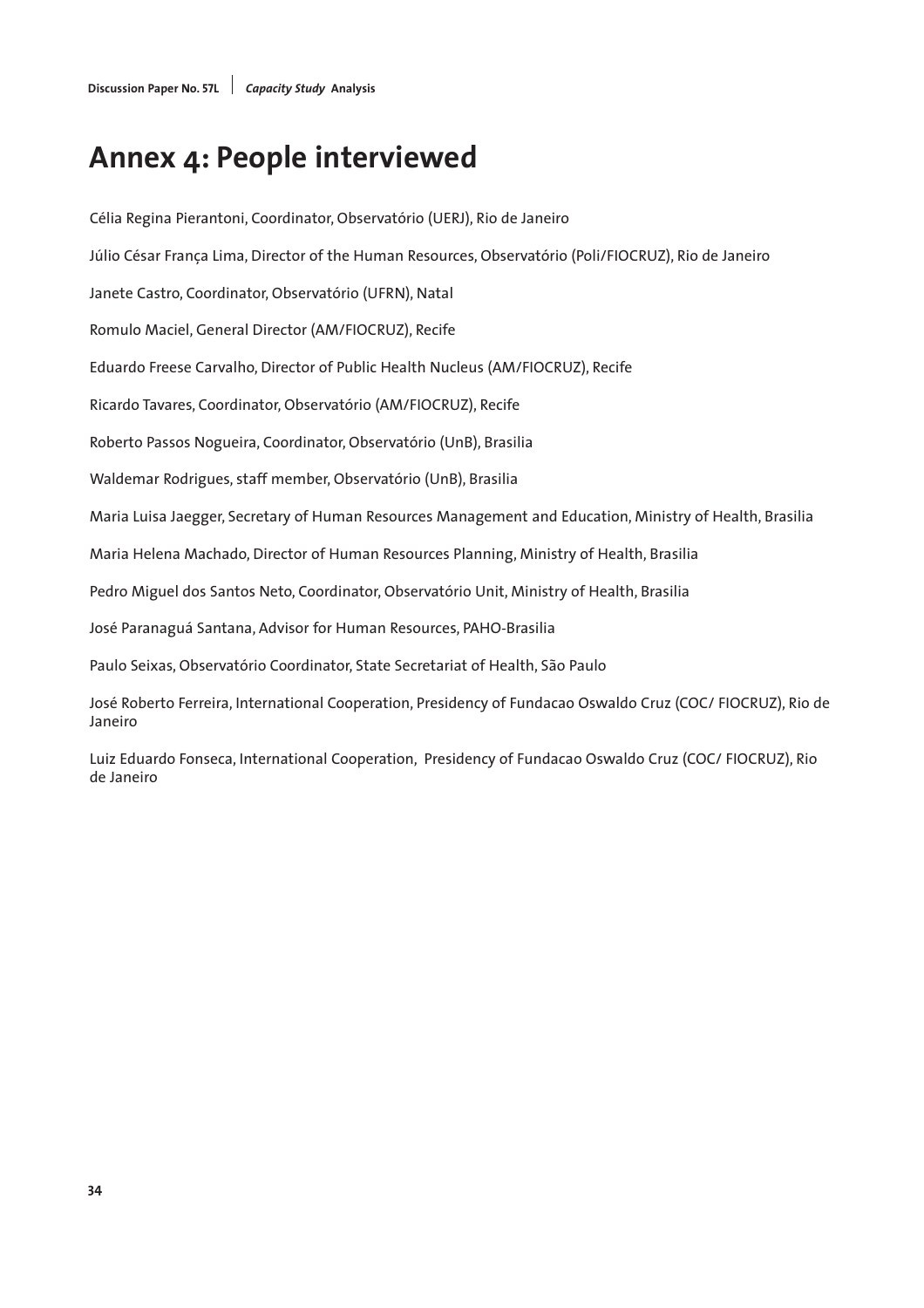# Annex 4: People interviewed

Célia Regina Pierantoni, Coordinator, Observatório (UERJ), Rio de Janeiro

Júlio César França Lima, Director of the Human Resources, Observatório (Poli/FIOCRUZ), Rio de Janeiro

Janete Castro, Coordinator, Observatório (UFRN), Natal

Romulo Maciel, General Director (AM/FIOCRUZ), Recife

Eduardo Freese Carvalho, Director of Public Health Nucleus (AM/FIOCRUZ), Recife

Ricardo Tavares, Coordinator, Observatório (AM/FIOCRUZ), Recife

Roberto Passos Nogueira, Coordinator, Observatório (UnB), Brasilia

Waldemar Rodrigues, staff member, Observatório (UnB), Brasilia

Maria Luisa Jaegger, Secretary of Human Resources Management and Education, Ministry of Health, Brasilia

Maria Helena Machado, Director of Human Resources Planning, Ministry of Health, Brasilia

Pedro Miguel dos Santos Neto, Coordinator, Observatório Unit, Ministry of Health, Brasilia

José Paranaguá Santana, Advisor for Human Resources, PAHO-Brasilia

Paulo Seixas, Observatório Coordinator, State Secretariat of Health, São Paulo

José Roberto Ferreira, International Cooperation, Presidency of Fundacao Oswaldo Cruz (COC/ FIOCRUZ), Rio de Janeiro

Luiz Eduardo Fonseca, International Cooperation, Presidency of Fundacao Oswaldo Cruz (COC/ FIOCRUZ), Rio de Janeiro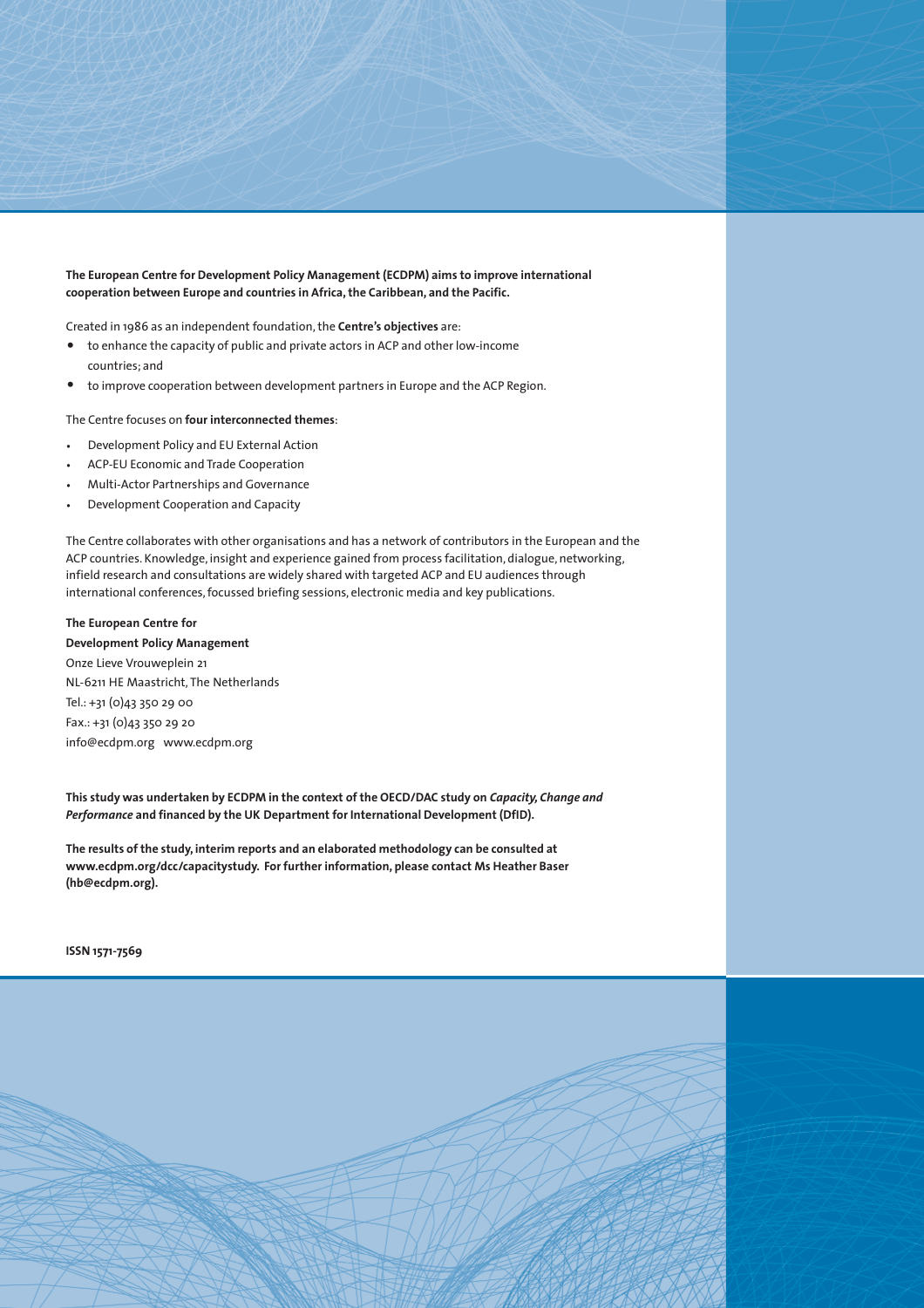**The European Centre for Development Policy Management (ECDPM) aims to improve international cooperation between Europe and countries in Africa, the Caribbean, and the Pacific.**

Created in 1986 as an independent foundation, the **Centre's objectives** are:

- to enhance the capacity of public and private actors in ACP and other low-income countries; and
- to improve cooperation between development partners in Europe and the ACP Region.

The Centre focuses on **four interconnected themes**:

- Development Policy and EU External Action
- ACP-EU Economic and Trade Cooperation
- Multi-Actor Partnerships and Governance
- Development Cooperation and Capacity

The Centre collaborates with other organisations and has a network of contributors in the European and the ACP countries. Knowledge, insight and experience gained from process facilitation, dialogue, networking, infield research and consultations are widely shared with targeted ACP and EU audiences through international conferences, focussed briefing sessions, electronic media and key publications.

**The European Centre for**
**Development Policy Management**
Onze Lieve Vrouweplein 21
NL-6211 HE Maastricht, The Netherlands
Tel.: +31 (0)43 350 29 00
Fax.: +31 (0)43 350 29 20
info@ecdpm.org www.ecdpm.org

**This study was undertaken by ECDPM in the context of the OECD/DAC study on *Capacity, Change and Performance* and financed by the UK Department for International Development (DfID).**

**The results of the study, interim reports and an elaborated methodology can be consulted at www.ecdpm.org/dcc/capacitystudy. For further information, please contact Ms Heather Baser (hb@ecdpm.org).**

**ISSN 1571-7569**